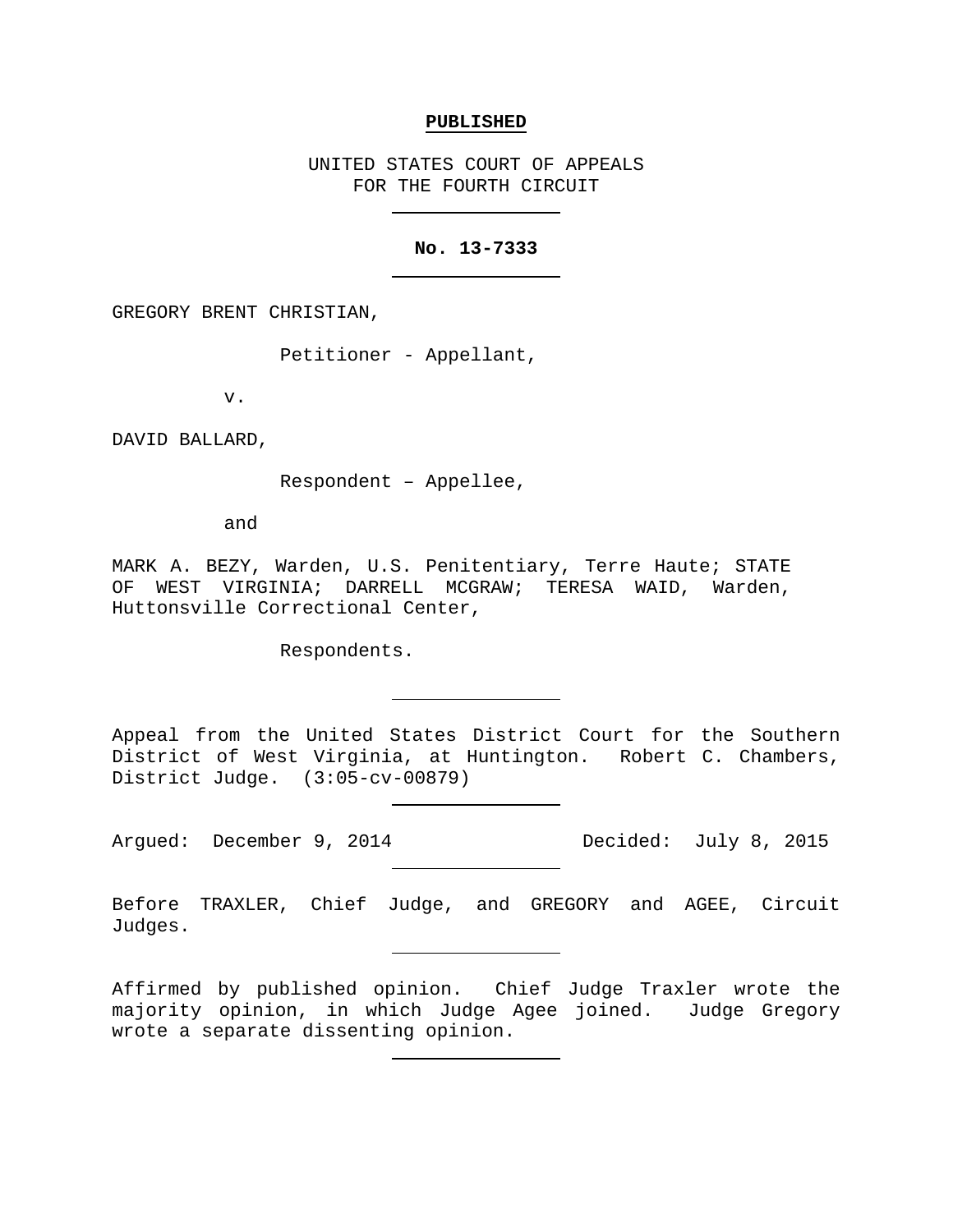**PUBLISHED**

UNITED STATES COURT OF APPEALS
FOR THE FOURTH CIRCUIT

---

**No. 13-7333**

---

GREGORY BRENT CHRISTIAN,

Petitioner - Appellant,

v.

DAVID BALLARD,

Respondent – Appellee,

and

MARK A. BEZY, Warden, U.S. Penitentiary, Terre Haute; STATE OF WEST VIRGINIA; DARRELL MCGRAW; TERESA WAID, Warden, Huttonsville Correctional Center,

Respondents.

---

Appeal from the United States District Court for the Southern District of West Virginia, at Huntington. Robert C. Chambers, District Judge. (3:05-cv-00879)

---

Argued: December 9, 2014 Decided: July 8, 2015

---

Before TRAXLER, Chief Judge, and GREGORY and AGEE, Circuit Judges.

---

Affirmed by published opinion. Chief Judge Traxler wrote the majority opinion, in which Judge Agee joined. Judge Gregory wrote a separate dissenting opinion.

---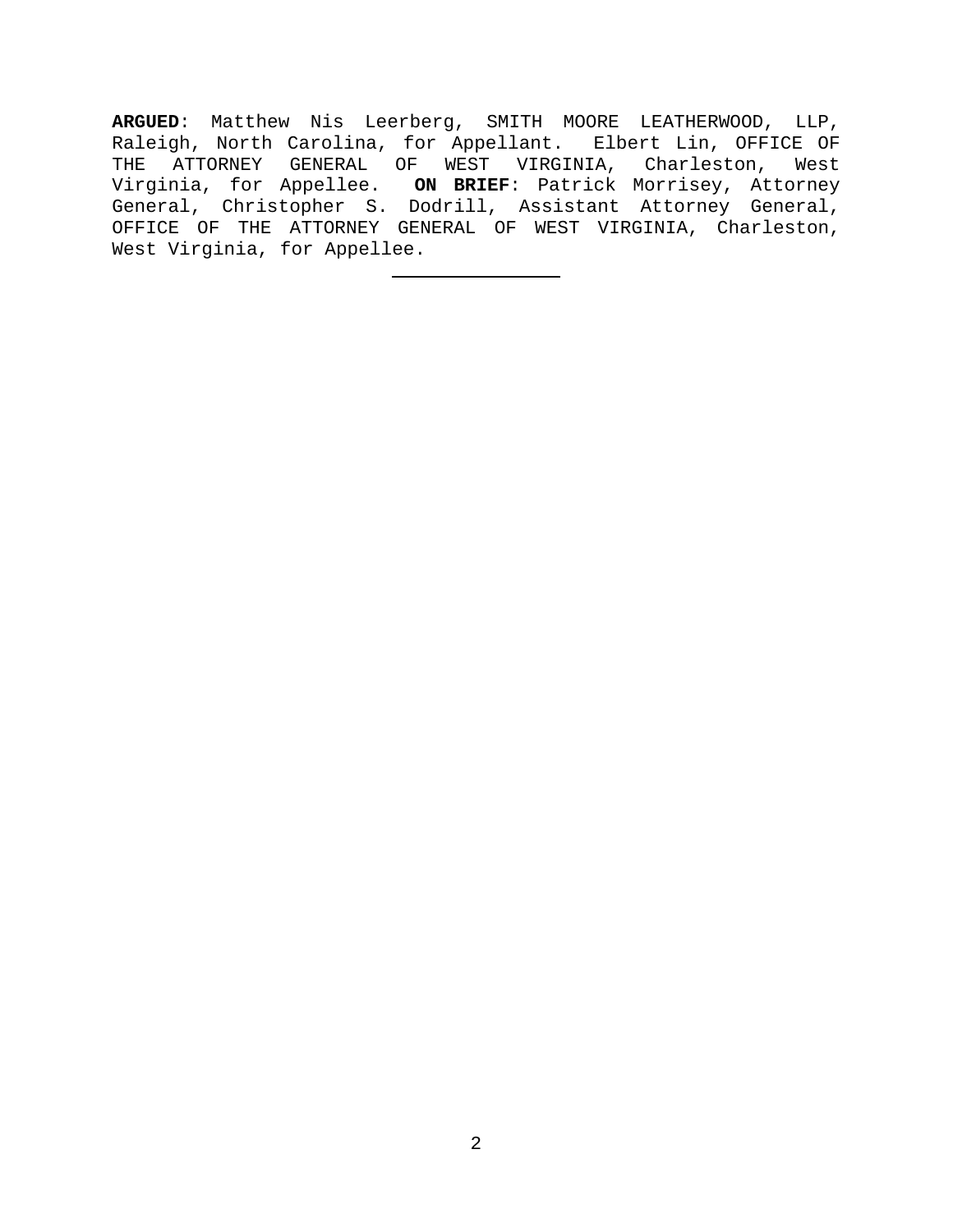**ARGUED**: Matthew Nis Leerberg, SMITH MOORE LEATHERWOOD, LLP, Raleigh, North Carolina, for Appellant. Elbert Lin, OFFICE OF THE ATTORNEY GENERAL OF WEST VIRGINIA, Charleston, West Virginia, for Appellee. **ON BRIEF**: Patrick Morrisey, Attorney General, Christopher S. Dodrill, Assistant Attorney General, OFFICE OF THE ATTORNEY GENERAL OF WEST VIRGINIA, Charleston, West Virginia, for Appellee.

---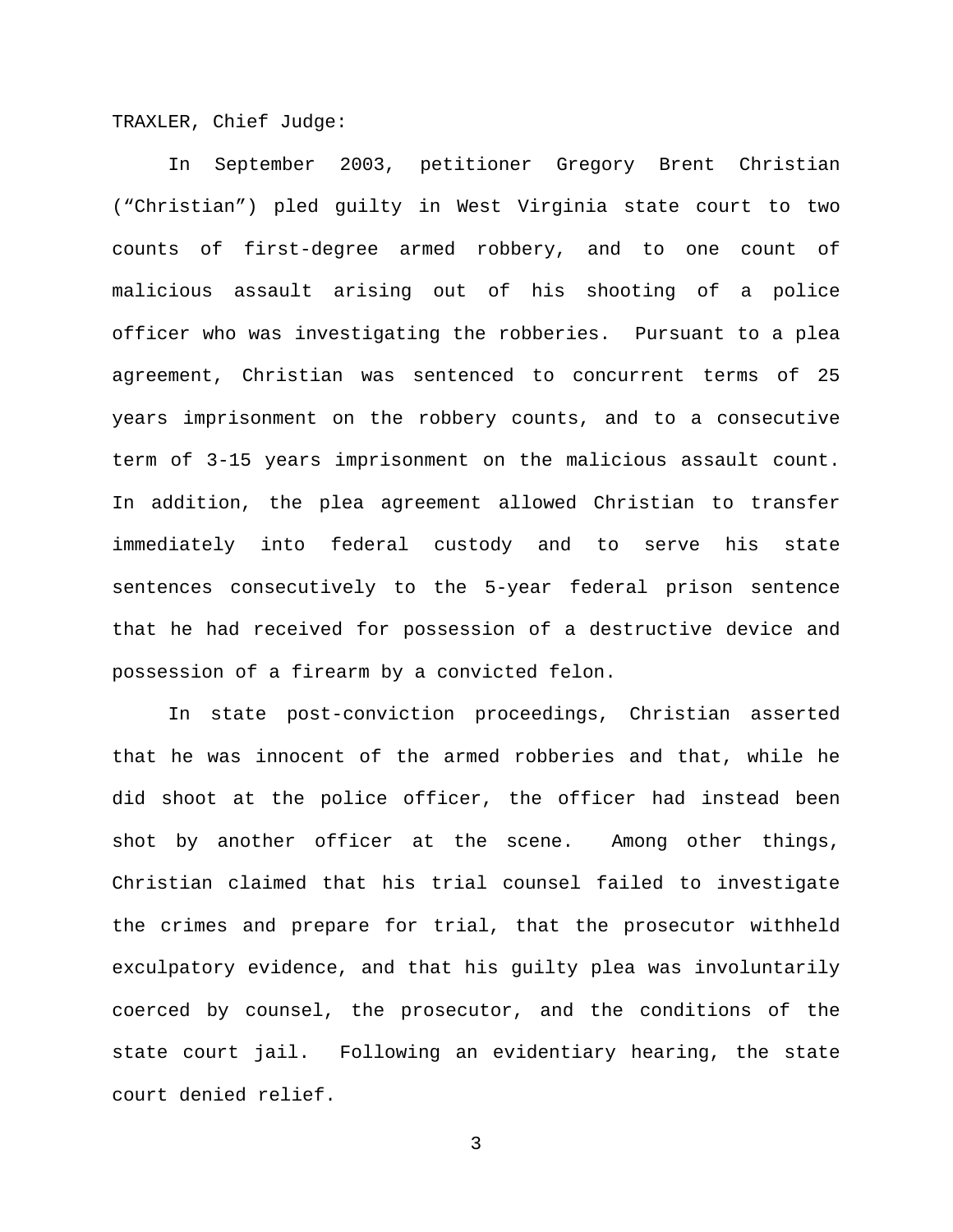TRAXLER, Chief Judge:

In September 2003, petitioner Gregory Brent Christian ("Christian") pled guilty in West Virginia state court to two counts of first-degree armed robbery, and to one count of malicious assault arising out of his shooting of a police officer who was investigating the robberies. Pursuant to a plea agreement, Christian was sentenced to concurrent terms of 25 years imprisonment on the robbery counts, and to a consecutive term of 3-15 years imprisonment on the malicious assault count. In addition, the plea agreement allowed Christian to transfer immediately into federal custody and to serve his state sentences consecutively to the 5-year federal prison sentence that he had received for possession of a destructive device and possession of a firearm by a convicted felon.

In state post-conviction proceedings, Christian asserted that he was innocent of the armed robberies and that, while he did shoot at the police officer, the officer had instead been shot by another officer at the scene. Among other things, Christian claimed that his trial counsel failed to investigate the crimes and prepare for trial, that the prosecutor withheld exculpatory evidence, and that his guilty plea was involuntarily coerced by counsel, the prosecutor, and the conditions of the state court jail. Following an evidentiary hearing, the state court denied relief.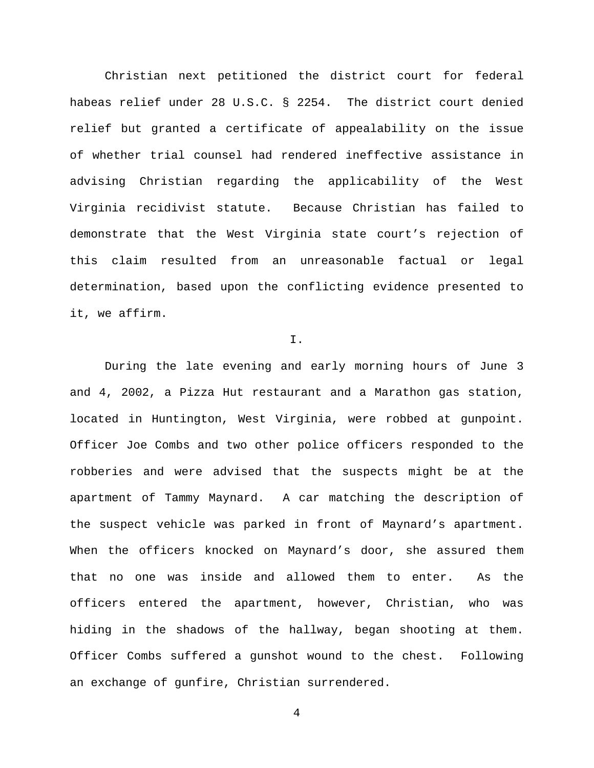Christian next petitioned the district court for federal habeas relief under 28 U.S.C. § 2254. The district court denied relief but granted a certificate of appealability on the issue of whether trial counsel had rendered ineffective assistance in advising Christian regarding the applicability of the West Virginia recidivist statute. Because Christian has failed to demonstrate that the West Virginia state court's rejection of this claim resulted from an unreasonable factual or legal determination, based upon the conflicting evidence presented to it, we affirm.

## I.

During the late evening and early morning hours of June 3 and 4, 2002, a Pizza Hut restaurant and a Marathon gas station, located in Huntington, West Virginia, were robbed at gunpoint. Officer Joe Combs and two other police officers responded to the robberies and were advised that the suspects might be at the apartment of Tammy Maynard. A car matching the description of the suspect vehicle was parked in front of Maynard's apartment. When the officers knocked on Maynard's door, she assured them that no one was inside and allowed them to enter. As the officers entered the apartment, however, Christian, who was hiding in the shadows of the hallway, began shooting at them. Officer Combs suffered a gunshot wound to the chest. Following an exchange of gunfire, Christian surrendered.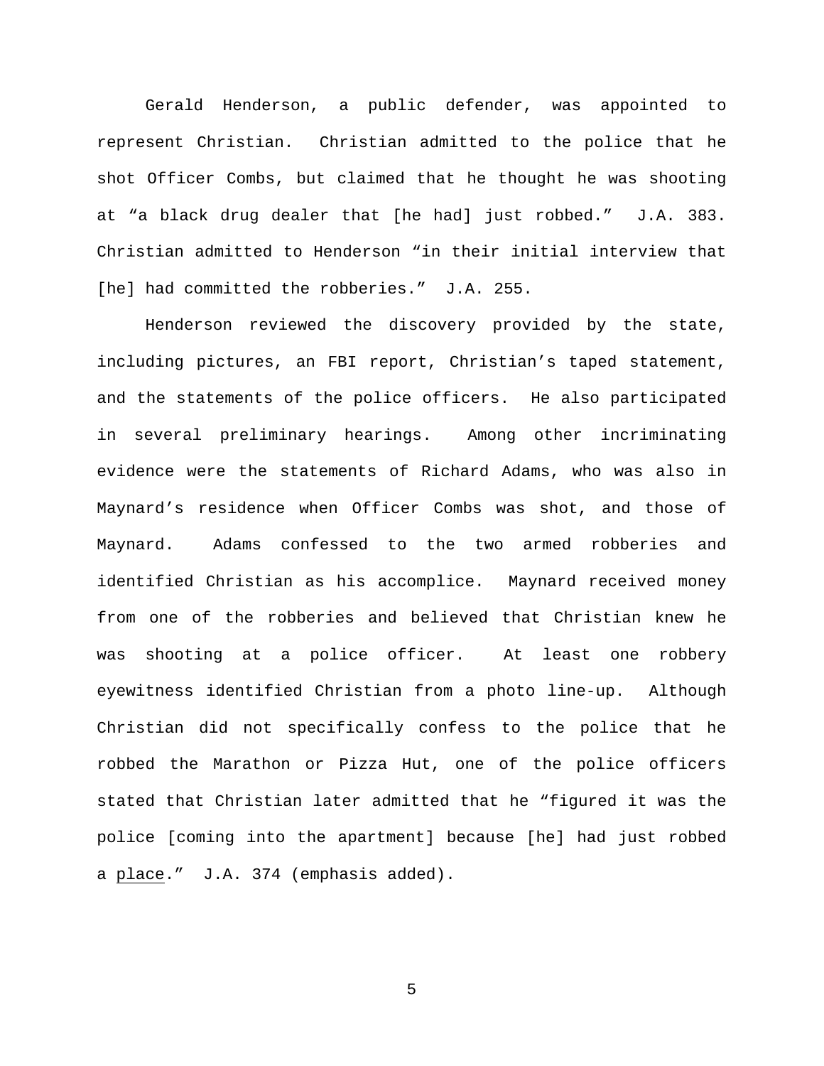Gerald Henderson, a public defender, was appointed to represent Christian. Christian admitted to the police that he shot Officer Combs, but claimed that he thought he was shooting at "a black drug dealer that [he had] just robbed." J.A. 383. Christian admitted to Henderson "in their initial interview that [he] had committed the robberies." J.A. 255.

Henderson reviewed the discovery provided by the state, including pictures, an FBI report, Christian's taped statement, and the statements of the police officers. He also participated in several preliminary hearings. Among other incriminating evidence were the statements of Richard Adams, who was also in Maynard's residence when Officer Combs was shot, and those of Maynard. Adams confessed to the two armed robberies and identified Christian as his accomplice. Maynard received money from one of the robberies and believed that Christian knew he was shooting at a police officer. At least one robbery eyewitness identified Christian from a photo line-up. Although Christian did not specifically confess to the police that he robbed the Marathon or Pizza Hut, one of the police officers stated that Christian later admitted that he "figured it was the police [coming into the apartment] because [he] had just robbed a <u>place</u>." J.A. 374 (emphasis added).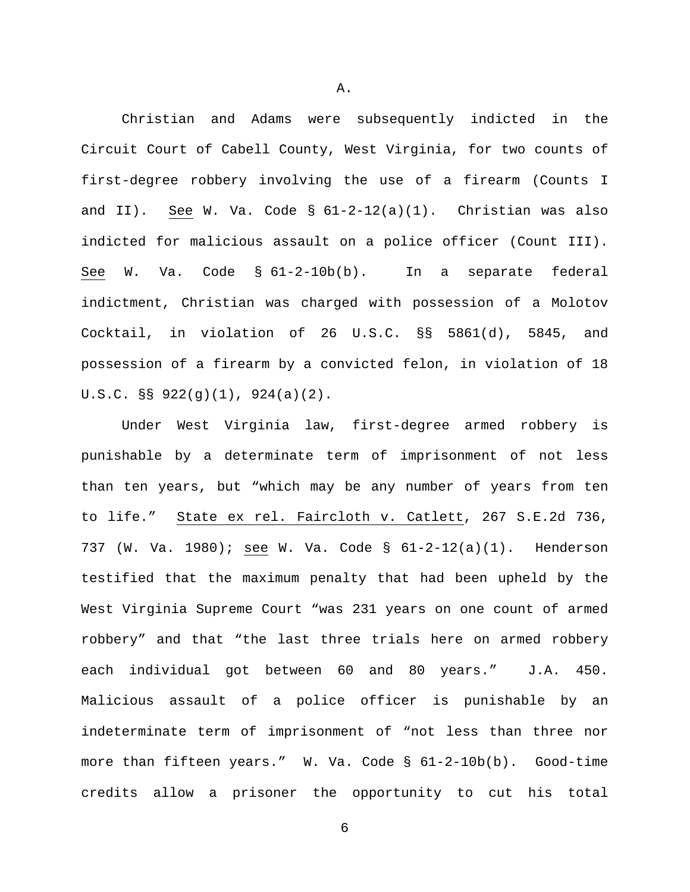### A.

Christian and Adams were subsequently indicted in the Circuit Court of Cabell County, West Virginia, for two counts of first-degree robbery involving the use of a firearm (Counts I and II). See W. Va. Code § 61-2-12(a)(1). Christian was also indicted for malicious assault on a police officer (Count III). See W. Va. Code § 61-2-10b(b). In a separate federal indictment, Christian was charged with possession of a Molotov Cocktail, in violation of 26 U.S.C. §§ 5861(d), 5845, and possession of a firearm by a convicted felon, in violation of 18 U.S.C. §§ 922(g)(1), 924(a)(2).

Under West Virginia law, first-degree armed robbery is punishable by a determinate term of imprisonment of not less than ten years, but "which may be any number of years from ten to life." State ex rel. Faircloth v. Catlett, 267 S.E.2d 736, 737 (W. Va. 1980); see W. Va. Code § 61-2-12(a)(1). Henderson testified that the maximum penalty that had been upheld by the West Virginia Supreme Court "was 231 years on one count of armed robbery" and that "the last three trials here on armed robbery each individual got between 60 and 80 years." J.A. 450. Malicious assault of a police officer is punishable by an indeterminate term of imprisonment of "not less than three nor more than fifteen years." W. Va. Code § 61-2-10b(b). Good-time credits allow a prisoner the opportunity to cut his total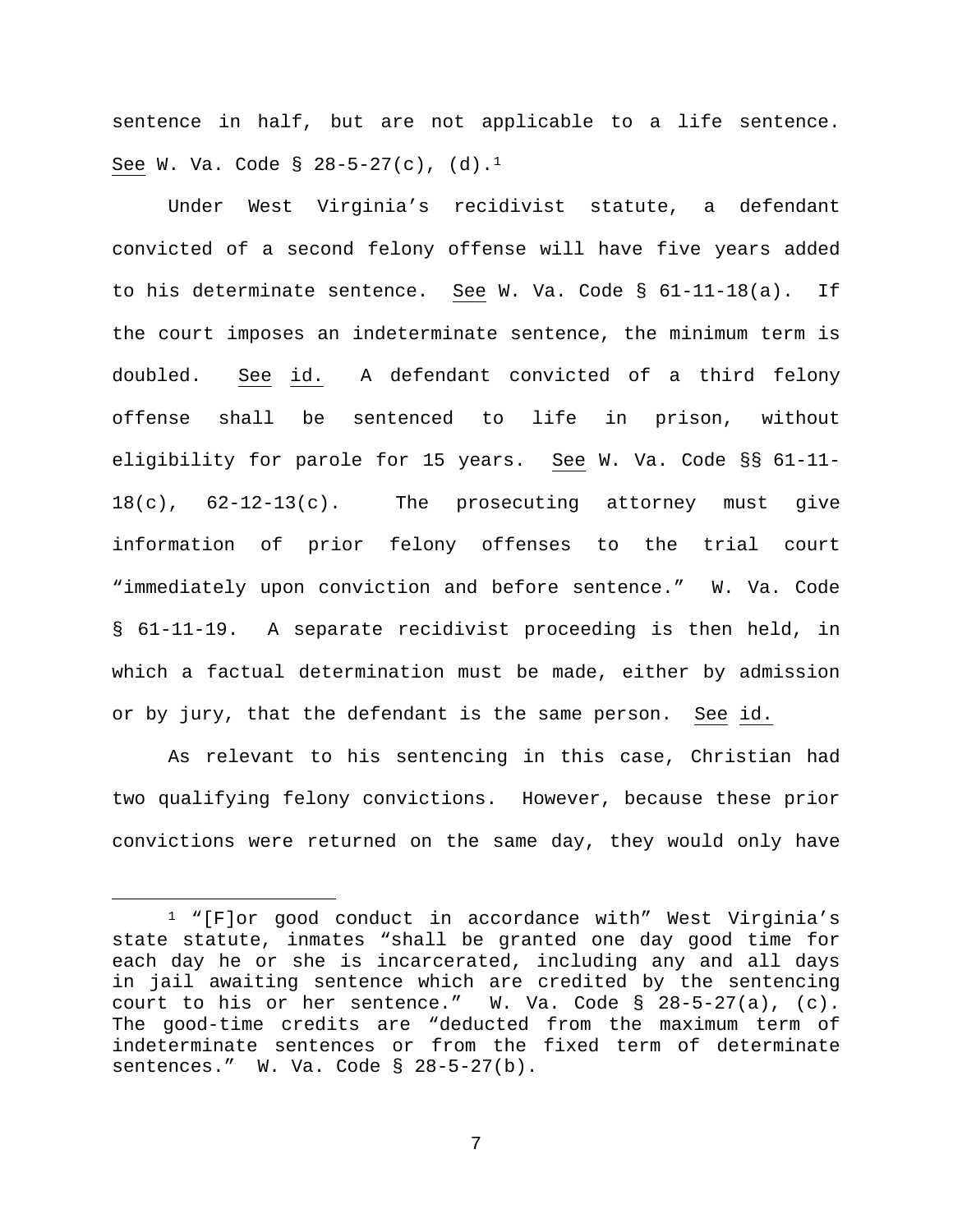sentence in half, but are not applicable to a life sentence. See W. Va. Code § 28-5-27(c), (d).[1]

Under West Virginia's recidivist statute, a defendant convicted of a second felony offense will have five years added to his determinate sentence. See W. Va. Code § 61-11-18(a). If the court imposes an indeterminate sentence, the minimum term is doubled. See id. A defendant convicted of a third felony offense shall be sentenced to life in prison, without eligibility for parole for 15 years. See W. Va. Code §§ 61-11-18(c), 62-12-13(c). The prosecuting attorney must give information of prior felony offenses to the trial court "immediately upon conviction and before sentence." W. Va. Code § 61-11-19. A separate recidivist proceeding is then held, in which a factual determination must be made, either by admission or by jury, that the defendant is the same person. See id.

As relevant to his sentencing in this case, Christian had two qualifying felony convictions. However, because these prior convictions were returned on the same day, they would only have

[1] "[F]or good conduct in accordance with" West Virginia's state statute, inmates "shall be granted one day good time for each day he or she is incarcerated, including any and all days in jail awaiting sentence which are credited by the sentencing court to his or her sentence." W. Va. Code § 28-5-27(a), (c). The good-time credits are "deducted from the maximum term of indeterminate sentences or from the fixed term of determinate sentences." W. Va. Code § 28-5-27(b).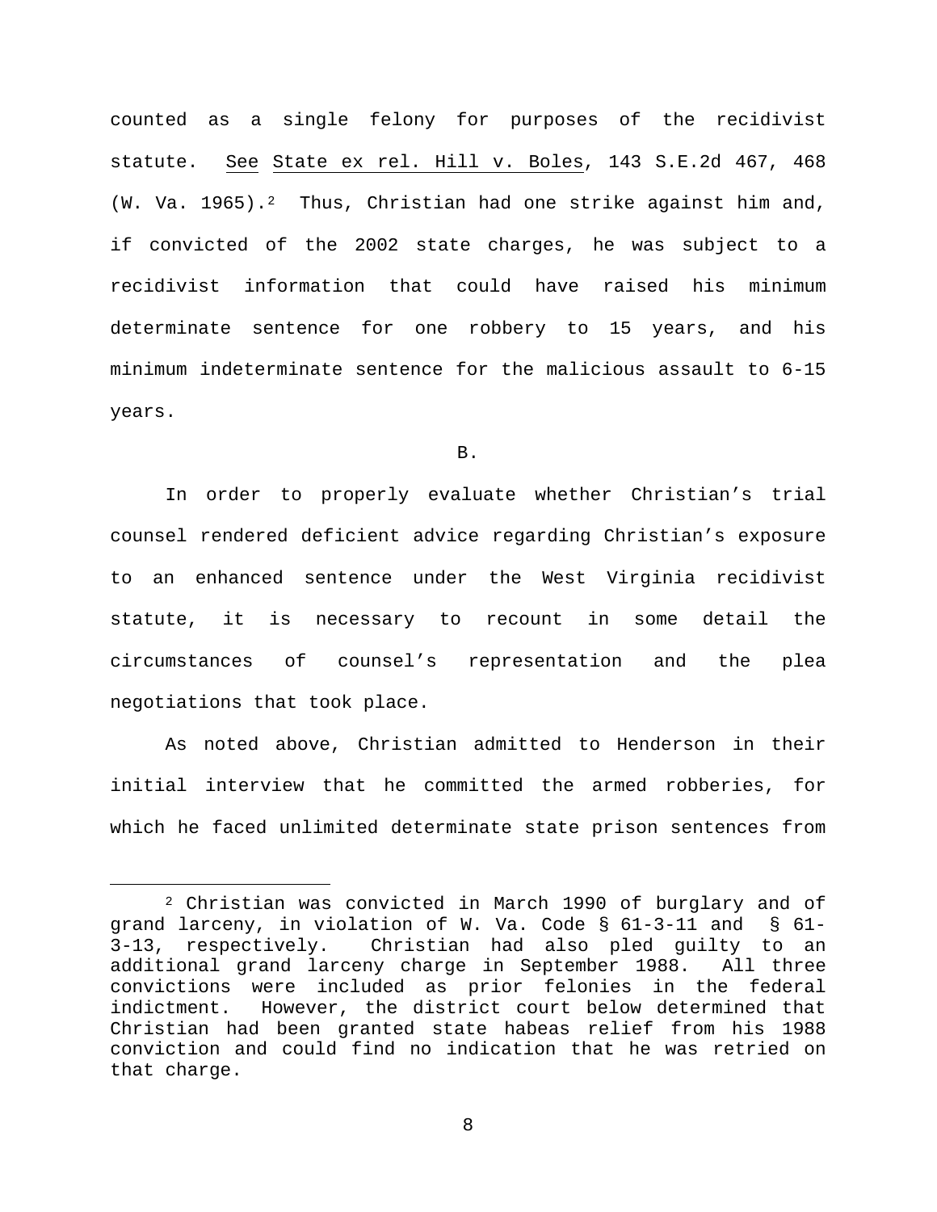counted as a single felony for purposes of the recidivist statute. See State ex rel. Hill v. Boles, 143 S.E.2d 467, 468 (W. Va. 1965).[2] Thus, Christian had one strike against him and, if convicted of the 2002 state charges, he was subject to a recidivist information that could have raised his minimum determinate sentence for one robbery to 15 years, and his minimum indeterminate sentence for the malicious assault to 6-15 years.

B.

In order to properly evaluate whether Christian's trial counsel rendered deficient advice regarding Christian's exposure to an enhanced sentence under the West Virginia recidivist statute, it is necessary to recount in some detail the circumstances of counsel's representation and the plea negotiations that took place.

As noted above, Christian admitted to Henderson in their initial interview that he committed the armed robberies, for which he faced unlimited determinate state prison sentences from

---

[2] Christian was convicted in March 1990 of burglary and of grand larceny, in violation of W. Va. Code § 61-3-11 and § 61-3-13, respectively. Christian had also pled guilty to an additional grand larceny charge in September 1988. All three convictions were included as prior felonies in the federal indictment. However, the district court below determined that Christian had been granted state habeas relief from his 1988 conviction and could find no indication that he was retried on that charge.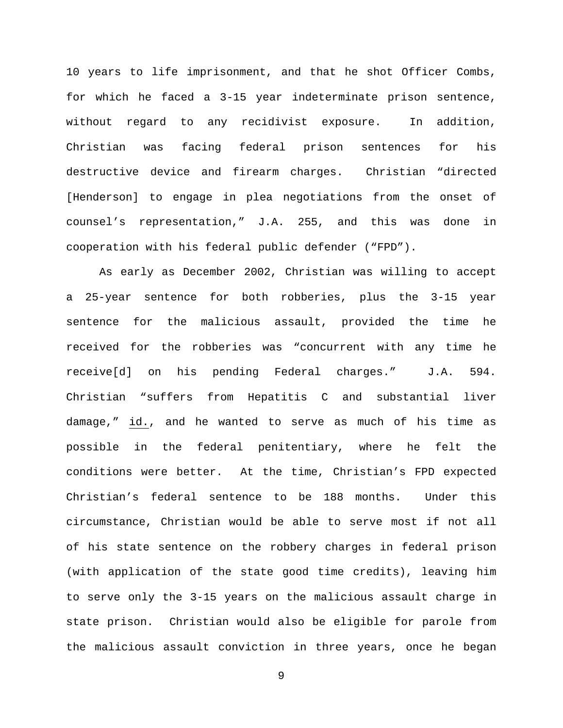10 years to life imprisonment, and that he shot Officer Combs, for which he faced a 3-15 year indeterminate prison sentence, without regard to any recidivist exposure. In addition, Christian was facing federal prison sentences for his destructive device and firearm charges. Christian "directed [Henderson] to engage in plea negotiations from the onset of counsel's representation," J.A. 255, and this was done in cooperation with his federal public defender ("FPD").

As early as December 2002, Christian was willing to accept a 25-year sentence for both robberies, plus the 3-15 year sentence for the malicious assault, provided the time he received for the robberies was "concurrent with any time he receive[d] on his pending Federal charges." J.A. 594. Christian "suffers from Hepatitis C and substantial liver damage," id., and he wanted to serve as much of his time as possible in the federal penitentiary, where he felt the conditions were better. At the time, Christian's FPD expected Christian's federal sentence to be 188 months. Under this circumstance, Christian would be able to serve most if not all of his state sentence on the robbery charges in federal prison (with application of the state good time credits), leaving him to serve only the 3-15 years on the malicious assault charge in state prison. Christian would also be eligible for parole from the malicious assault conviction in three years, once he began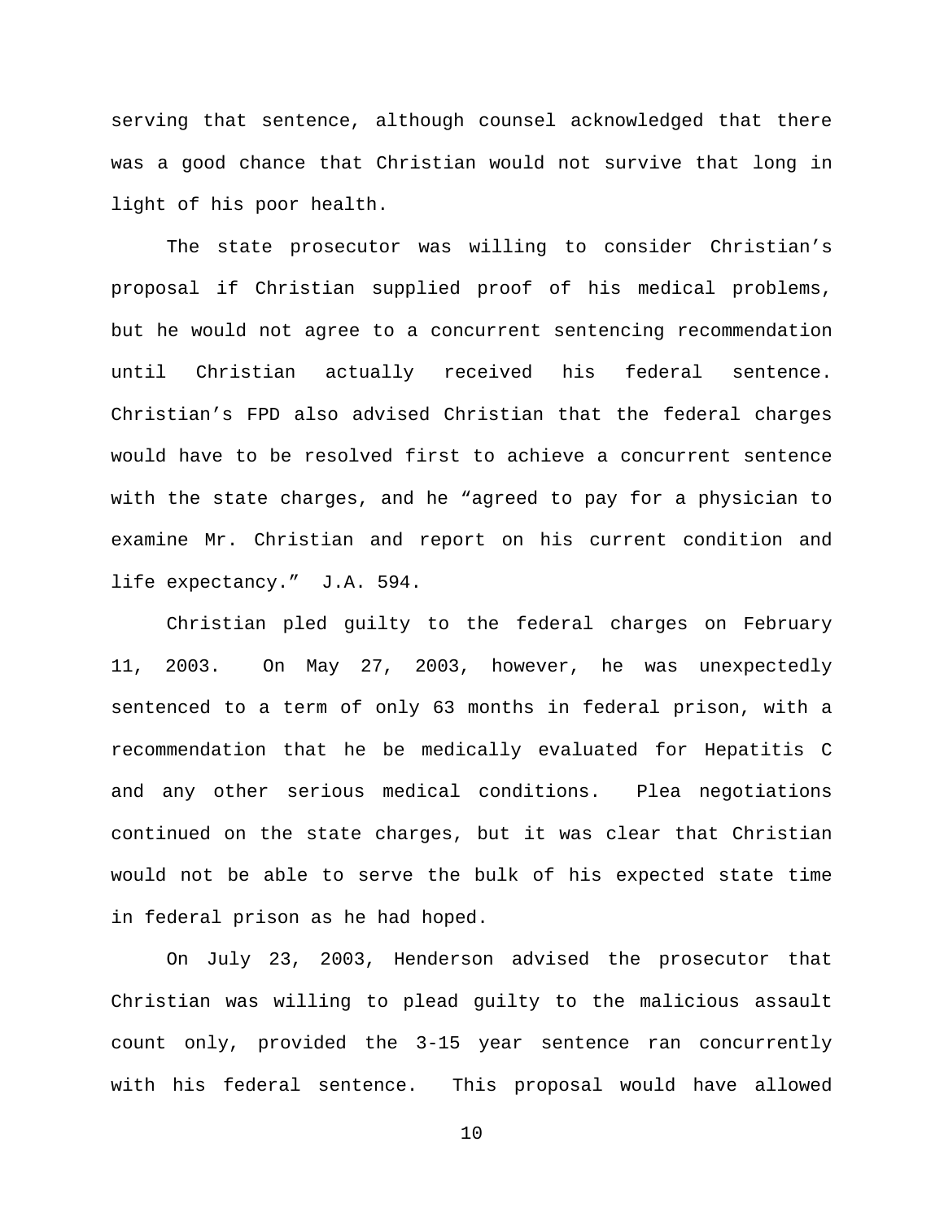serving that sentence, although counsel acknowledged that there was a good chance that Christian would not survive that long in light of his poor health.

The state prosecutor was willing to consider Christian's proposal if Christian supplied proof of his medical problems, but he would not agree to a concurrent sentencing recommendation until Christian actually received his federal sentence. Christian's FPD also advised Christian that the federal charges would have to be resolved first to achieve a concurrent sentence with the state charges, and he "agreed to pay for a physician to examine Mr. Christian and report on his current condition and life expectancy." J.A. 594.

Christian pled guilty to the federal charges on February 11, 2003. On May 27, 2003, however, he was unexpectedly sentenced to a term of only 63 months in federal prison, with a recommendation that he be medically evaluated for Hepatitis C and any other serious medical conditions. Plea negotiations continued on the state charges, but it was clear that Christian would not be able to serve the bulk of his expected state time in federal prison as he had hoped.

On July 23, 2003, Henderson advised the prosecutor that Christian was willing to plead guilty to the malicious assault count only, provided the 3-15 year sentence ran concurrently with his federal sentence. This proposal would have allowed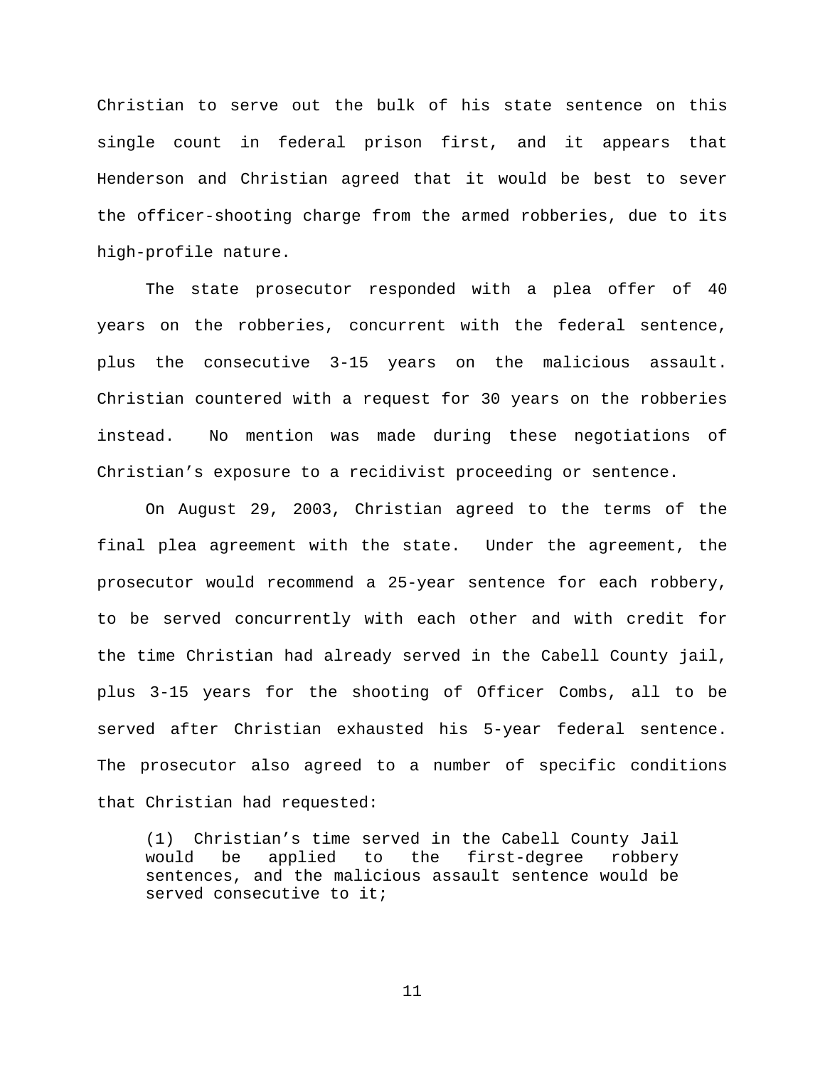Christian to serve out the bulk of his state sentence on this single count in federal prison first, and it appears that Henderson and Christian agreed that it would be best to sever the officer-shooting charge from the armed robberies, due to its high-profile nature.

The state prosecutor responded with a plea offer of 40 years on the robberies, concurrent with the federal sentence, plus the consecutive 3-15 years on the malicious assault. Christian countered with a request for 30 years on the robberies instead. No mention was made during these negotiations of Christian's exposure to a recidivist proceeding or sentence.

On August 29, 2003, Christian agreed to the terms of the final plea agreement with the state. Under the agreement, the prosecutor would recommend a 25-year sentence for each robbery, to be served concurrently with each other and with credit for the time Christian had already served in the Cabell County jail, plus 3-15 years for the shooting of Officer Combs, all to be served after Christian exhausted his 5-year federal sentence. The prosecutor also agreed to a number of specific conditions that Christian had requested:

> (1) Christian's time served in the Cabell County Jail would be applied to the first-degree robbery sentences, and the malicious assault sentence would be served consecutive to it;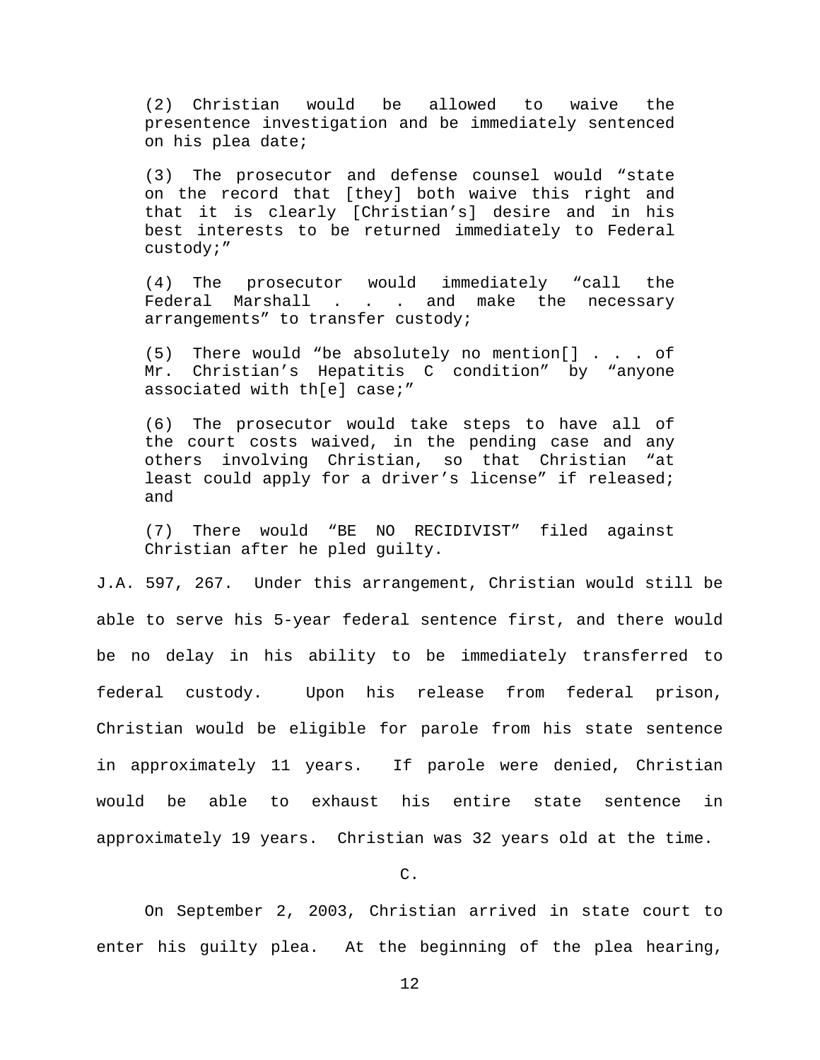> (2) Christian would be allowed to waive the presentence investigation and be immediately sentenced on his plea date;
>
> (3) The prosecutor and defense counsel would "state on the record that [they] both waive this right and that it is clearly [Christian's] desire and in his best interests to be returned immediately to Federal custody;"
>
> (4) The prosecutor would immediately "call the Federal Marshall . . . and make the necessary arrangements" to transfer custody;
>
> (5) There would "be absolutely no mention[] . . . of Mr. Christian's Hepatitis C condition" by "anyone associated with th[e] case;"
>
> (6) The prosecutor would take steps to have all of the court costs waived, in the pending case and any others involving Christian, so that Christian "at least could apply for a driver's license" if released; and
>
> (7) There would "BE NO RECIDIVIST" filed against Christian after he pled guilty.

J.A. 597, 267. Under this arrangement, Christian would still be able to serve his 5-year federal sentence first, and there would be no delay in his ability to be immediately transferred to federal custody. Upon his release from federal prison, Christian would be eligible for parole from his state sentence in approximately 11 years. If parole were denied, Christian would be able to exhaust his entire state sentence in approximately 19 years. Christian was 32 years old at the time.

C.

On September 2, 2003, Christian arrived in state court to enter his guilty plea. At the beginning of the plea hearing,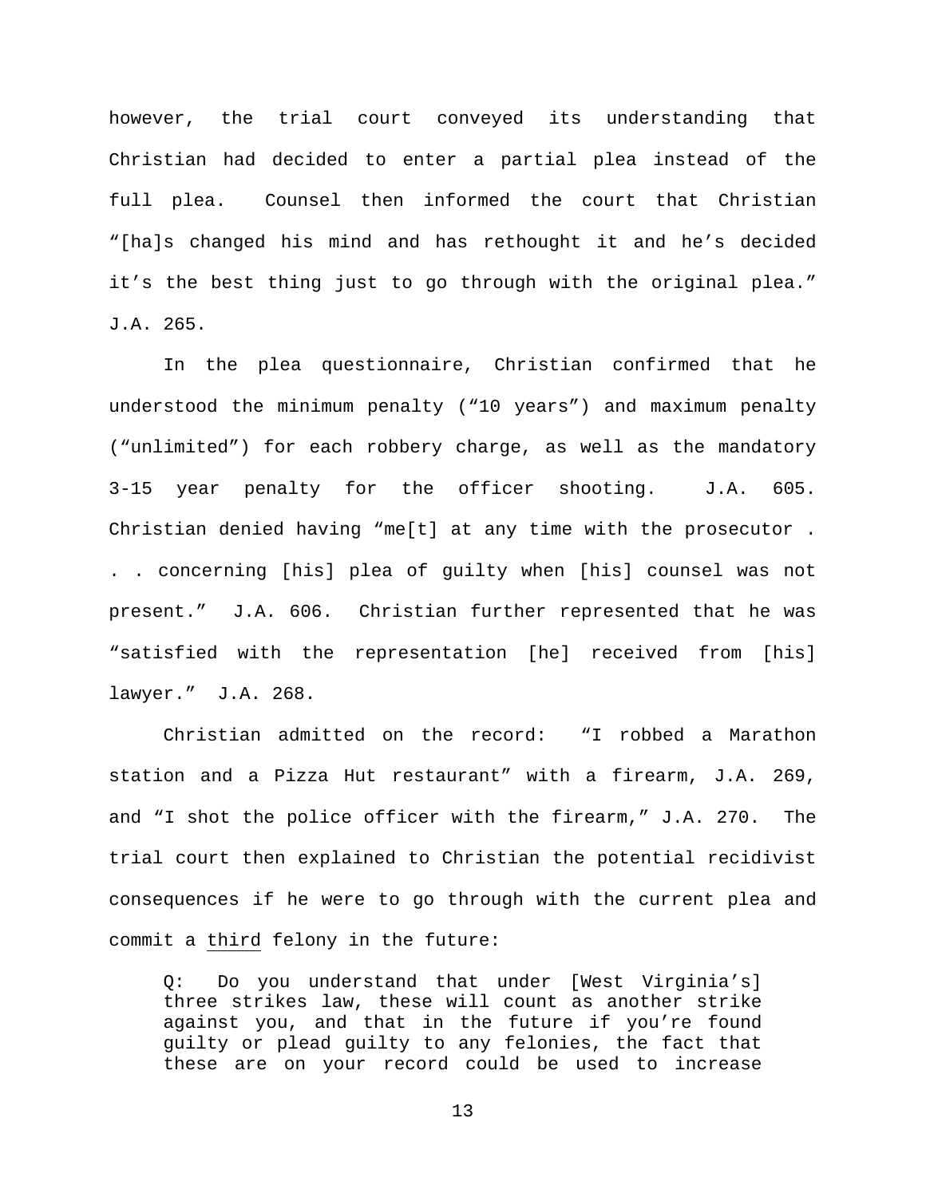however, the trial court conveyed its understanding that Christian had decided to enter a partial plea instead of the full plea. Counsel then informed the court that Christian "[ha]s changed his mind and has rethought it and he's decided it's the best thing just to go through with the original plea." J.A. 265.

In the plea questionnaire, Christian confirmed that he understood the minimum penalty ("10 years") and maximum penalty ("unlimited") for each robbery charge, as well as the mandatory 3-15 year penalty for the officer shooting. J.A. 605. Christian denied having "me[t] at any time with the prosecutor . . . concerning [his] plea of guilty when [his] counsel was not present." J.A. 606. Christian further represented that he was "satisfied with the representation [he] received from [his] lawyer." J.A. 268.

Christian admitted on the record: "I robbed a Marathon station and a Pizza Hut restaurant" with a firearm, J.A. 269, and "I shot the police officer with the firearm," J.A. 270. The trial court then explained to Christian the potential recidivist consequences if he were to go through with the current plea and commit a <u>third</u> felony in the future:

> Q: Do you understand that under [West Virginia's] three strikes law, these will count as another strike against you, and that in the future if you're found guilty or plead guilty to any felonies, the fact that these are on your record could be used to increase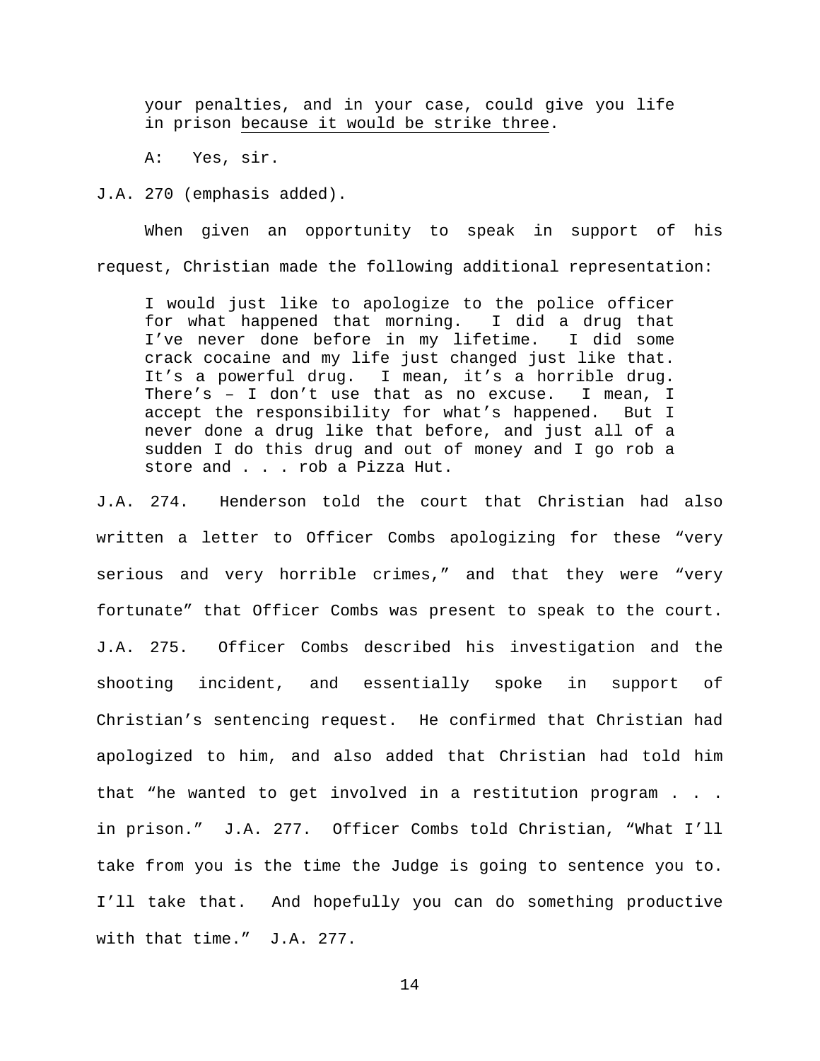> your penalties, and in your case, could give you life in prison <u>because it would be strike three</u>.
>
> A: Yes, sir.

J.A. 270 (emphasis added).

When given an opportunity to speak in support of his request, Christian made the following additional representation:

> I would just like to apologize to the police officer for what happened that morning. I did a drug that I've never done before in my lifetime. I did some crack cocaine and my life just changed just like that. It's a powerful drug. I mean, it's a horrible drug. There's – I don't use that as no excuse. I mean, I accept the responsibility for what's happened. But I never done a drug like that before, and just all of a sudden I do this drug and out of money and I go rob a store and . . . rob a Pizza Hut.

J.A. 274. Henderson told the court that Christian had also written a letter to Officer Combs apologizing for these "very serious and very horrible crimes," and that they were "very fortunate" that Officer Combs was present to speak to the court. J.A. 275. Officer Combs described his investigation and the shooting incident, and essentially spoke in support of Christian's sentencing request. He confirmed that Christian had apologized to him, and also added that Christian had told him that "he wanted to get involved in a restitution program . . . in prison." J.A. 277. Officer Combs told Christian, "What I'll take from you is the time the Judge is going to sentence you to. I'll take that. And hopefully you can do something productive with that time." J.A. 277.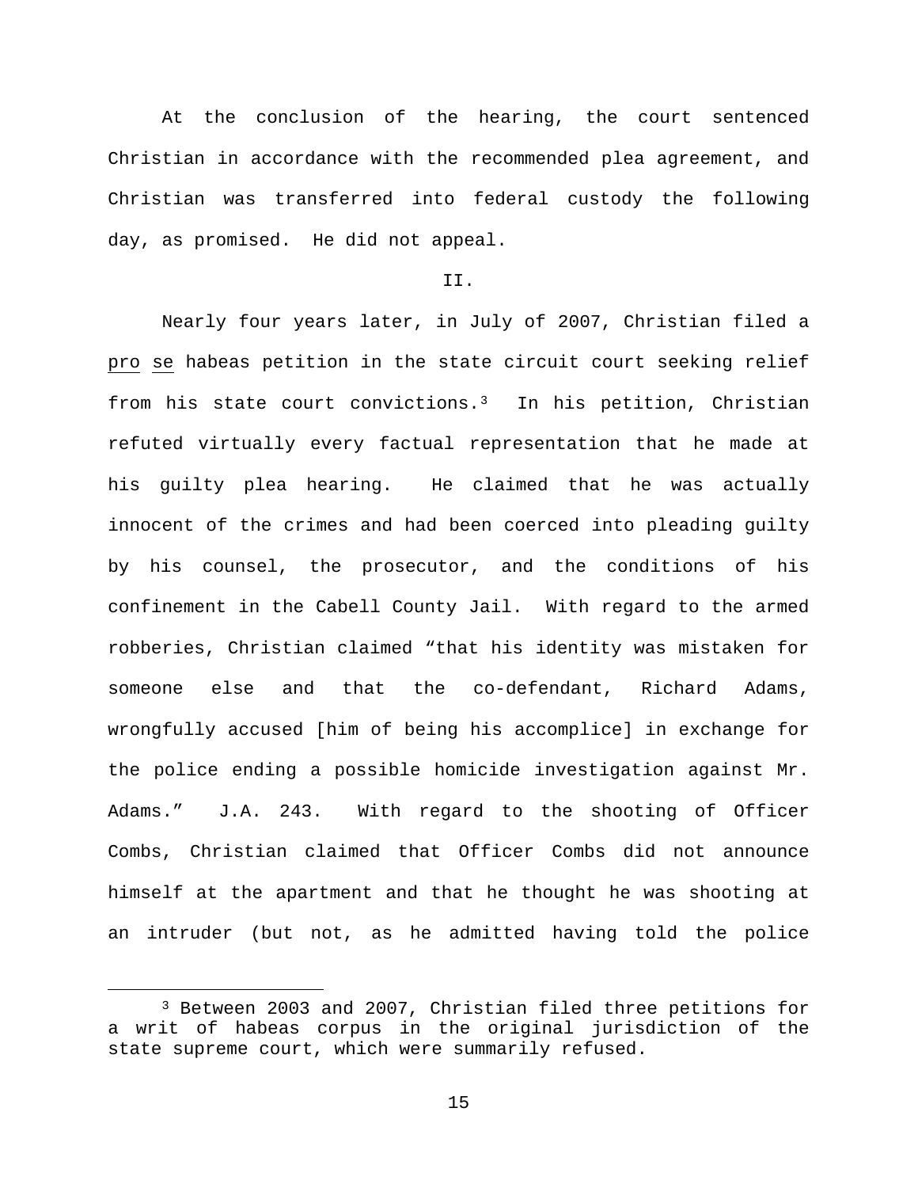At the conclusion of the hearing, the court sentenced Christian in accordance with the recommended plea agreement, and Christian was transferred into federal custody the following day, as promised. He did not appeal.

## II.

Nearly four years later, in July of 2007, Christian filed a pro se habeas petition in the state circuit court seeking relief from his state court convictions.[3] In his petition, Christian refuted virtually every factual representation that he made at his guilty plea hearing. He claimed that he was actually innocent of the crimes and had been coerced into pleading guilty by his counsel, the prosecutor, and the conditions of his confinement in the Cabell County Jail. With regard to the armed robberies, Christian claimed "that his identity was mistaken for someone else and that the co-defendant, Richard Adams, wrongfully accused [him of being his accomplice] in exchange for the police ending a possible homicide investigation against Mr. Adams." J.A. 243. With regard to the shooting of Officer Combs, Christian claimed that Officer Combs did not announce himself at the apartment and that he thought he was shooting at an intruder (but not, as he admitted having told the police

[3] Between 2003 and 2007, Christian filed three petitions for a writ of habeas corpus in the original jurisdiction of the state supreme court, which were summarily refused.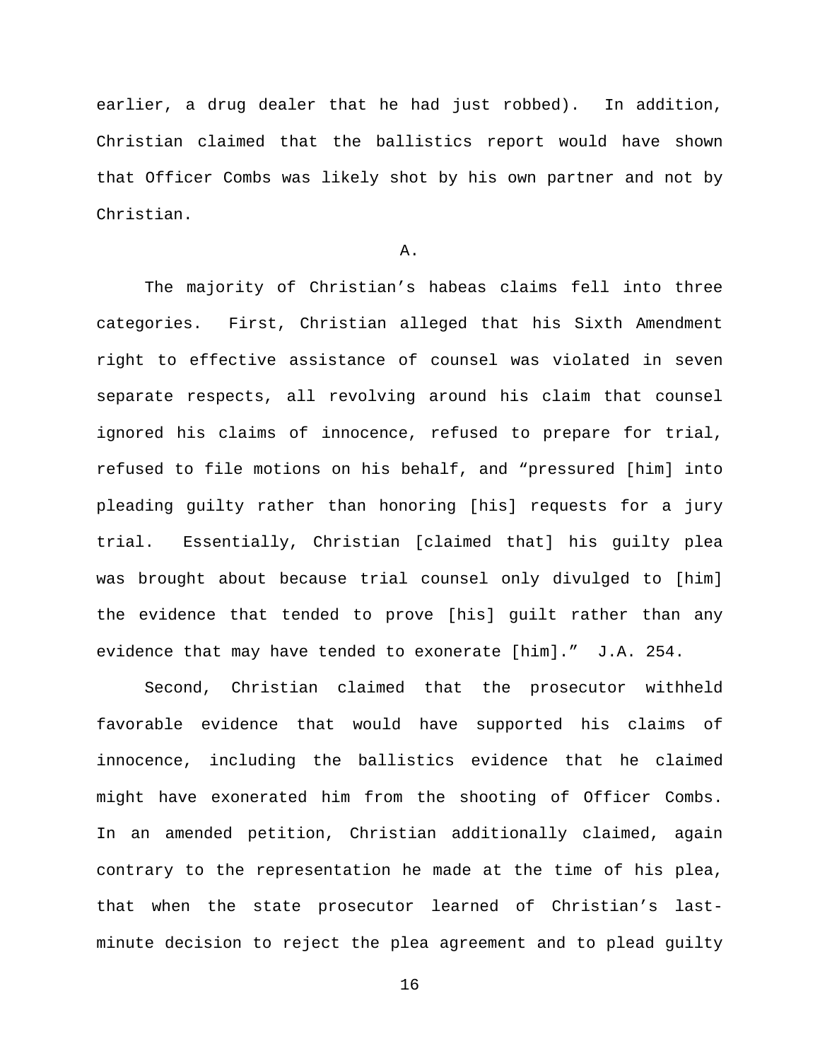earlier, a drug dealer that he had just robbed). In addition, Christian claimed that the ballistics report would have shown that Officer Combs was likely shot by his own partner and not by Christian.

A.

The majority of Christian's habeas claims fell into three categories. First, Christian alleged that his Sixth Amendment right to effective assistance of counsel was violated in seven separate respects, all revolving around his claim that counsel ignored his claims of innocence, refused to prepare for trial, refused to file motions on his behalf, and "pressured [him] into pleading guilty rather than honoring [his] requests for a jury trial. Essentially, Christian [claimed that] his guilty plea was brought about because trial counsel only divulged to [him] the evidence that tended to prove [his] guilt rather than any evidence that may have tended to exonerate [him]." J.A. 254.

Second, Christian claimed that the prosecutor withheld favorable evidence that would have supported his claims of innocence, including the ballistics evidence that he claimed might have exonerated him from the shooting of Officer Combs. In an amended petition, Christian additionally claimed, again contrary to the representation he made at the time of his plea, that when the state prosecutor learned of Christian's last-minute decision to reject the plea agreement and to plead guilty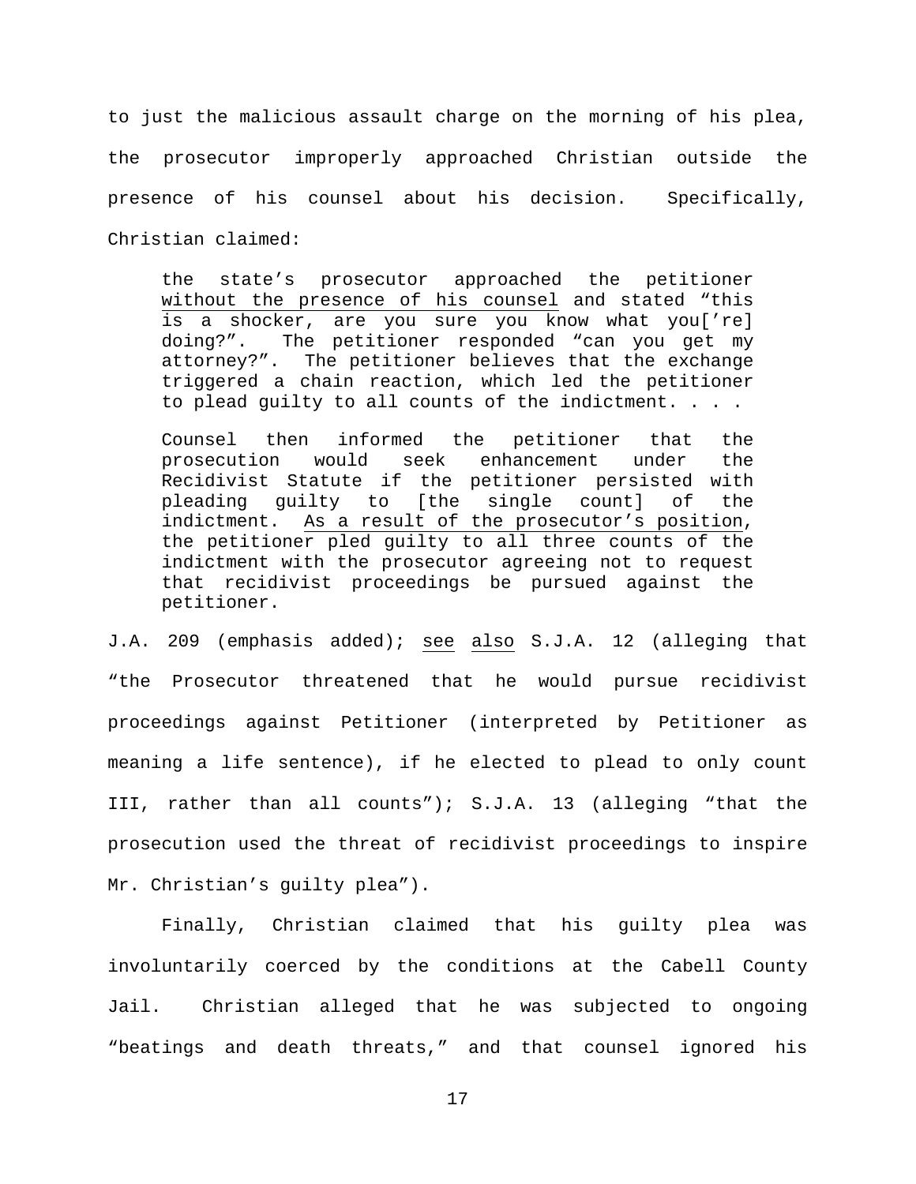to just the malicious assault charge on the morning of his plea, the prosecutor improperly approached Christian outside the presence of his counsel about his decision. Specifically, Christian claimed:

> the state's prosecutor approached the petitioner <u>without the presence of his counsel</u> and stated "this is a shocker, are you sure you know what you['re] doing?". The petitioner responded "can you get my attorney?". The petitioner believes that the exchange triggered a chain reaction, which led the petitioner to plead guilty to all counts of the indictment. . . .
>
> Counsel then informed the petitioner that the prosecution would seek enhancement under the Recidivist Statute if the petitioner persisted with pleading guilty to [the single count] of the indictment. <u>As a result of the prosecutor's position</u>, the petitioner pled guilty to all three counts of the indictment with the prosecutor agreeing not to request that recidivist proceedings be pursued against the petitioner.

J.A. 209 (emphasis added); <u>see</u> <u>also</u> S.J.A. 12 (alleging that "the Prosecutor threatened that he would pursue recidivist proceedings against Petitioner (interpreted by Petitioner as meaning a life sentence), if he elected to plead to only count III, rather than all counts"); S.J.A. 13 (alleging "that the prosecution used the threat of recidivist proceedings to inspire Mr. Christian's guilty plea").

Finally, Christian claimed that his guilty plea was involuntarily coerced by the conditions at the Cabell County Jail. Christian alleged that he was subjected to ongoing "beatings and death threats," and that counsel ignored his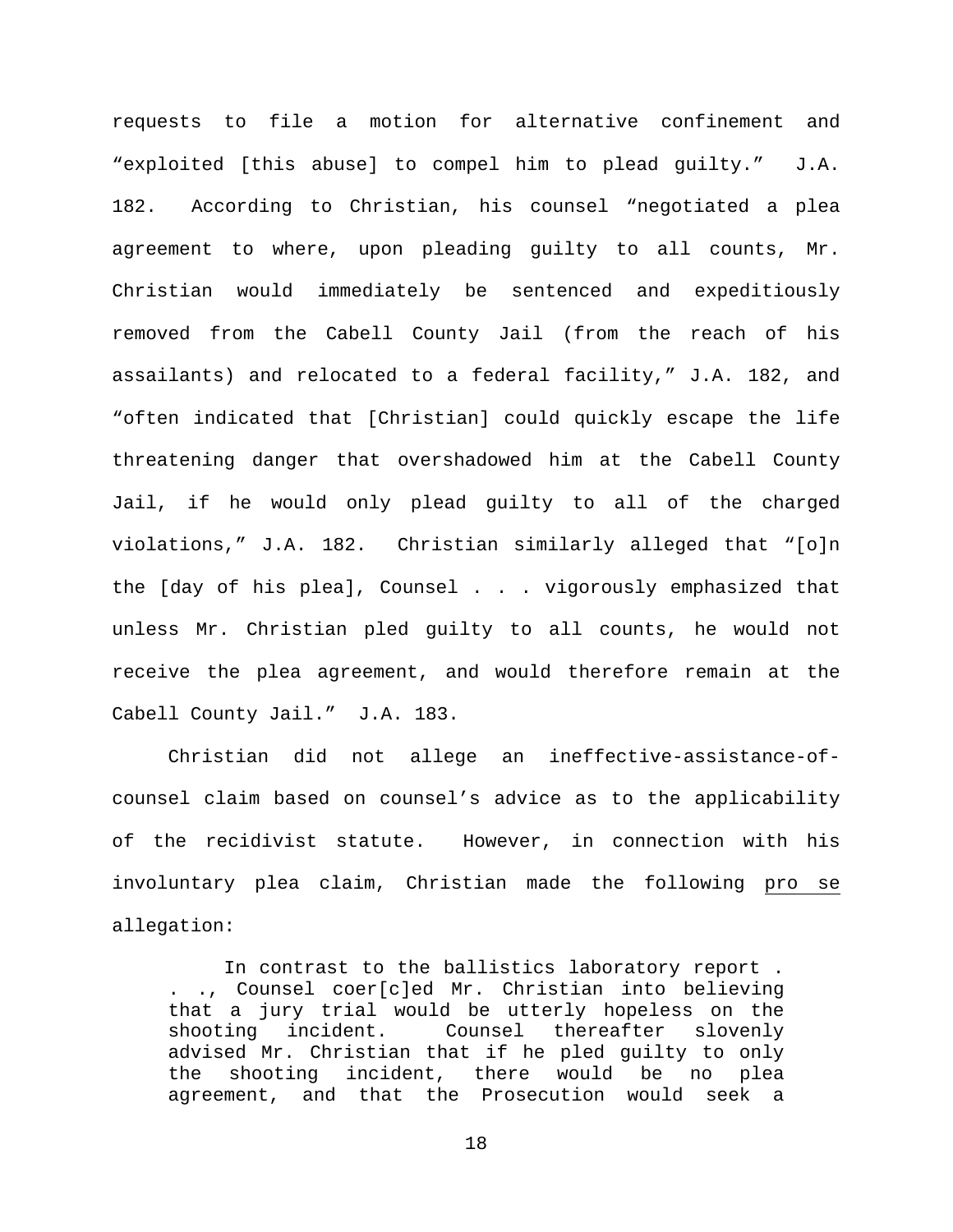requests to file a motion for alternative confinement and "exploited [this abuse] to compel him to plead guilty." J.A. 182. According to Christian, his counsel "negotiated a plea agreement to where, upon pleading guilty to all counts, Mr. Christian would immediately be sentenced and expeditiously removed from the Cabell County Jail (from the reach of his assailants) and relocated to a federal facility," J.A. 182, and "often indicated that [Christian] could quickly escape the life threatening danger that overshadowed him at the Cabell County Jail, if he would only plead guilty to all of the charged violations," J.A. 182. Christian similarly alleged that "[o]n the [day of his plea], Counsel . . . vigorously emphasized that unless Mr. Christian pled guilty to all counts, he would not receive the plea agreement, and would therefore remain at the Cabell County Jail." J.A. 183.

Christian did not allege an ineffective-assistance-of-counsel claim based on counsel's advice as to the applicability of the recidivist statute. However, in connection with his involuntary plea claim, Christian made the following pro se allegation:

> In contrast to the ballistics laboratory report . . ., Counsel coer[c]ed Mr. Christian into believing that a jury trial would be utterly hopeless on the shooting incident. Counsel thereafter slovenly advised Mr. Christian that if he pled guilty to only the shooting incident, there would be no plea agreement, and that the Prosecution would seek a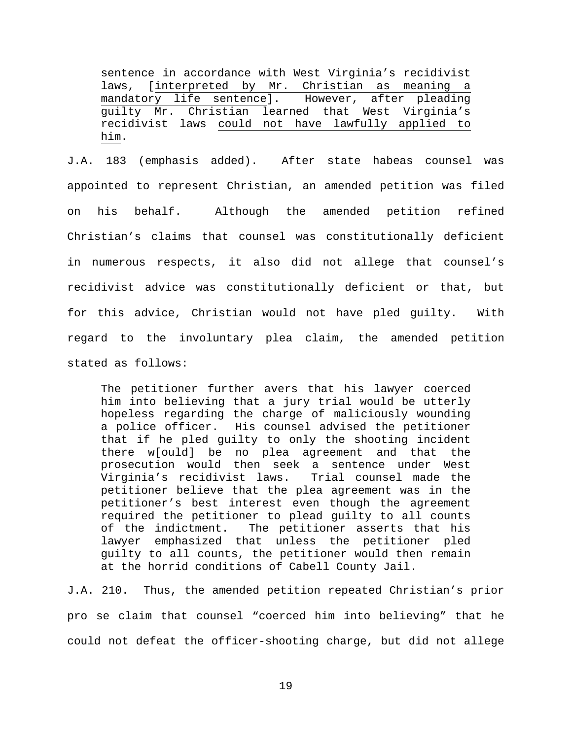> sentence in accordance with West Virginia's recidivist laws, [<u>interpreted by Mr. Christian as meaning a mandatory life sentence</u>]. However, after pleading guilty Mr. Christian learned that West Virginia's recidivist laws <u>could not have lawfully applied to him</u>.

J.A. 183 (emphasis added). After state habeas counsel was appointed to represent Christian, an amended petition was filed on his behalf. Although the amended petition refined Christian's claims that counsel was constitutionally deficient in numerous respects, it also did not allege that counsel's recidivist advice was constitutionally deficient or that, but for this advice, Christian would not have pled guilty. With regard to the involuntary plea claim, the amended petition stated as follows:

> The petitioner further avers that his lawyer coerced him into believing that a jury trial would be utterly hopeless regarding the charge of maliciously wounding a police officer. His counsel advised the petitioner that if he pled guilty to only the shooting incident there w[ould] be no plea agreement and that the prosecution would then seek a sentence under West Virginia's recidivist laws. Trial counsel made the petitioner believe that the plea agreement was in the petitioner's best interest even though the agreement required the petitioner to plead guilty to all counts of the indictment. The petitioner asserts that his lawyer emphasized that unless the petitioner pled guilty to all counts, the petitioner would then remain at the horrid conditions of Cabell County Jail.

J.A. 210. Thus, the amended petition repeated Christian's prior <u>pro</u> <u>se</u> claim that counsel "coerced him into believing" that he could not defeat the officer-shooting charge, but did not allege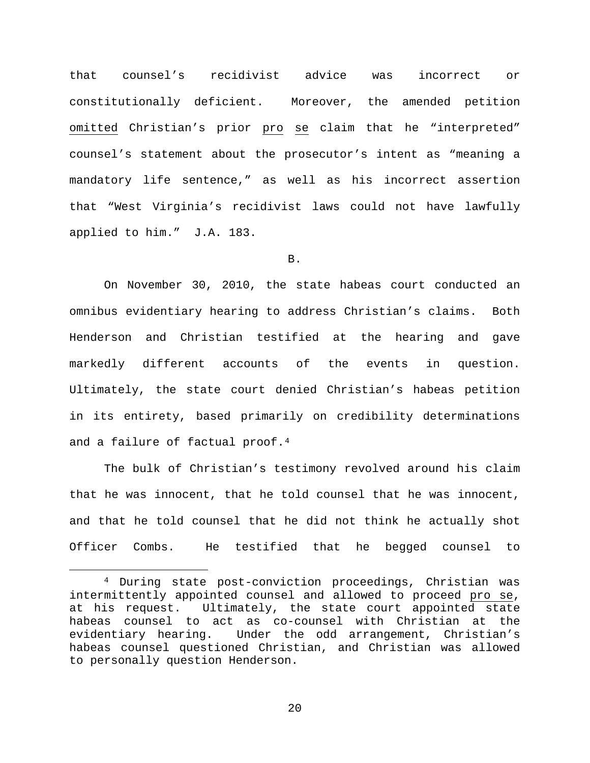that counsel's recidivist advice was incorrect or constitutionally deficient. Moreover, the amended petition omitted Christian's prior *pro se* claim that he "interpreted" counsel's statement about the prosecutor's intent as "meaning a mandatory life sentence," as well as his incorrect assertion that "West Virginia's recidivist laws could not have lawfully applied to him." J.A. 183.

B.

On November 30, 2010, the state habeas court conducted an omnibus evidentiary hearing to address Christian's claims. Both Henderson and Christian testified at the hearing and gave markedly different accounts of the events in question. Ultimately, the state court denied Christian's habeas petition in its entirety, based primarily on credibility determinations and a failure of factual proof.[4]

The bulk of Christian's testimony revolved around his claim that he was innocent, that he told counsel that he was innocent, and that he told counsel that he did not think he actually shot Officer Combs. He testified that he begged counsel to

---

[4] During state post-conviction proceedings, Christian was intermittently appointed counsel and allowed to proceed *pro se*, at his request. Ultimately, the state court appointed state habeas counsel to act as co-counsel with Christian at the evidentiary hearing. Under the odd arrangement, Christian's habeas counsel questioned Christian, and Christian was allowed to personally question Henderson.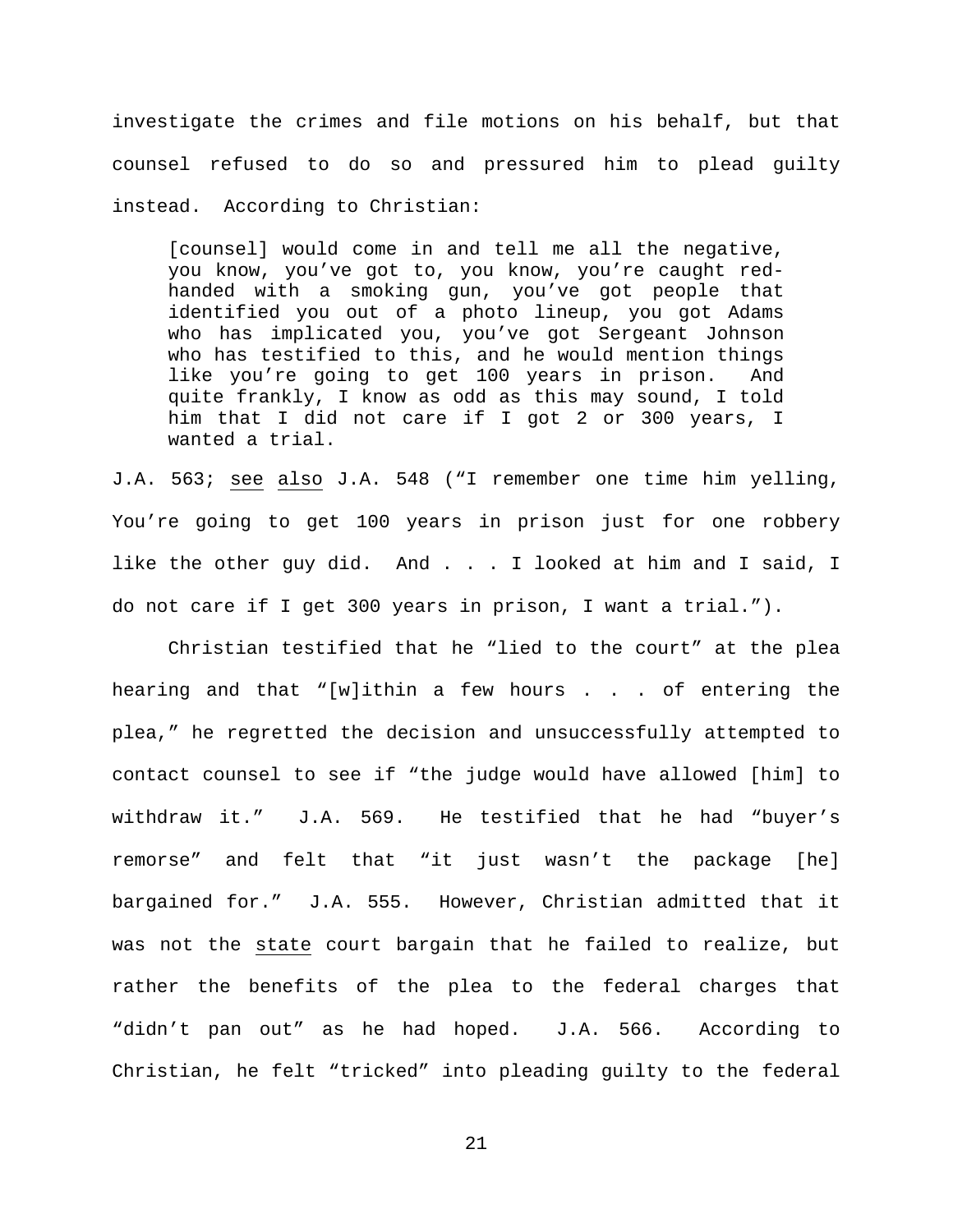investigate the crimes and file motions on his behalf, but that counsel refused to do so and pressured him to plead guilty instead. According to Christian:

> [counsel] would come in and tell me all the negative, you know, you've got to, you know, you're caught red-handed with a smoking gun, you've got people that identified you out of a photo lineup, you got Adams who has implicated you, you've got Sergeant Johnson who has testified to this, and he would mention things like you're going to get 100 years in prison. And quite frankly, I know as odd as this may sound, I told him that I did not care if I got 2 or 300 years, I wanted a trial.

J.A. 563; see also J.A. 548 ("I remember one time him yelling, You're going to get 100 years in prison just for one robbery like the other guy did. And . . . I looked at him and I said, I do not care if I get 300 years in prison, I want a trial.").

Christian testified that he "lied to the court" at the plea hearing and that "[w]ithin a few hours . . . of entering the plea," he regretted the decision and unsuccessfully attempted to contact counsel to see if "the judge would have allowed [him] to withdraw it." J.A. 569. He testified that he had "buyer's remorse" and felt that "it just wasn't the package [he] bargained for." J.A. 555. However, Christian admitted that it was not the state court bargain that he failed to realize, but rather the benefits of the plea to the federal charges that "didn't pan out" as he had hoped. J.A. 566. According to Christian, he felt "tricked" into pleading guilty to the federal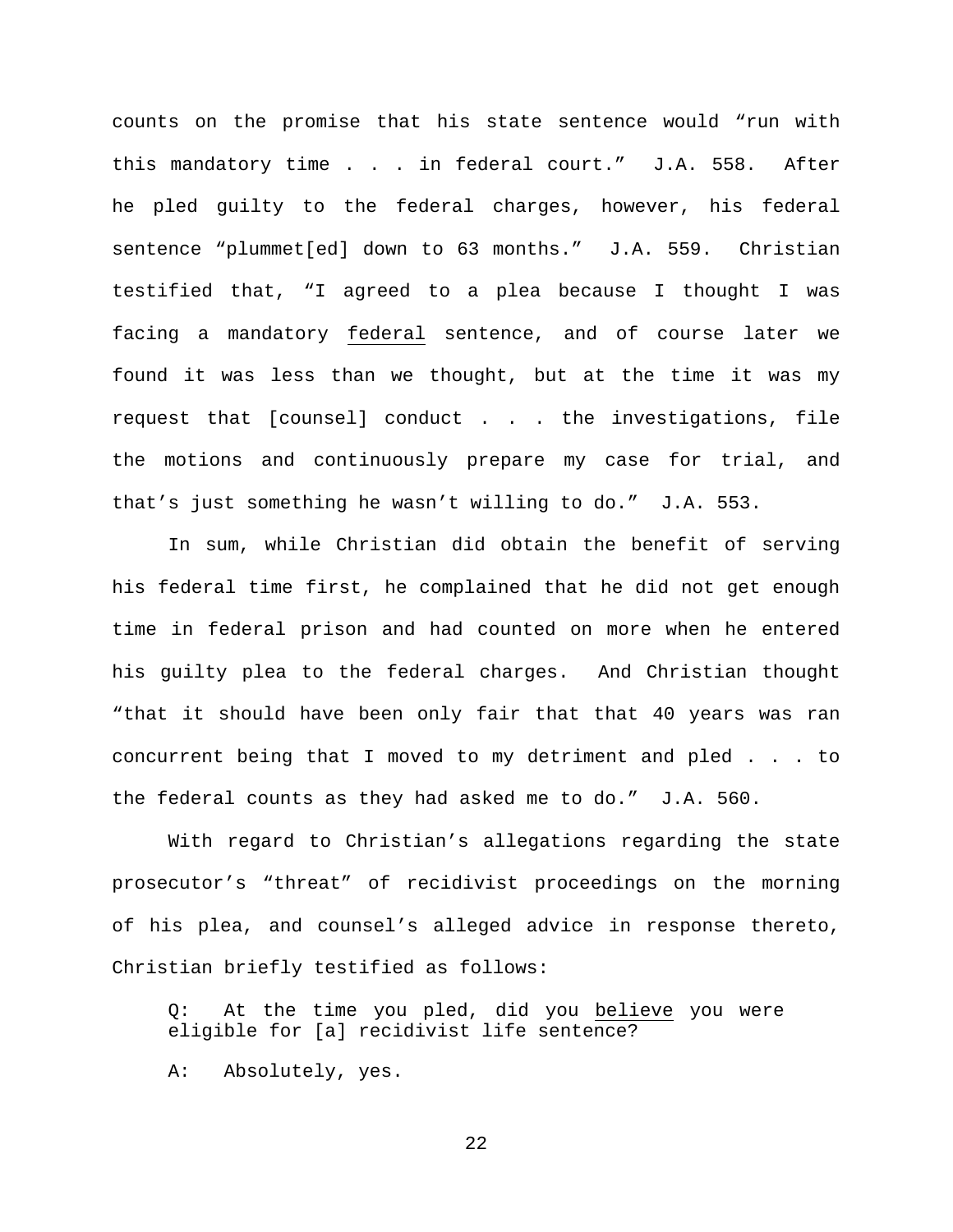counts on the promise that his state sentence would “run with this mandatory time . . . in federal court.” J.A. 558. After he pled guilty to the federal charges, however, his federal sentence “plummet[ed] down to 63 months.” J.A. 559. Christian testified that, “I agreed to a plea because I thought I was facing a mandatory <u>federal</u> sentence, and of course later we found it was less than we thought, but at the time it was my request that [counsel] conduct . . . the investigations, file the motions and continuously prepare my case for trial, and that’s just something he wasn’t willing to do.” J.A. 553.

In sum, while Christian did obtain the benefit of serving his federal time first, he complained that he did not get enough time in federal prison and had counted on more when he entered his guilty plea to the federal charges. And Christian thought “that it should have been only fair that that 40 years was ran concurrent being that I moved to my detriment and pled . . . to the federal counts as they had asked me to do.” J.A. 560.

With regard to Christian’s allegations regarding the state prosecutor’s “threat” of recidivist proceedings on the morning of his plea, and counsel’s alleged advice in response thereto, Christian briefly testified as follows:

> Q: At the time you pled, did you <u>believe</u> you were eligible for [a] recidivist life sentence?
>
> A: Absolutely, yes.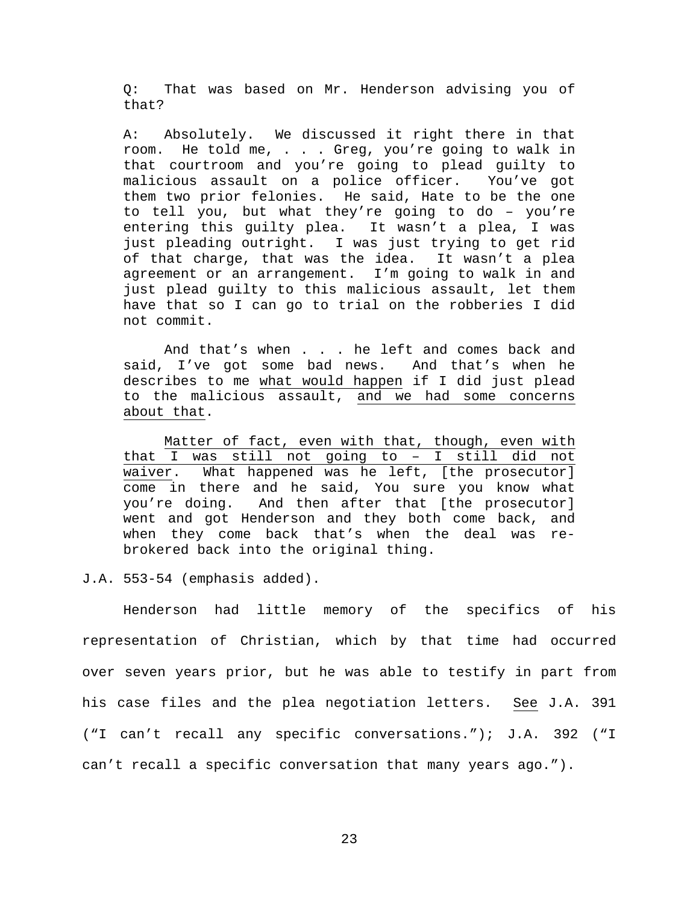> Q: That was based on Mr. Henderson advising you of that?
>
> A: Absolutely. We discussed it right there in that room. He told me, . . . Greg, you're going to walk in that courtroom and you're going to plead guilty to malicious assault on a police officer. You've got them two prior felonies. He said, Hate to be the one to tell you, but what they're going to do – you're entering this guilty plea. It wasn't a plea, I was just pleading outright. I was just trying to get rid of that charge, that was the idea. It wasn't a plea agreement or an arrangement. I'm going to walk in and just plead guilty to this malicious assault, let them have that so I can go to trial on the robberies I did not commit.
>
> And that's when . . . he left and comes back and said, I've got some bad news. And that's when he describes to me <u>what would happen</u> if I did just plead to the malicious assault, <u>and we had some concerns about that</u>.
>
> <u>Matter of fact, even with that, though, even with that I was still not going to – I still did not waiver</u>. What happened was he left, [the prosecutor] come in there and he said, You sure you know what you're doing. And then after that [the prosecutor] went and got Henderson and they both come back, and when they come back that's when the deal was re-brokered back into the original thing.

J.A. 553-54 (emphasis added).

Henderson had little memory of the specifics of his representation of Christian, which by that time had occurred over seven years prior, but he was able to testify in part from his case files and the plea negotiation letters. <u>See</u> J.A. 391 ("I can't recall any specific conversations."); J.A. 392 ("I can't recall a specific conversation that many years ago.").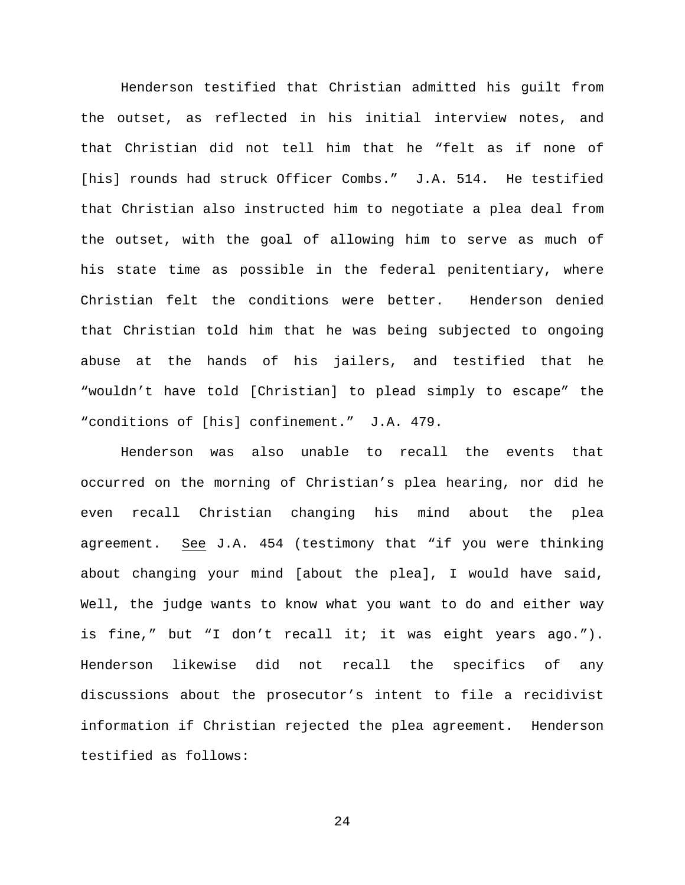Henderson testified that Christian admitted his guilt from the outset, as reflected in his initial interview notes, and that Christian did not tell him that he "felt as if none of [his] rounds had struck Officer Combs." J.A. 514. He testified that Christian also instructed him to negotiate a plea deal from the outset, with the goal of allowing him to serve as much of his state time as possible in the federal penitentiary, where Christian felt the conditions were better. Henderson denied that Christian told him that he was being subjected to ongoing abuse at the hands of his jailers, and testified that he "wouldn't have told [Christian] to plead simply to escape" the "conditions of [his] confinement." J.A. 479.

Henderson was also unable to recall the events that occurred on the morning of Christian's plea hearing, nor did he even recall Christian changing his mind about the plea agreement. See J.A. 454 (testimony that "if you were thinking about changing your mind [about the plea], I would have said, Well, the judge wants to know what you want to do and either way is fine," but "I don't recall it; it was eight years ago."). Henderson likewise did not recall the specifics of any discussions about the prosecutor's intent to file a recidivist information if Christian rejected the plea agreement. Henderson testified as follows: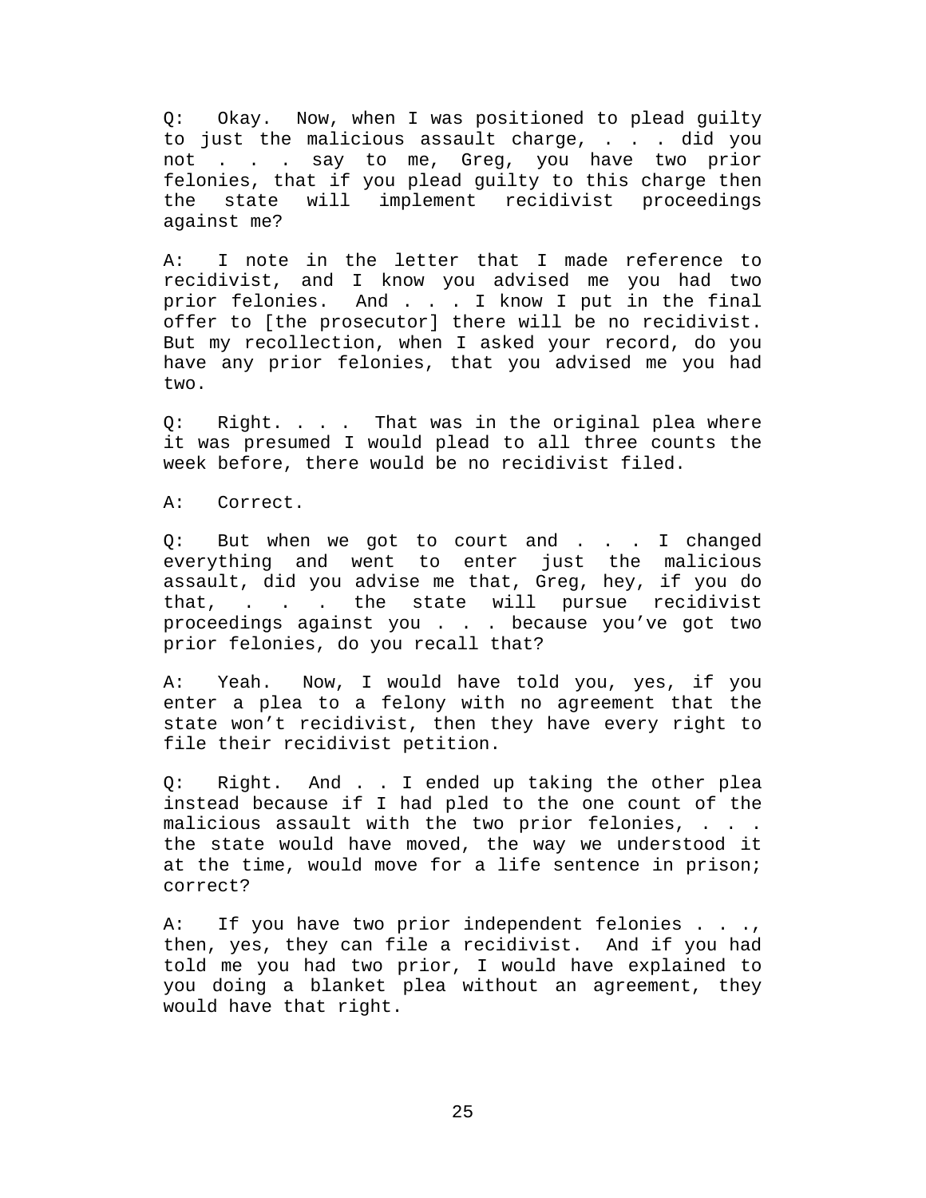Q: Okay. Now, when I was positioned to plead guilty to just the malicious assault charge, . . . did you not . . . say to me, Greg, you have two prior felonies, that if you plead guilty to this charge then the state will implement recidivist proceedings against me?

A: I note in the letter that I made reference to recidivist, and I know you advised me you had two prior felonies. And . . . I know I put in the final offer to [the prosecutor] there will be no recidivist. But my recollection, when I asked your record, do you have any prior felonies, that you advised me you had two.

Q: Right. . . . That was in the original plea where it was presumed I would plead to all three counts the week before, there would be no recidivist filed.

A: Correct.

Q: But when we got to court and . . . I changed everything and went to enter just the malicious assault, did you advise me that, Greg, hey, if you do that, . . . the state will pursue recidivist proceedings against you . . . because you've got two prior felonies, do you recall that?

A: Yeah. Now, I would have told you, yes, if you enter a plea to a felony with no agreement that the state won't recidivist, then they have every right to file their recidivist petition.

Q: Right. And . . I ended up taking the other plea instead because if I had pled to the one count of the malicious assault with the two prior felonies, . . . the state would have moved, the way we understood it at the time, would move for a life sentence in prison; correct?

A: If you have two prior independent felonies . . ., then, yes, they can file a recidivist. And if you had told me you had two prior, I would have explained to you doing a blanket plea without an agreement, they would have that right.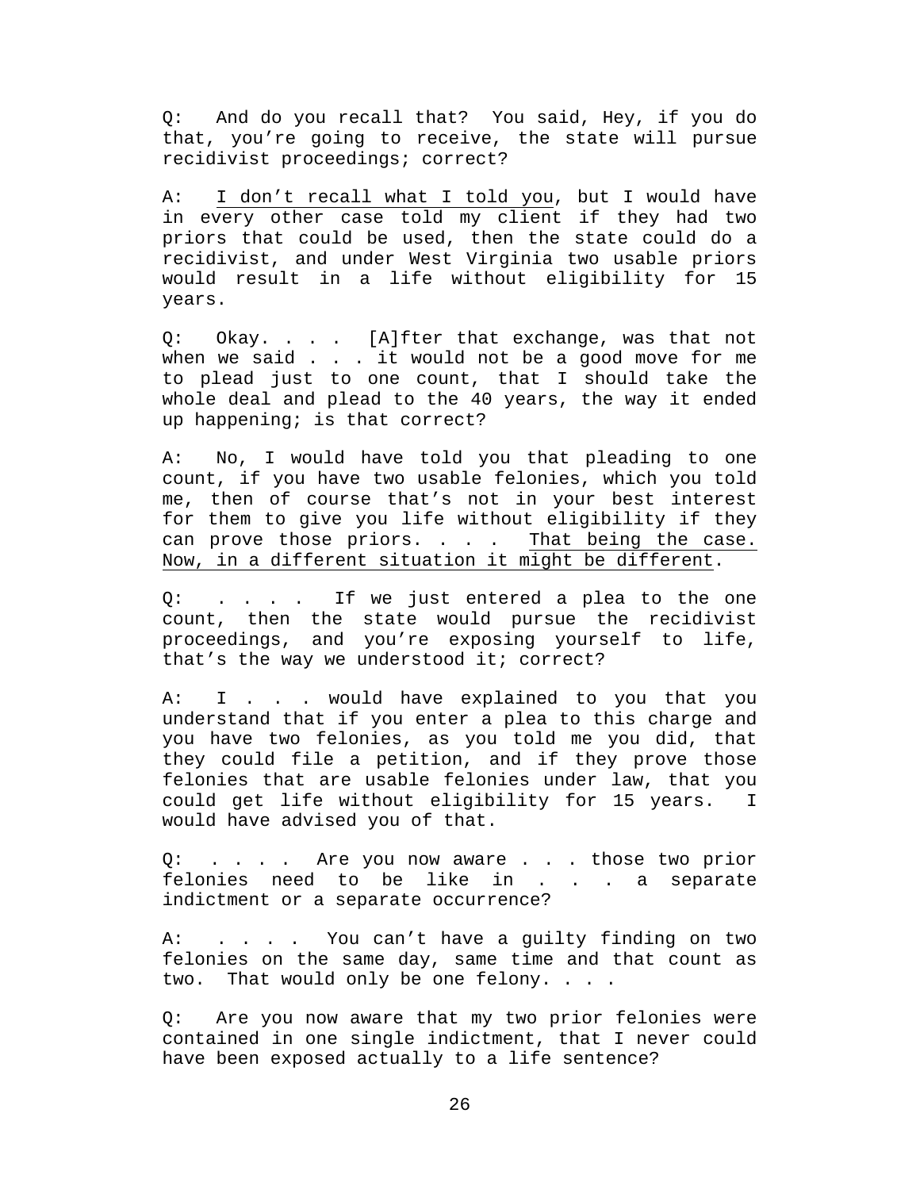Q: And do you recall that? You said, Hey, if you do that, you're going to receive, the state will pursue recidivist proceedings; correct?

A: <u>I don't recall what I told you</u>, but I would have in every other case told my client if they had two priors that could be used, then the state could do a recidivist, and under West Virginia two usable priors would result in a life without eligibility for 15 years.

Q: Okay. . . . [A]fter that exchange, was that not when we said . . . it would not be a good move for me to plead just to one count, that I should take the whole deal and plead to the 40 years, the way it ended up happening; is that correct?

A: No, I would have told you that pleading to one count, if you have two usable felonies, which you told me, then of course that's not in your best interest for them to give you life without eligibility if they can prove those priors. . . . <u>That being the case. Now, in a different situation it might be different</u>.

Q: . . . . If we just entered a plea to the one count, then the state would pursue the recidivist proceedings, and you're exposing yourself to life, that's the way we understood it; correct?

A: I . . . would have explained to you that you understand that if you enter a plea to this charge and you have two felonies, as you told me you did, that they could file a petition, and if they prove those felonies that are usable felonies under law, that you could get life without eligibility for 15 years. I would have advised you of that.

Q: . . . . Are you now aware . . . those two prior felonies need to be like in . . . a separate indictment or a separate occurrence?

A: . . . . You can't have a guilty finding on two felonies on the same day, same time and that count as two. That would only be one felony. . . .

Q: Are you now aware that my two prior felonies were contained in one single indictment, that I never could have been exposed actually to a life sentence?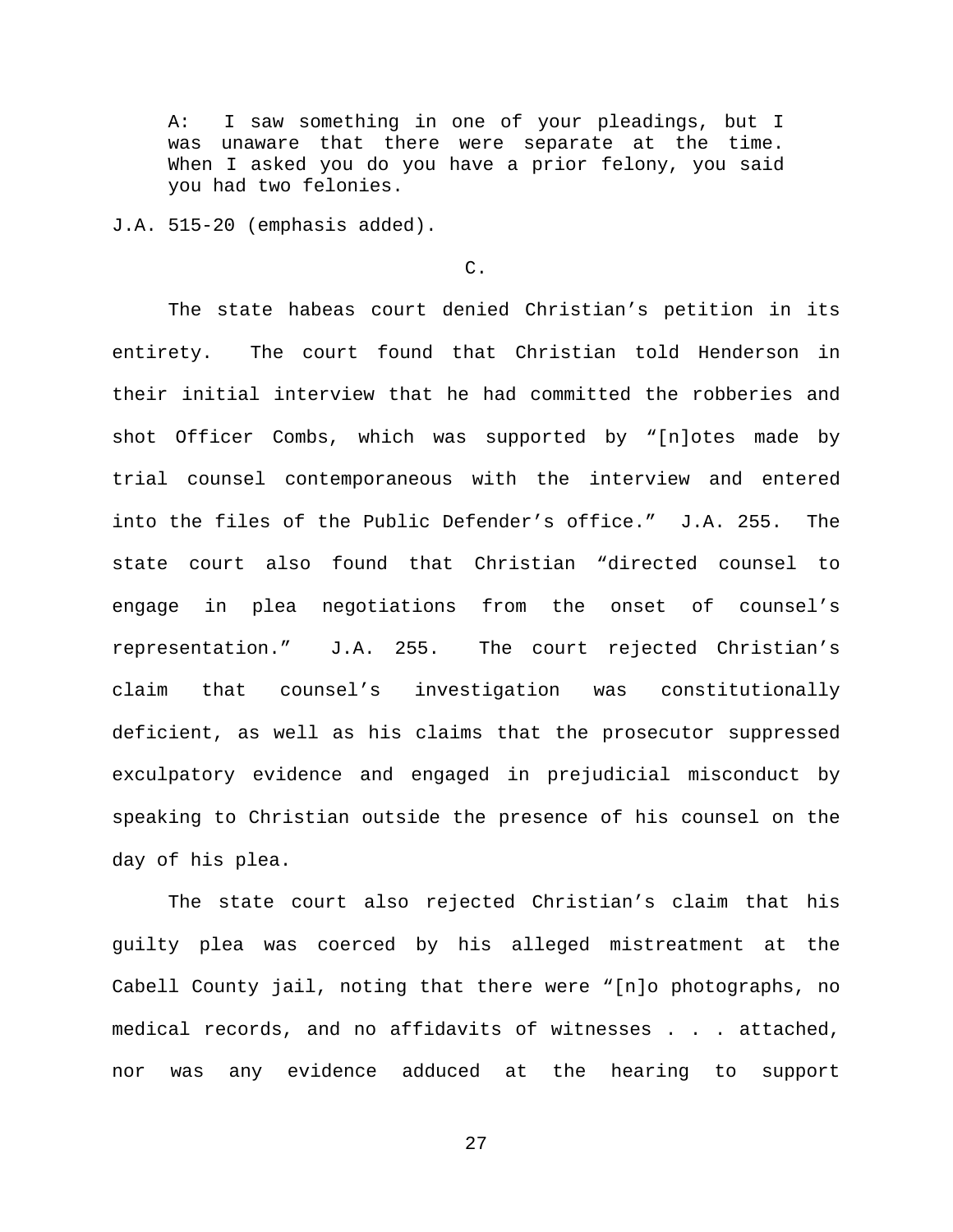> A: I saw something in one of your pleadings, but I was unaware that there were separate at the time. When I asked you do you have a prior felony, you said you had two felonies.

J.A. 515-20 (emphasis added).

C.

The state habeas court denied Christian's petition in its entirety. The court found that Christian told Henderson in their initial interview that he had committed the robberies and shot Officer Combs, which was supported by "[n]otes made by trial counsel contemporaneous with the interview and entered into the files of the Public Defender's office." J.A. 255. The state court also found that Christian "directed counsel to engage in plea negotiations from the onset of counsel's representation." J.A. 255. The court rejected Christian's claim that counsel's investigation was constitutionally deficient, as well as his claims that the prosecutor suppressed exculpatory evidence and engaged in prejudicial misconduct by speaking to Christian outside the presence of his counsel on the day of his plea.

The state court also rejected Christian's claim that his guilty plea was coerced by his alleged mistreatment at the Cabell County jail, noting that there were "[n]o photographs, no medical records, and no affidavits of witnesses . . . attached, nor was any evidence adduced at the hearing to support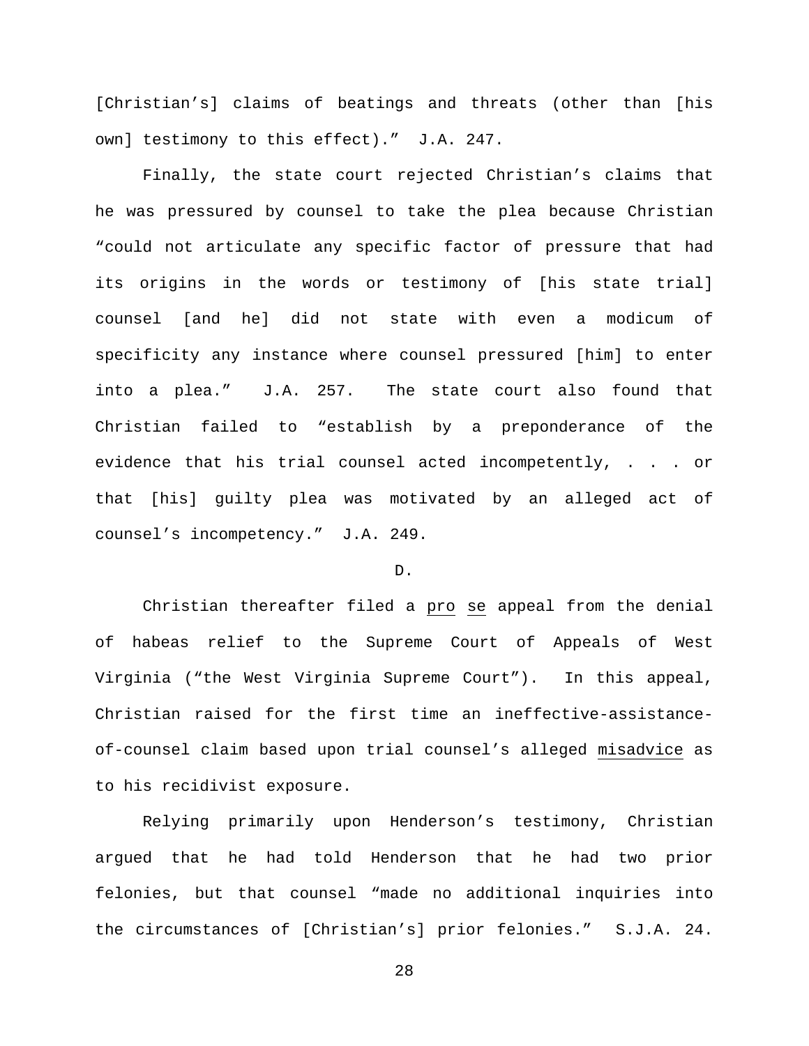[Christian's] claims of beatings and threats (other than [his own] testimony to this effect)." J.A. 247.

Finally, the state court rejected Christian's claims that he was pressured by counsel to take the plea because Christian "could not articulate any specific factor of pressure that had its origins in the words or testimony of [his state trial] counsel [and he] did not state with even a modicum of specificity any instance where counsel pressured [him] to enter into a plea." J.A. 257. The state court also found that Christian failed to "establish by a preponderance of the evidence that his trial counsel acted incompetently, . . . or that [his] guilty plea was motivated by an alleged act of counsel's incompetency." J.A. 249.

D.

Christian thereafter filed a _pro se_ appeal from the denial of habeas relief to the Supreme Court of Appeals of West Virginia ("the West Virginia Supreme Court"). In this appeal, Christian raised for the first time an ineffective-assistance-of-counsel claim based upon trial counsel's alleged _misadvice_ as to his recidivist exposure.

Relying primarily upon Henderson's testimony, Christian argued that he had told Henderson that he had two prior felonies, but that counsel "made no additional inquiries into the circumstances of [Christian's] prior felonies." S.J.A. 24.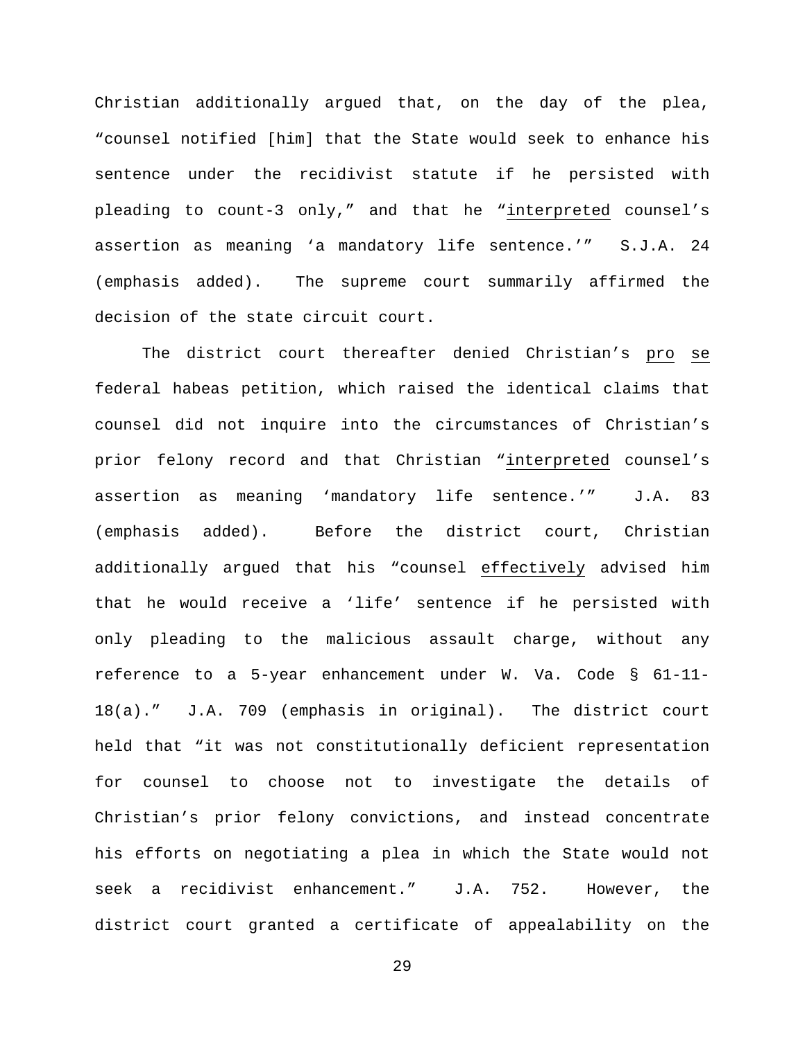Christian additionally argued that, on the day of the plea, "counsel notified [him] that the State would seek to enhance his sentence under the recidivist statute if he persisted with pleading to count-3 only," and that he "_interpreted_ counsel's assertion as meaning 'a mandatory life sentence.'" S.J.A. 24 (emphasis added). The supreme court summarily affirmed the decision of the state circuit court.

The district court thereafter denied Christian's _pro se_ federal habeas petition, which raised the identical claims that counsel did not inquire into the circumstances of Christian's prior felony record and that Christian "_interpreted_ counsel's assertion as meaning 'mandatory life sentence.'" J.A. 83 (emphasis added). Before the district court, Christian additionally argued that his "counsel _effectively_ advised him that he would receive a 'life' sentence if he persisted with only pleading to the malicious assault charge, without any reference to a 5-year enhancement under W. Va. Code § 61-11-18(a)." J.A. 709 (emphasis in original). The district court held that "it was not constitutionally deficient representation for counsel to choose not to investigate the details of Christian's prior felony convictions, and instead concentrate his efforts on negotiating a plea in which the State would not seek a recidivist enhancement." J.A. 752. However, the district court granted a certificate of appealability on the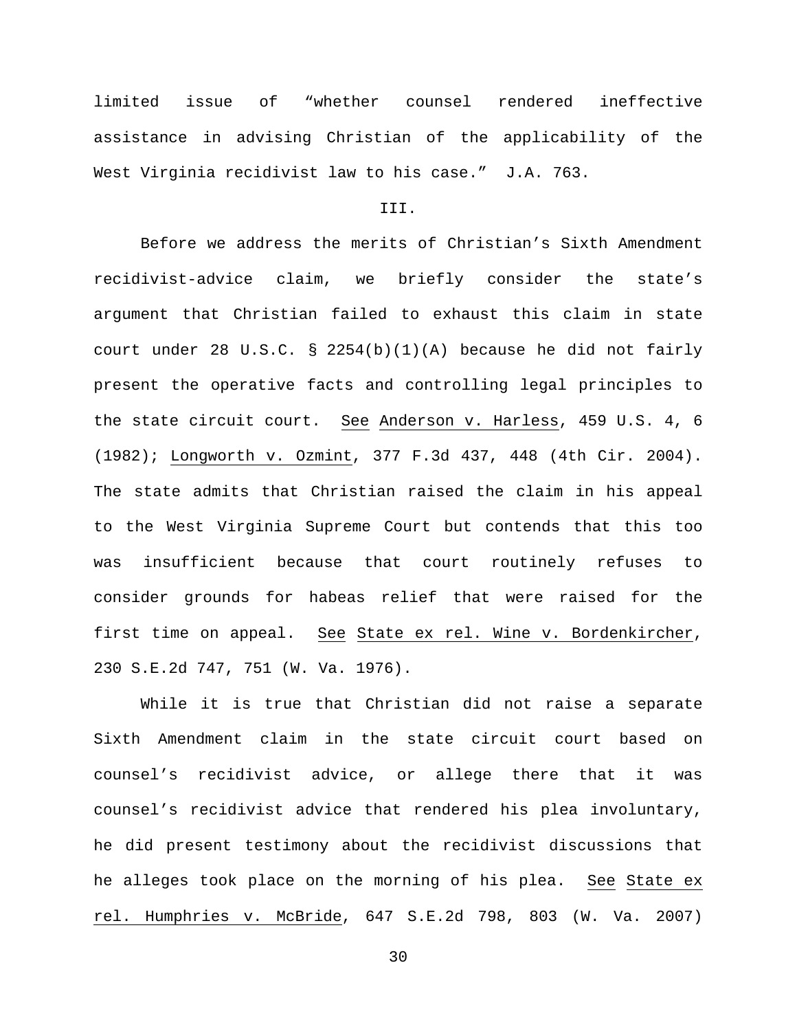limited issue of "whether counsel rendered ineffective assistance in advising Christian of the applicability of the West Virginia recidivist law to his case." J.A. 763.

III.

Before we address the merits of Christian's Sixth Amendment recidivist-advice claim, we briefly consider the state's argument that Christian failed to exhaust this claim in state court under 28 U.S.C. § 2254(b)(1)(A) because he did not fairly present the operative facts and controlling legal principles to the state circuit court. See Anderson v. Harless, 459 U.S. 4, 6 (1982); Longworth v. Ozmint, 377 F.3d 437, 448 (4th Cir. 2004). The state admits that Christian raised the claim in his appeal to the West Virginia Supreme Court but contends that this too was insufficient because that court routinely refuses to consider grounds for habeas relief that were raised for the first time on appeal. See State ex rel. Wine v. Bordenkircher, 230 S.E.2d 747, 751 (W. Va. 1976).

While it is true that Christian did not raise a separate Sixth Amendment claim in the state circuit court based on counsel's recidivist advice, or allege there that it was counsel's recidivist advice that rendered his plea involuntary, he did present testimony about the recidivist discussions that he alleges took place on the morning of his plea. See State ex rel. Humphries v. McBride, 647 S.E.2d 798, 803 (W. Va. 2007)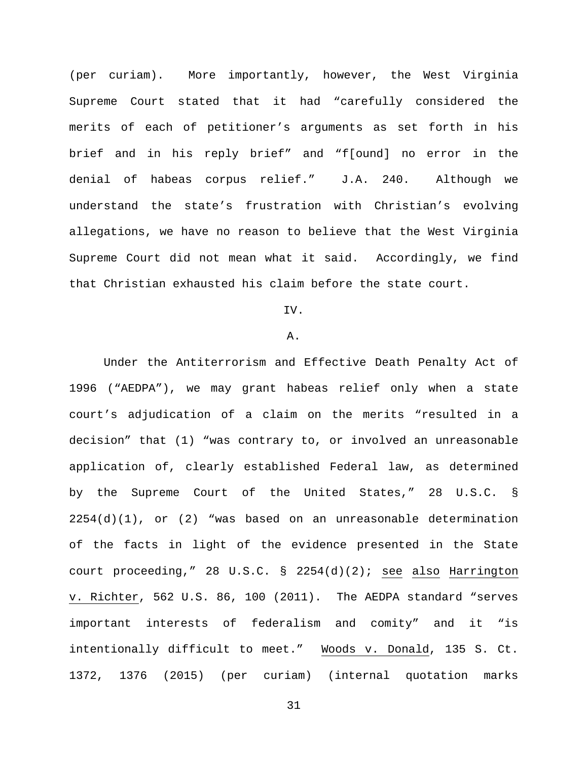(per curiam). More importantly, however, the West Virginia Supreme Court stated that it had "carefully considered the merits of each of petitioner's arguments as set forth in his brief and in his reply brief" and "f[ound] no error in the denial of habeas corpus relief." J.A. 240. Although we understand the state's frustration with Christian's evolving allegations, we have no reason to believe that the West Virginia Supreme Court did not mean what it said. Accordingly, we find that Christian exhausted his claim before the state court.

## IV.

### A.

Under the Antiterrorism and Effective Death Penalty Act of 1996 ("AEDPA"), we may grant habeas relief only when a state court's adjudication of a claim on the merits "resulted in a decision" that (1) "was contrary to, or involved an unreasonable application of, clearly established Federal law, as determined by the Supreme Court of the United States," 28 U.S.C. § 2254(d)(1), or (2) "was based on an unreasonable determination of the facts in light of the evidence presented in the State court proceeding," 28 U.S.C. § 2254(d)(2); see also Harrington v. Richter, 562 U.S. 86, 100 (2011). The AEDPA standard "serves important interests of federalism and comity" and it "is intentionally difficult to meet." Woods v. Donald, 135 S. Ct. 1372, 1376 (2015) (per curiam) (internal quotation marks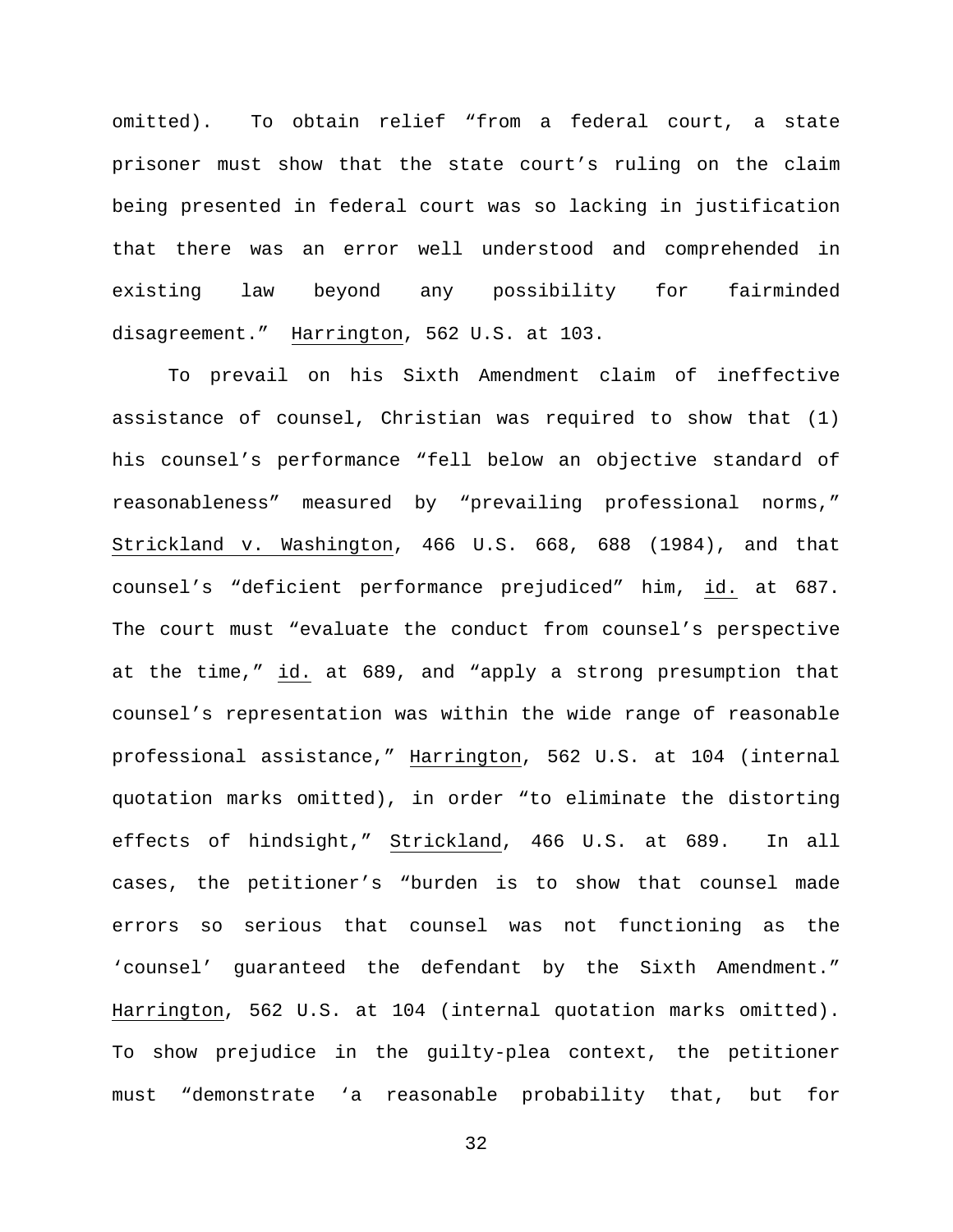omitted). To obtain relief "from a federal court, a state prisoner must show that the state court's ruling on the claim being presented in federal court was so lacking in justification that there was an error well understood and comprehended in existing law beyond any possibility for fairminded disagreement." Harrington, 562 U.S. at 103.

To prevail on his Sixth Amendment claim of ineffective assistance of counsel, Christian was required to show that (1) his counsel's performance "fell below an objective standard of reasonableness" measured by "prevailing professional norms," Strickland v. Washington, 466 U.S. 668, 688 (1984), and that counsel's "deficient performance prejudiced" him, id. at 687. The court must "evaluate the conduct from counsel's perspective at the time," id. at 689, and "apply a strong presumption that counsel's representation was within the wide range of reasonable professional assistance," Harrington, 562 U.S. at 104 (internal quotation marks omitted), in order "to eliminate the distorting effects of hindsight," Strickland, 466 U.S. at 689. In all cases, the petitioner's "burden is to show that counsel made errors so serious that counsel was not functioning as the 'counsel' guaranteed the defendant by the Sixth Amendment." Harrington, 562 U.S. at 104 (internal quotation marks omitted). To show prejudice in the guilty-plea context, the petitioner must "demonstrate 'a reasonable probability that, but for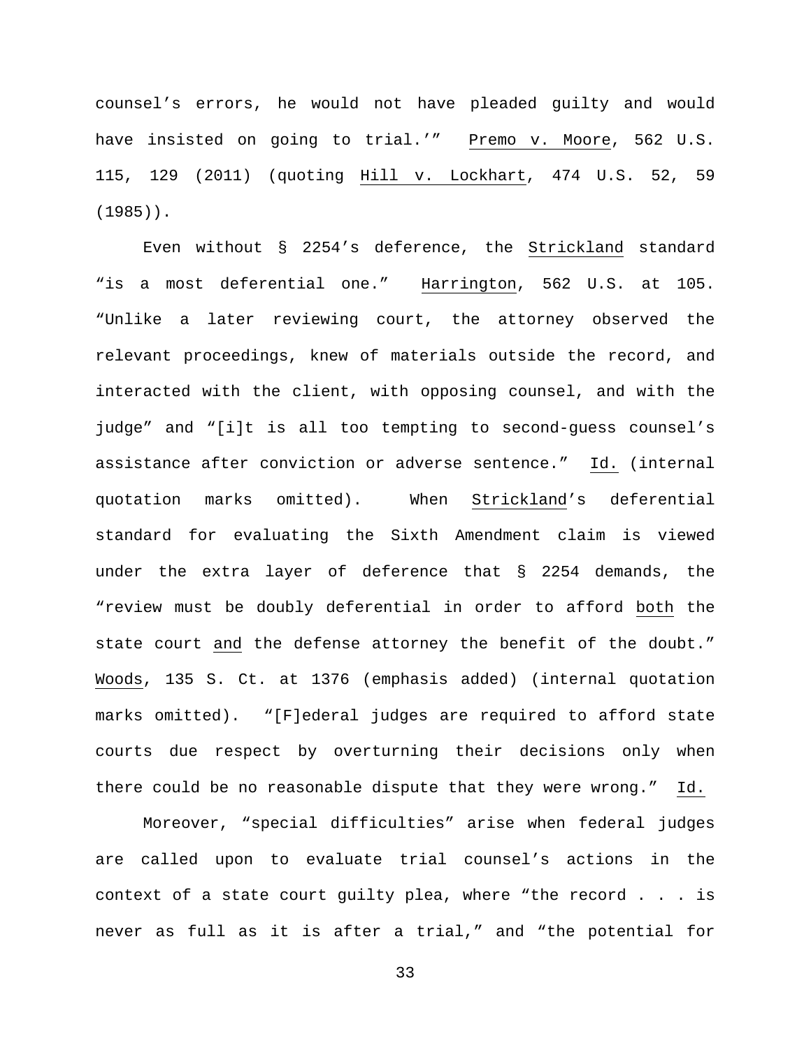counsel's errors, he would not have pleaded guilty and would have insisted on going to trial.'" Premo v. Moore, 562 U.S. 115, 129 (2011) (quoting Hill v. Lockhart, 474 U.S. 52, 59 (1985)).

Even without § 2254's deference, the Strickland standard "is a most deferential one." Harrington, 562 U.S. at 105. "Unlike a later reviewing court, the attorney observed the relevant proceedings, knew of materials outside the record, and interacted with the client, with opposing counsel, and with the judge" and "[i]t is all too tempting to second-guess counsel's assistance after conviction or adverse sentence." Id. (internal quotation marks omitted). When Strickland's deferential standard for evaluating the Sixth Amendment claim is viewed under the extra layer of deference that § 2254 demands, the "review must be doubly deferential in order to afford both the state court and the defense attorney the benefit of the doubt." Woods, 135 S. Ct. at 1376 (emphasis added) (internal quotation marks omitted). "[F]ederal judges are required to afford state courts due respect by overturning their decisions only when there could be no reasonable dispute that they were wrong." Id.

Moreover, "special difficulties" arise when federal judges are called upon to evaluate trial counsel's actions in the context of a state court guilty plea, where "the record . . . is never as full as it is after a trial," and "the potential for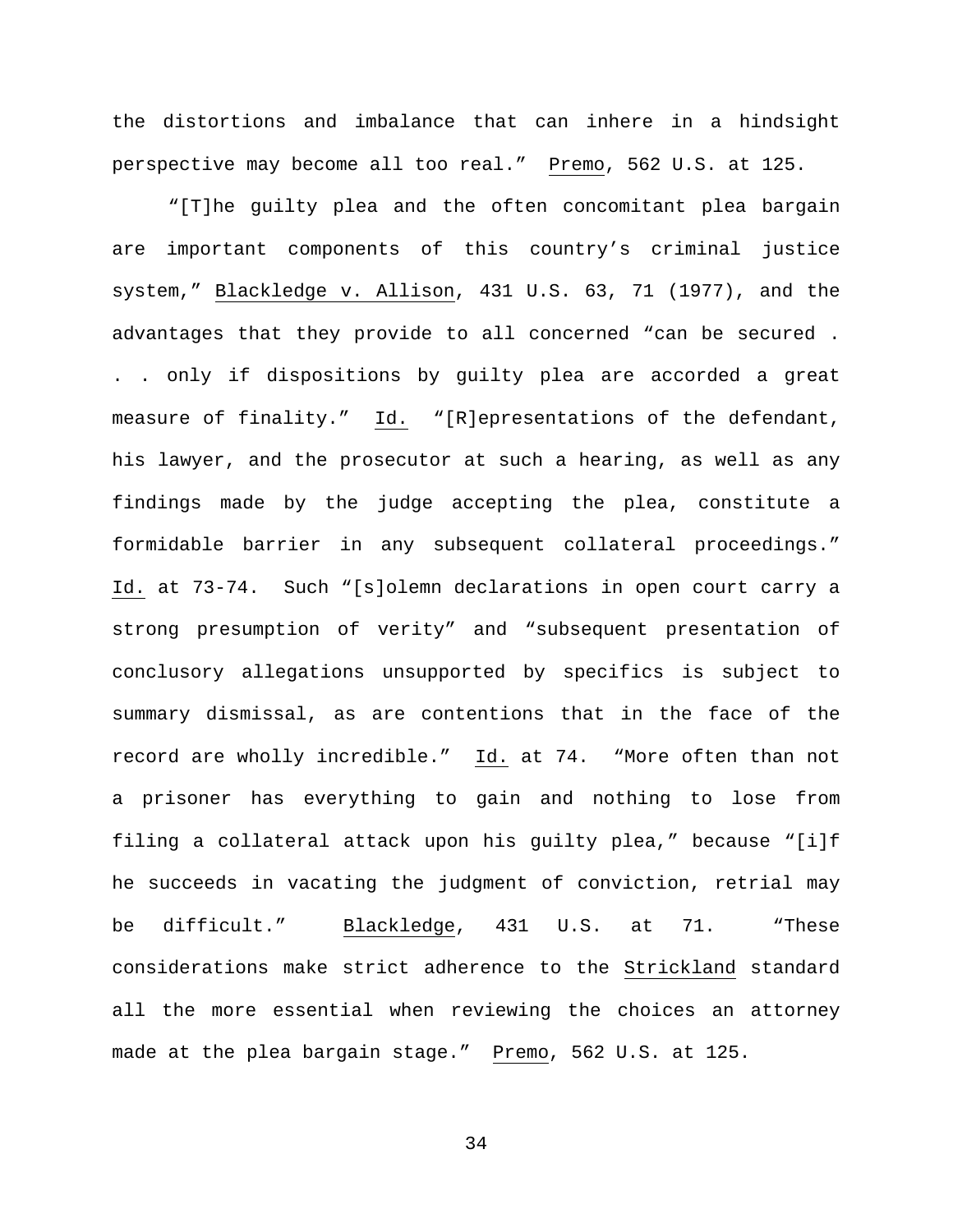the distortions and imbalance that can inhere in a hindsight perspective may become all too real." Premo, 562 U.S. at 125.

"[T]he guilty plea and the often concomitant plea bargain are important components of this country's criminal justice system," Blackledge v. Allison, 431 U.S. 63, 71 (1977), and the advantages that they provide to all concerned "can be secured . . . only if dispositions by guilty plea are accorded a great measure of finality." Id. "[R]epresentations of the defendant, his lawyer, and the prosecutor at such a hearing, as well as any findings made by the judge accepting the plea, constitute a formidable barrier in any subsequent collateral proceedings." Id. at 73-74. Such "[s]olemn declarations in open court carry a strong presumption of verity" and "subsequent presentation of conclusory allegations unsupported by specifics is subject to summary dismissal, as are contentions that in the face of the record are wholly incredible." Id. at 74. "More often than not a prisoner has everything to gain and nothing to lose from filing a collateral attack upon his guilty plea," because "[i]f he succeeds in vacating the judgment of conviction, retrial may be difficult." Blackledge, 431 U.S. at 71. "These considerations make strict adherence to the Strickland standard all the more essential when reviewing the choices an attorney made at the plea bargain stage." Premo, 562 U.S. at 125.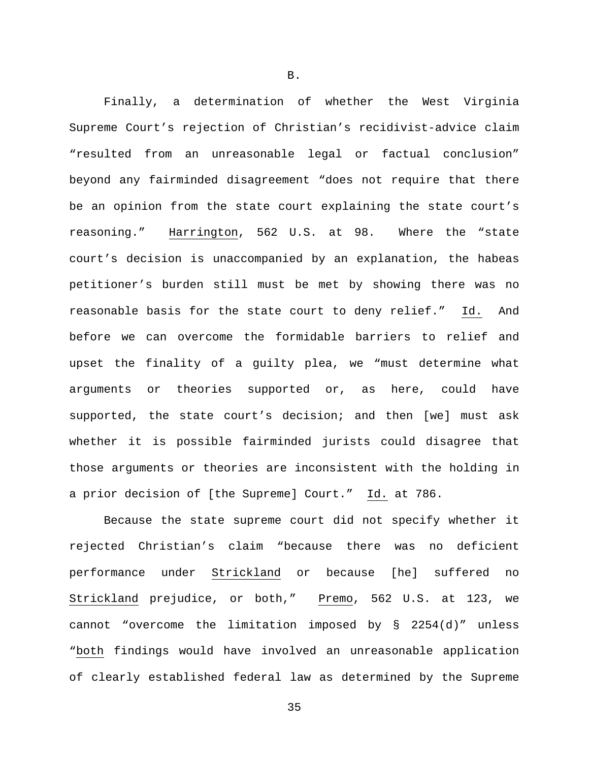B.

Finally, a determination of whether the West Virginia Supreme Court's rejection of Christian's recidivist-advice claim "resulted from an unreasonable legal or factual conclusion" beyond any fairminded disagreement "does not require that there be an opinion from the state court explaining the state court's reasoning." Harrington, 562 U.S. at 98. Where the "state court's decision is unaccompanied by an explanation, the habeas petitioner's burden still must be met by showing there was no reasonable basis for the state court to deny relief." Id. And before we can overcome the formidable barriers to relief and upset the finality of a guilty plea, we "must determine what arguments or theories supported or, as here, could have supported, the state court's decision; and then [we] must ask whether it is possible fairminded jurists could disagree that those arguments or theories are inconsistent with the holding in a prior decision of [the Supreme] Court." Id. at 786.

Because the state supreme court did not specify whether it rejected Christian's claim "because there was no deficient performance under Strickland or because [he] suffered no Strickland prejudice, or both," Premo, 562 U.S. at 123, we cannot "overcome the limitation imposed by § 2254(d)" unless "both findings would have involved an unreasonable application of clearly established federal law as determined by the Supreme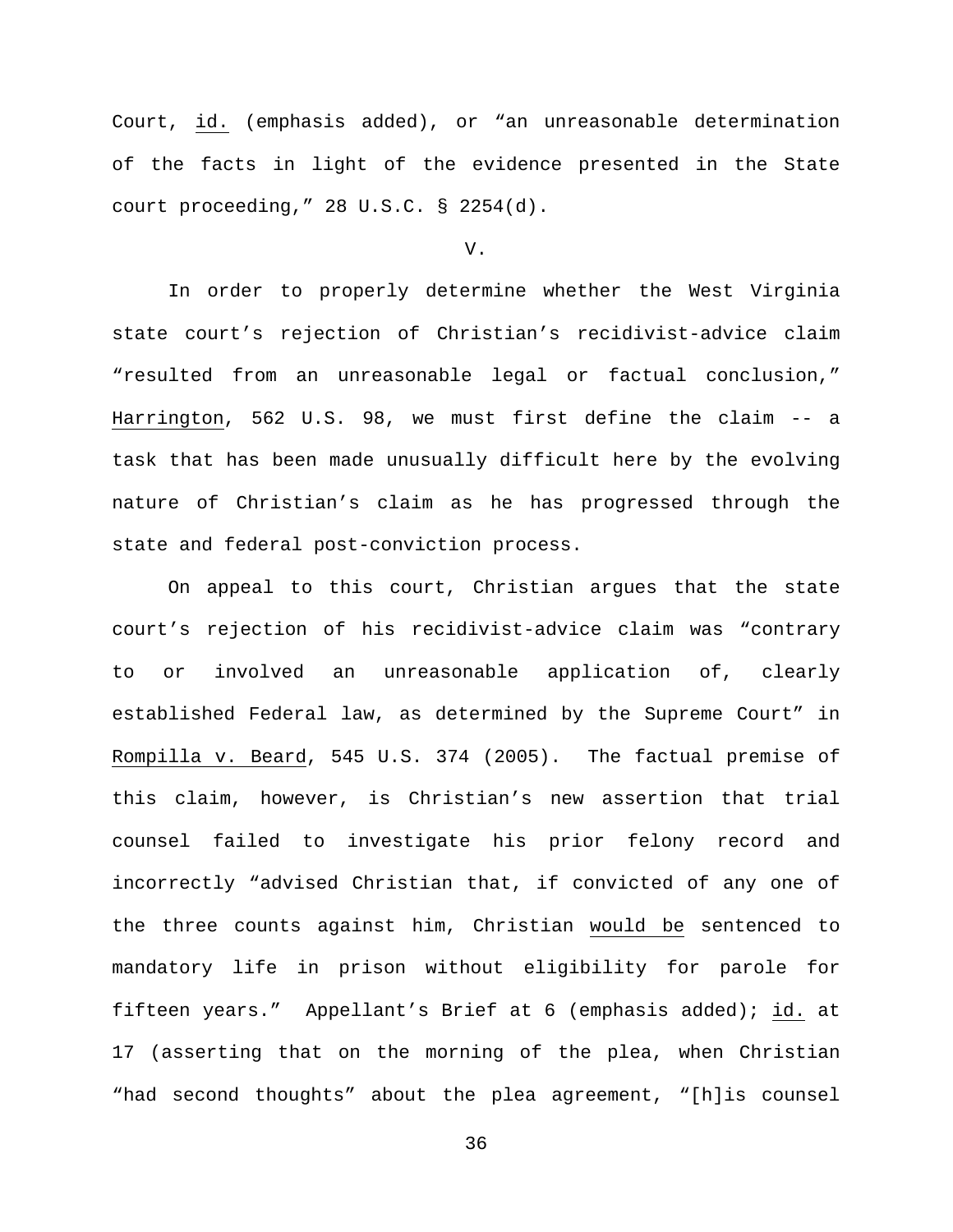Court, id. (emphasis added), or "an unreasonable determination of the facts in light of the evidence presented in the State court proceeding," 28 U.S.C. § 2254(d).

V.

In order to properly determine whether the West Virginia state court's rejection of Christian's recidivist-advice claim "resulted from an unreasonable legal or factual conclusion," Harrington, 562 U.S. 98, we must first define the claim -- a task that has been made unusually difficult here by the evolving nature of Christian's claim as he has progressed through the state and federal post-conviction process.

On appeal to this court, Christian argues that the state court's rejection of his recidivist-advice claim was "contrary to or involved an unreasonable application of, clearly established Federal law, as determined by the Supreme Court" in Rompilla v. Beard, 545 U.S. 374 (2005). The factual premise of this claim, however, is Christian's new assertion that trial counsel failed to investigate his prior felony record and incorrectly "advised Christian that, if convicted of any one of the three counts against him, Christian would be sentenced to mandatory life in prison without eligibility for parole for fifteen years." Appellant's Brief at 6 (emphasis added); id. at 17 (asserting that on the morning of the plea, when Christian "had second thoughts" about the plea agreement, "[h]is counsel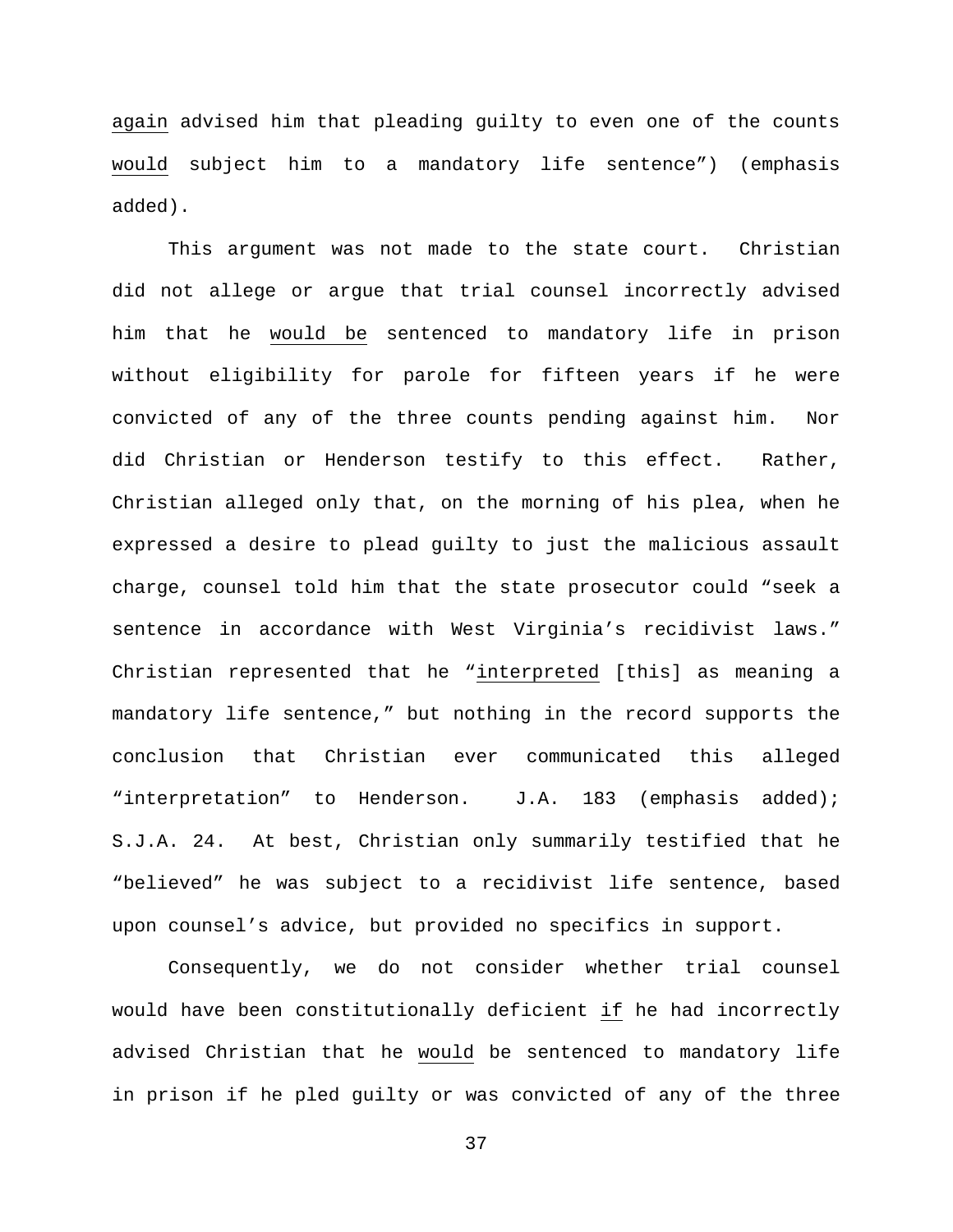again advised him that pleading guilty to even one of the counts would subject him to a mandatory life sentence") (emphasis added).

This argument was not made to the state court. Christian did not allege or argue that trial counsel incorrectly advised him that he would be sentenced to mandatory life in prison without eligibility for parole for fifteen years if he were convicted of any of the three counts pending against him. Nor did Christian or Henderson testify to this effect. Rather, Christian alleged only that, on the morning of his plea, when he expressed a desire to plead guilty to just the malicious assault charge, counsel told him that the state prosecutor could "seek a sentence in accordance with West Virginia's recidivist laws." Christian represented that he "interpreted [this] as meaning a mandatory life sentence," but nothing in the record supports the conclusion that Christian ever communicated this alleged "interpretation" to Henderson. J.A. 183 (emphasis added); S.J.A. 24. At best, Christian only summarily testified that he "believed" he was subject to a recidivist life sentence, based upon counsel's advice, but provided no specifics in support.

Consequently, we do not consider whether trial counsel would have been constitutionally deficient if he had incorrectly advised Christian that he would be sentenced to mandatory life in prison if he pled guilty or was convicted of any of the three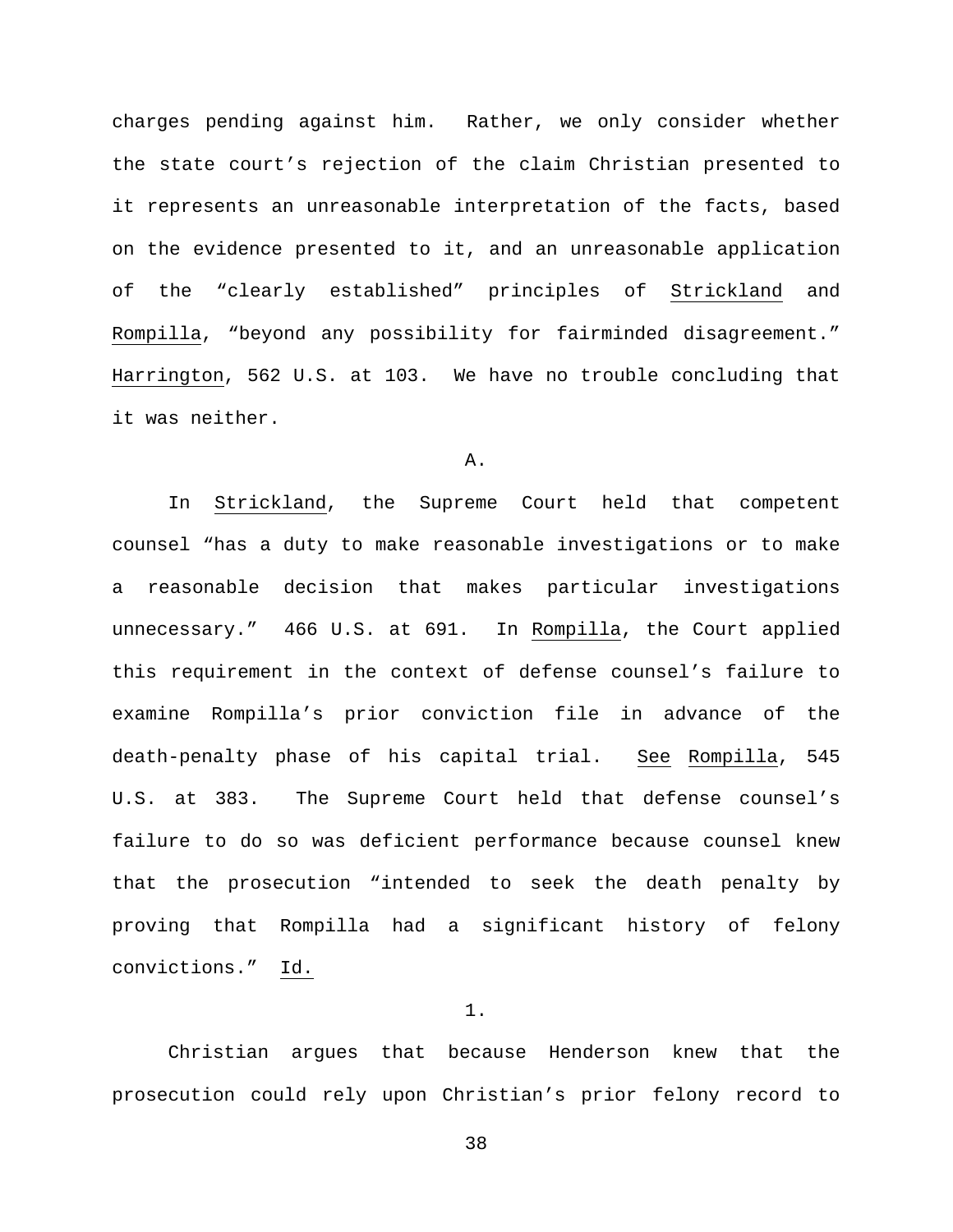charges pending against him. Rather, we only consider whether the state court's rejection of the claim Christian presented to it represents an unreasonable interpretation of the facts, based on the evidence presented to it, and an unreasonable application of the "clearly established" principles of Strickland and Rompilla, "beyond any possibility for fairminded disagreement." Harrington, 562 U.S. at 103. We have no trouble concluding that it was neither.

A.

In Strickland, the Supreme Court held that competent counsel "has a duty to make reasonable investigations or to make a reasonable decision that makes particular investigations unnecessary." 466 U.S. at 691. In Rompilla, the Court applied this requirement in the context of defense counsel's failure to examine Rompilla's prior conviction file in advance of the death-penalty phase of his capital trial. See Rompilla, 545 U.S. at 383. The Supreme Court held that defense counsel's failure to do so was deficient performance because counsel knew that the prosecution "intended to seek the death penalty by proving that Rompilla had a significant history of felony convictions." Id.

1.

Christian argues that because Henderson knew that the prosecution could rely upon Christian's prior felony record to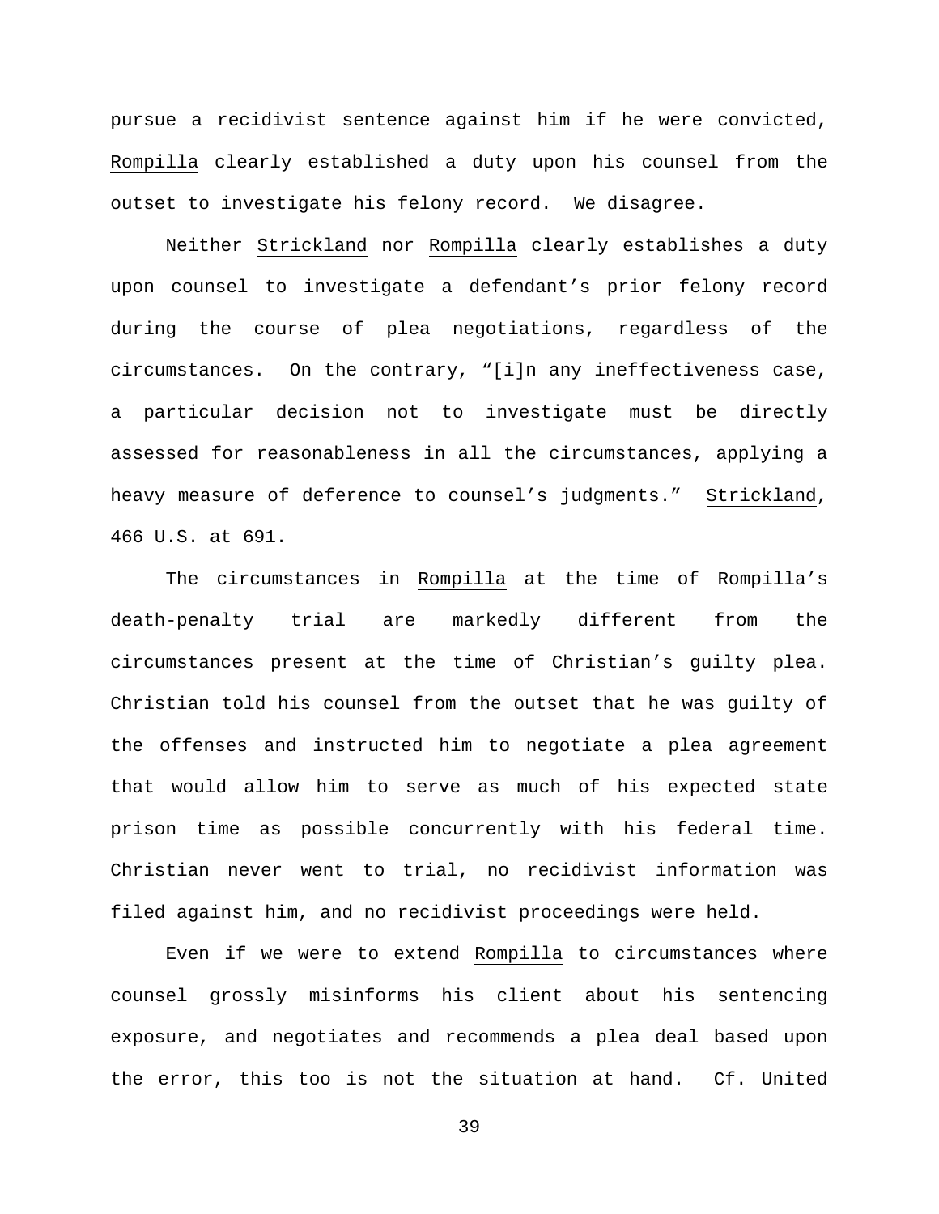pursue a recidivist sentence against him if he were convicted, Rompilla clearly established a duty upon his counsel from the outset to investigate his felony record. We disagree.

Neither Strickland nor Rompilla clearly establishes a duty upon counsel to investigate a defendant's prior felony record during the course of plea negotiations, regardless of the circumstances. On the contrary, "[i]n any ineffectiveness case, a particular decision not to investigate must be directly assessed for reasonableness in all the circumstances, applying a heavy measure of deference to counsel's judgments." Strickland, 466 U.S. at 691.

The circumstances in Rompilla at the time of Rompilla's death-penalty trial are markedly different from the circumstances present at the time of Christian's guilty plea. Christian told his counsel from the outset that he was guilty of the offenses and instructed him to negotiate a plea agreement that would allow him to serve as much of his expected state prison time as possible concurrently with his federal time. Christian never went to trial, no recidivist information was filed against him, and no recidivist proceedings were held.

Even if we were to extend Rompilla to circumstances where counsel grossly misinforms his client about his sentencing exposure, and negotiates and recommends a plea deal based upon the error, this too is not the situation at hand. Cf. United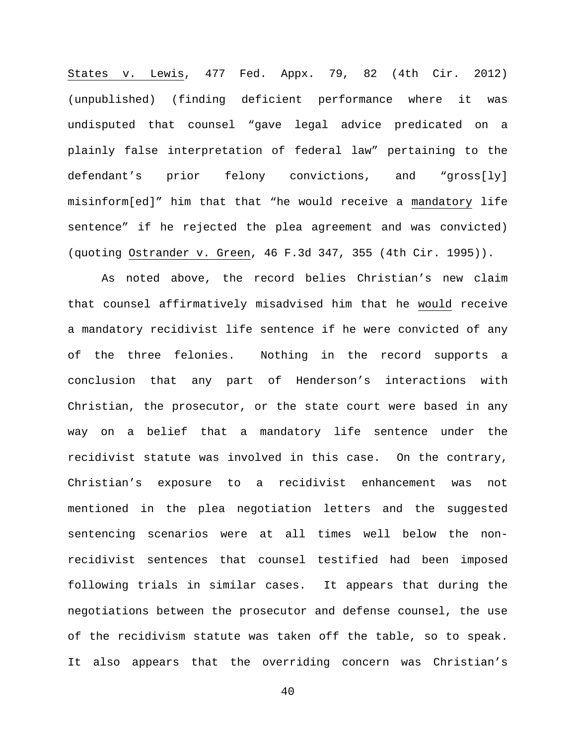States v. Lewis, 477 Fed. Appx. 79, 82 (4th Cir. 2012) (unpublished) (finding deficient performance where it was undisputed that counsel "gave legal advice predicated on a plainly false interpretation of federal law" pertaining to the defendant's prior felony convictions, and "gross[ly] misinform[ed]" him that that "he would receive a mandatory life sentence" if he rejected the plea agreement and was convicted) (quoting Ostrander v. Green, 46 F.3d 347, 355 (4th Cir. 1995)).

As noted above, the record belies Christian's new claim that counsel affirmatively misadvised him that he would receive a mandatory recidivist life sentence if he were convicted of any of the three felonies. Nothing in the record supports a conclusion that any part of Henderson's interactions with Christian, the prosecutor, or the state court were based in any way on a belief that a mandatory life sentence under the recidivist statute was involved in this case. On the contrary, Christian's exposure to a recidivist enhancement was not mentioned in the plea negotiation letters and the suggested sentencing scenarios were at all times well below the non-recidivist sentences that counsel testified had been imposed following trials in similar cases. It appears that during the negotiations between the prosecutor and defense counsel, the use of the recidivism statute was taken off the table, so to speak. It also appears that the overriding concern was Christian's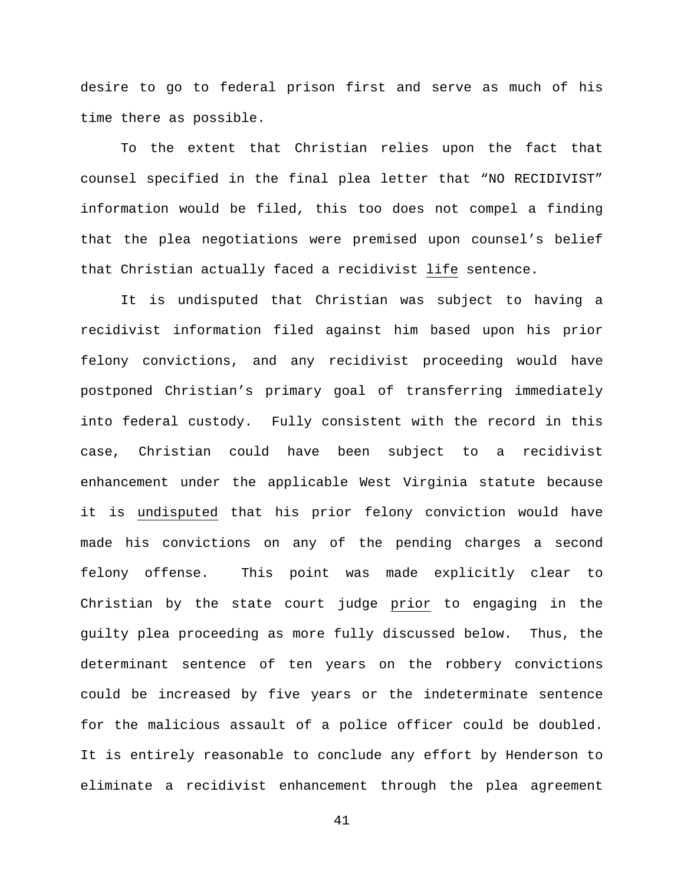desire to go to federal prison first and serve as much of his time there as possible.

To the extent that Christian relies upon the fact that counsel specified in the final plea letter that “NO RECIDIVIST” information would be filed, this too does not compel a finding that the plea negotiations were premised upon counsel’s belief that Christian actually faced a recidivist <u>life</u> sentence.

It is undisputed that Christian was subject to having a recidivist information filed against him based upon his prior felony convictions, and any recidivist proceeding would have postponed Christian’s primary goal of transferring immediately into federal custody. Fully consistent with the record in this case, Christian could have been subject to a recidivist enhancement under the applicable West Virginia statute because it is <u>undisputed</u> that his prior felony conviction would have made his convictions on any of the pending charges a second felony offense. This point was made explicitly clear to Christian by the state court judge <u>prior</u> to engaging in the guilty plea proceeding as more fully discussed below. Thus, the determinant sentence of ten years on the robbery convictions could be increased by five years or the indeterminate sentence for the malicious assault of a police officer could be doubled. It is entirely reasonable to conclude any effort by Henderson to eliminate a recidivist enhancement through the plea agreement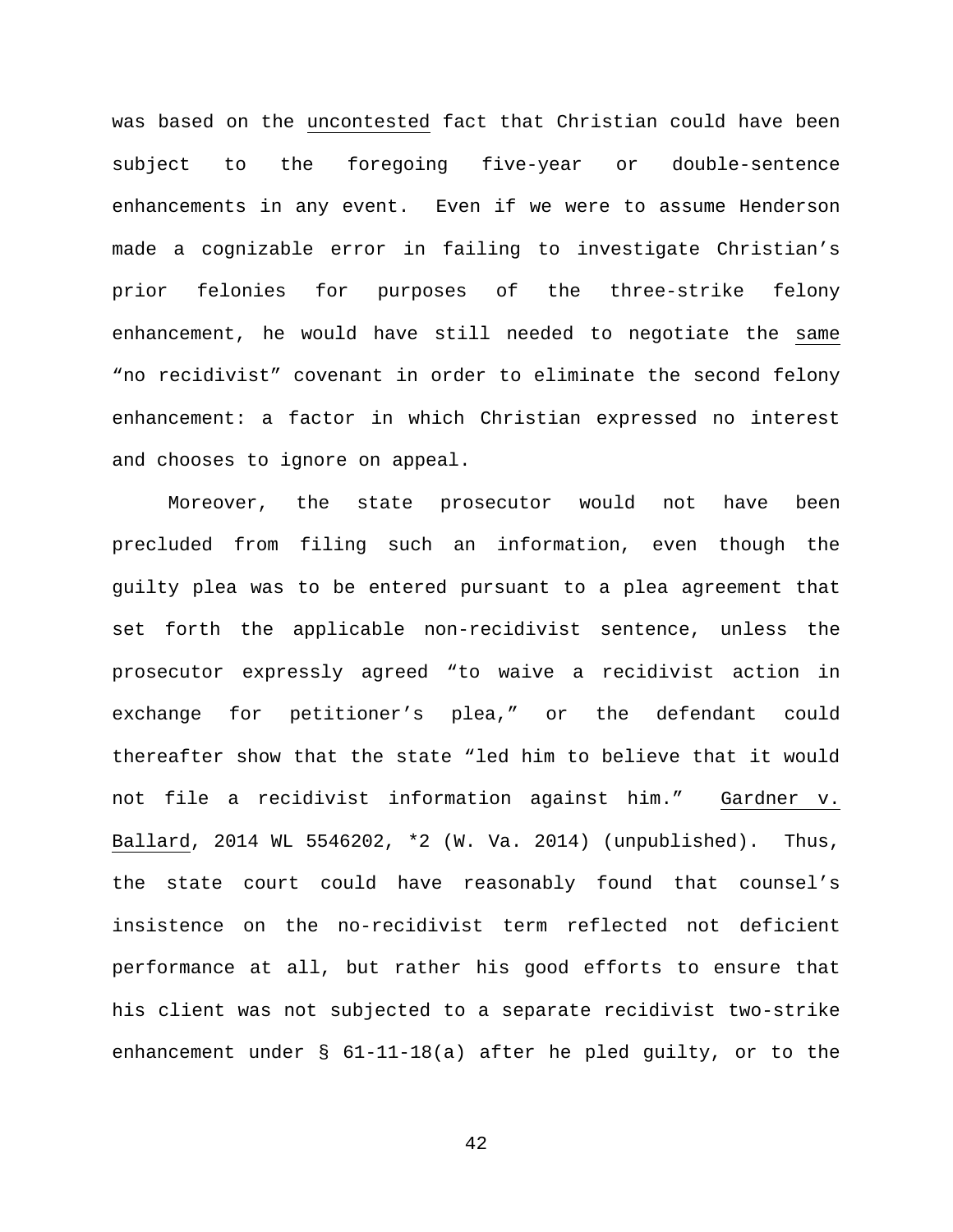was based on the uncontested fact that Christian could have been subject to the foregoing five-year or double-sentence enhancements in any event. Even if we were to assume Henderson made a cognizable error in failing to investigate Christian's prior felonies for purposes of the three-strike felony enhancement, he would have still needed to negotiate the same "no recidivist" covenant in order to eliminate the second felony enhancement: a factor in which Christian expressed no interest and chooses to ignore on appeal.

Moreover, the state prosecutor would not have been precluded from filing such an information, even though the guilty plea was to be entered pursuant to a plea agreement that set forth the applicable non-recidivist sentence, unless the prosecutor expressly agreed "to waive a recidivist action in exchange for petitioner's plea," or the defendant could thereafter show that the state "led him to believe that it would not file a recidivist information against him." Gardner v. Ballard, 2014 WL 5546202, *2 (W. Va. 2014) (unpublished). Thus, the state court could have reasonably found that counsel's insistence on the no-recidivist term reflected not deficient performance at all, but rather his good efforts to ensure that his client was not subjected to a separate recidivist two-strike enhancement under § 61-11-18(a) after he pled guilty, or to the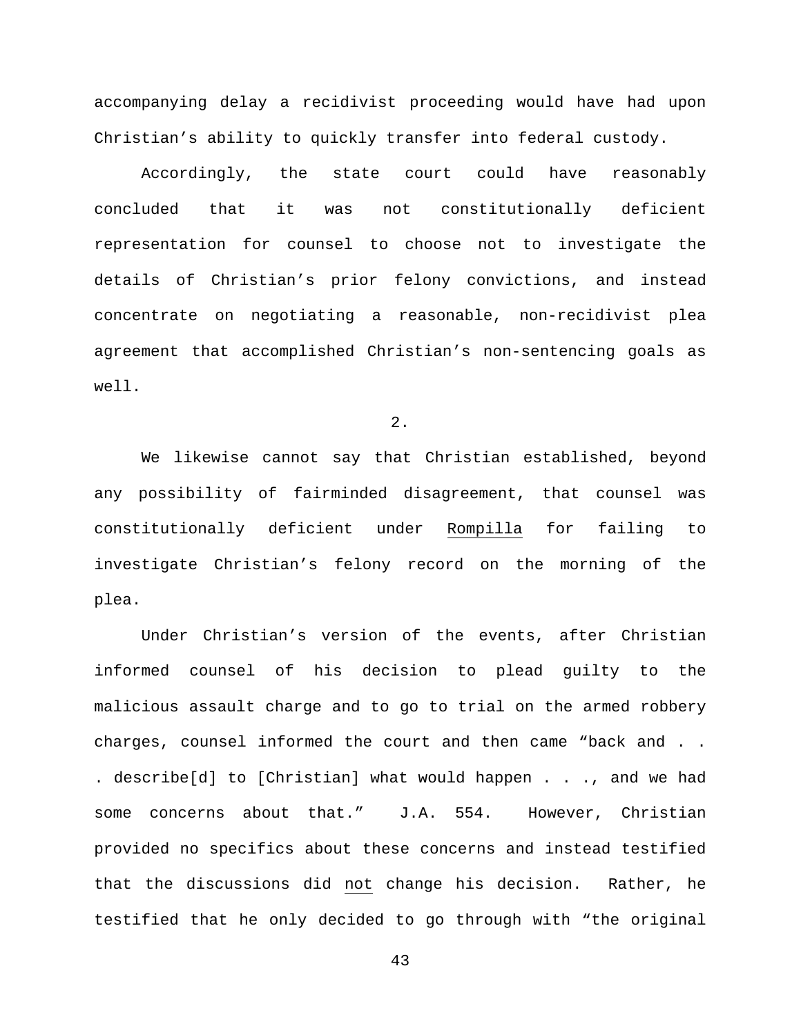accompanying delay a recidivist proceeding would have had upon Christian's ability to quickly transfer into federal custody.

Accordingly, the state court could have reasonably concluded that it was not constitutionally deficient representation for counsel to choose not to investigate the details of Christian's prior felony convictions, and instead concentrate on negotiating a reasonable, non-recidivist plea agreement that accomplished Christian's non-sentencing goals as well.

2.

We likewise cannot say that Christian established, beyond any possibility of fairminded disagreement, that counsel was constitutionally deficient under Rompilla for failing to investigate Christian's felony record on the morning of the plea.

Under Christian's version of the events, after Christian informed counsel of his decision to plead guilty to the malicious assault charge and to go to trial on the armed robbery charges, counsel informed the court and then came "back and . . . describe[d] to [Christian] what would happen . . ., and we had some concerns about that." J.A. 554. However, Christian provided no specifics about these concerns and instead testified that the discussions did not change his decision. Rather, he testified that he only decided to go through with "the original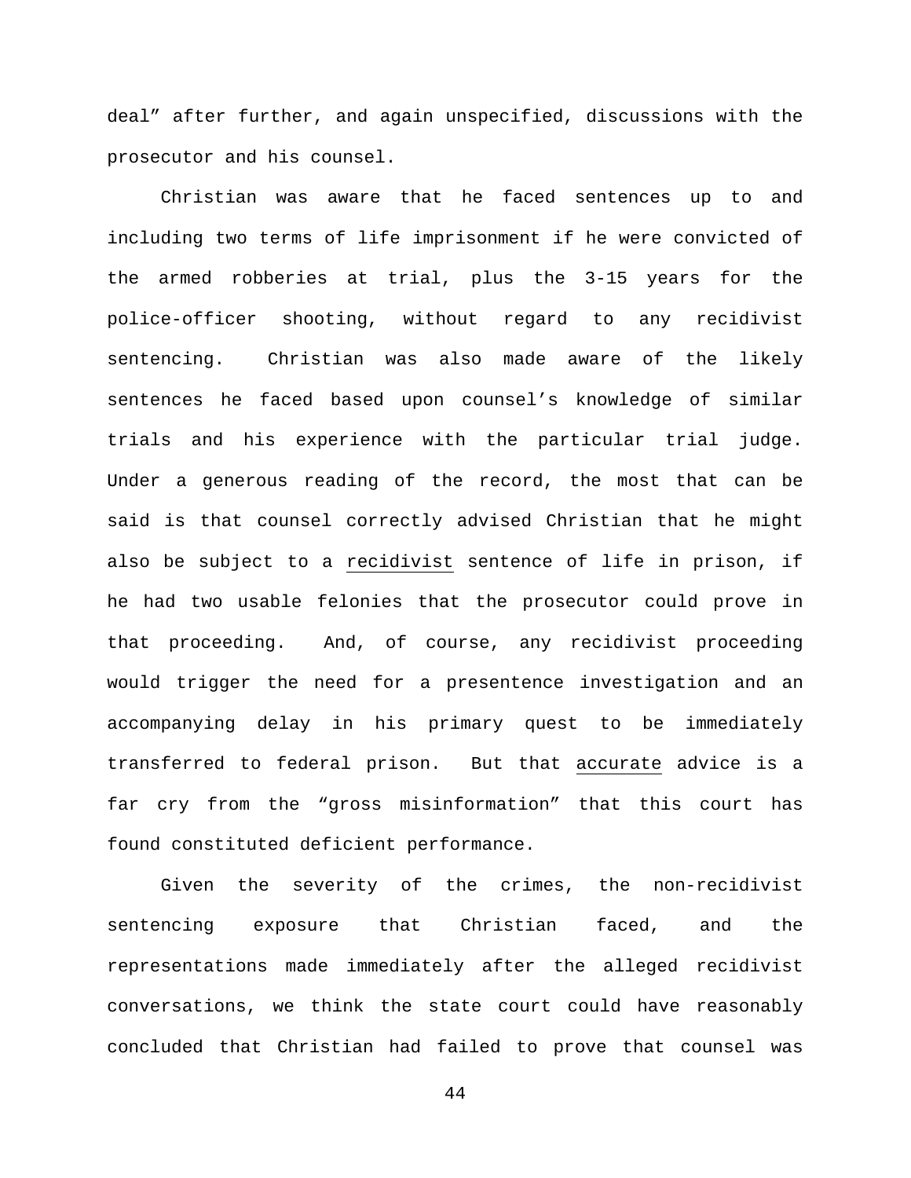deal” after further, and again unspecified, discussions with the prosecutor and his counsel.

Christian was aware that he faced sentences up to and including two terms of life imprisonment if he were convicted of the armed robberies at trial, plus the 3-15 years for the police-officer shooting, without regard to any recidivist sentencing. Christian was also made aware of the likely sentences he faced based upon counsel’s knowledge of similar trials and his experience with the particular trial judge. Under a generous reading of the record, the most that can be said is that counsel correctly advised Christian that he might also be subject to a <u>recidivist</u> sentence of life in prison, if he had two usable felonies that the prosecutor could prove in that proceeding. And, of course, any recidivist proceeding would trigger the need for a presentence investigation and an accompanying delay in his primary quest to be immediately transferred to federal prison. But that <u>accurate</u> advice is a far cry from the “gross misinformation” that this court has found constituted deficient performance.

Given the severity of the crimes, the non-recidivist sentencing exposure that Christian faced, and the representations made immediately after the alleged recidivist conversations, we think the state court could have reasonably concluded that Christian had failed to prove that counsel was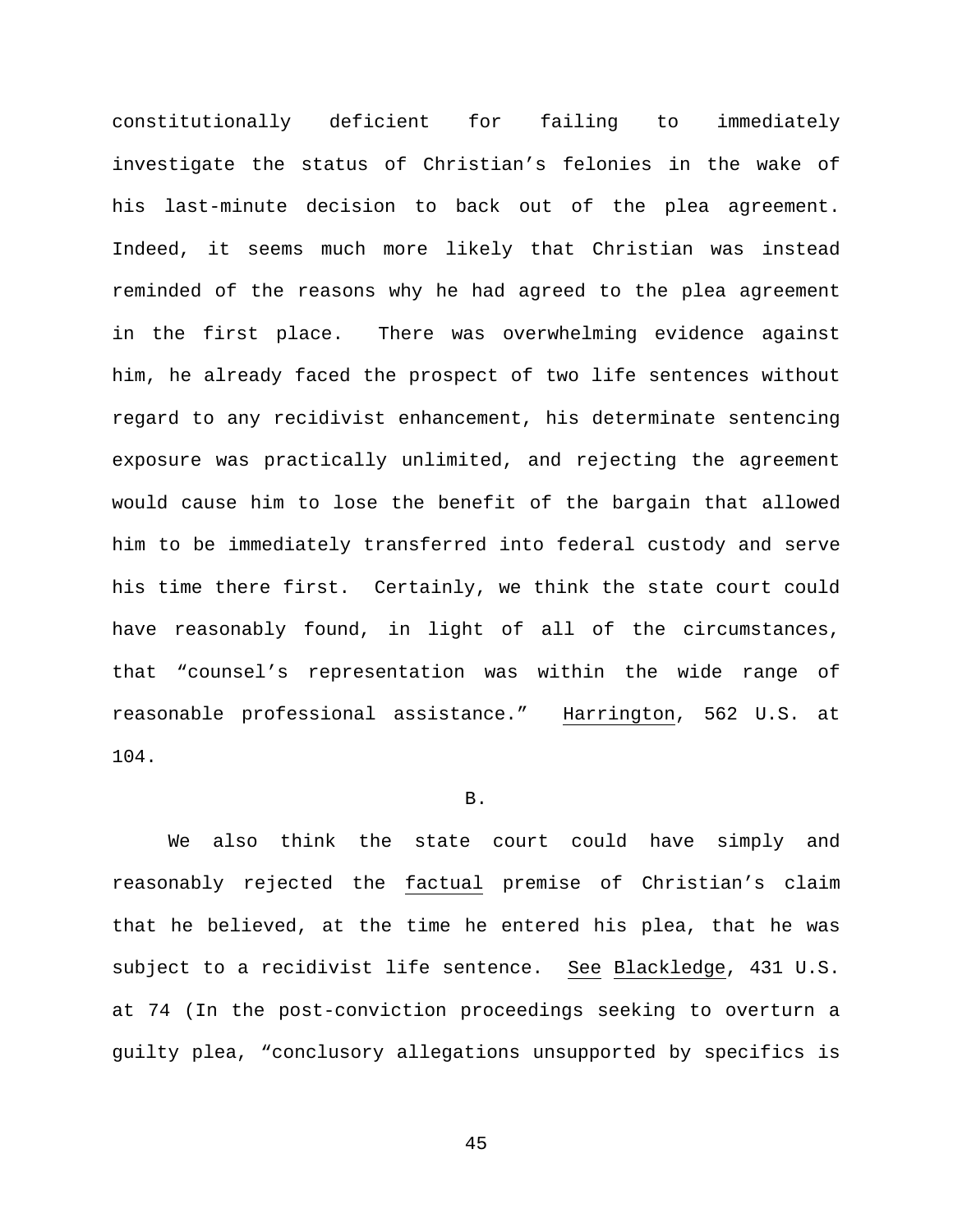constitutionally deficient for failing to immediately investigate the status of Christian's felonies in the wake of his last-minute decision to back out of the plea agreement. Indeed, it seems much more likely that Christian was instead reminded of the reasons why he had agreed to the plea agreement in the first place. There was overwhelming evidence against him, he already faced the prospect of two life sentences without regard to any recidivist enhancement, his determinate sentencing exposure was practically unlimited, and rejecting the agreement would cause him to lose the benefit of the bargain that allowed him to be immediately transferred into federal custody and serve his time there first. Certainly, we think the state court could have reasonably found, in light of all of the circumstances, that "counsel's representation was within the wide range of reasonable professional assistance." Harrington, 562 U.S. at 104.

B.

We also think the state court could have simply and reasonably rejected the factual premise of Christian's claim that he believed, at the time he entered his plea, that he was subject to a recidivist life sentence. See Blackledge, 431 U.S. at 74 (In the post-conviction proceedings seeking to overturn a guilty plea, "conclusory allegations unsupported by specifics is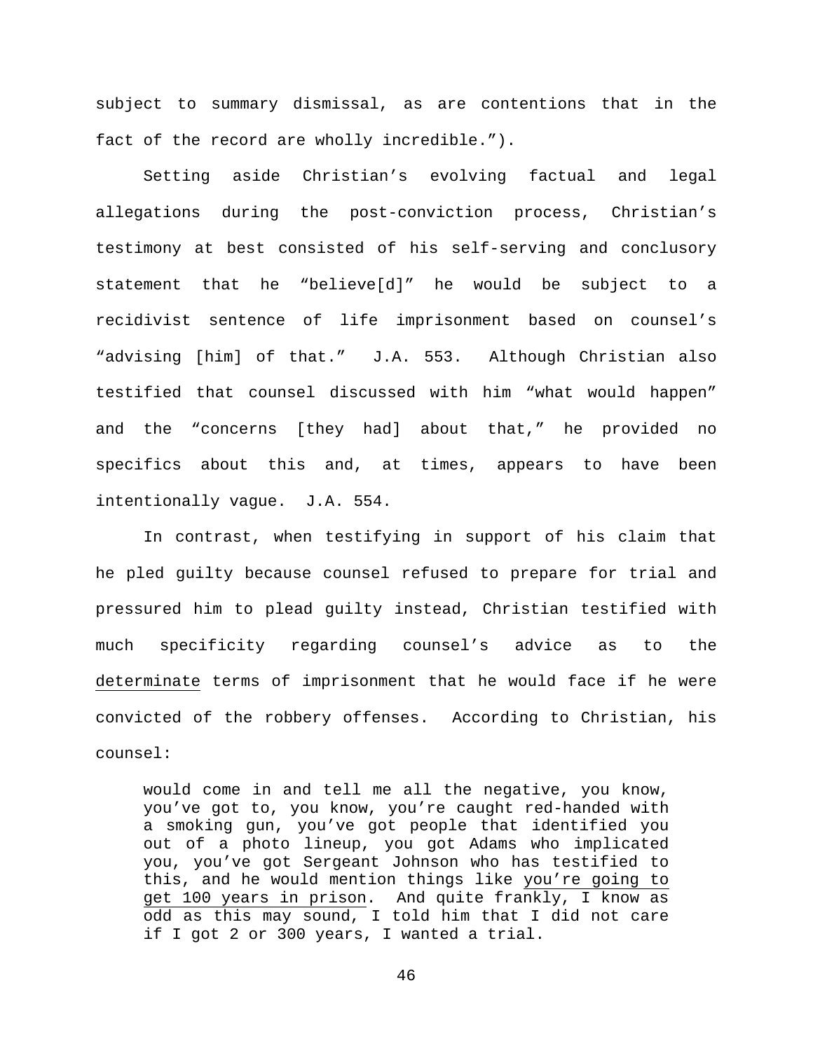subject to summary dismissal, as are contentions that in the fact of the record are wholly incredible.”).

Setting aside Christian’s evolving factual and legal allegations during the post-conviction process, Christian’s testimony at best consisted of his self-serving and conclusory statement that he “believe[d]” he would be subject to a recidivist sentence of life imprisonment based on counsel’s “advising [him] of that.” J.A. 553. Although Christian also testified that counsel discussed with him “what would happen” and the “concerns [they had] about that,” he provided no specifics about this and, at times, appears to have been intentionally vague. J.A. 554.

In contrast, when testifying in support of his claim that he pled guilty because counsel refused to prepare for trial and pressured him to plead guilty instead, Christian testified with much specificity regarding counsel’s advice as to the <u>determinate</u> terms of imprisonment that he would face if he were convicted of the robbery offenses. According to Christian, his counsel:

> would come in and tell me all the negative, you know, you’ve got to, you know, you’re caught red-handed with a smoking gun, you’ve got people that identified you out of a photo lineup, you got Adams who implicated you, you’ve got Sergeant Johnson who has testified to this, and he would mention things like <u>you’re going to get 100 years in prison</u>. And quite frankly, I know as odd as this may sound, I told him that I did not care if I got 2 or 300 years, I wanted a trial.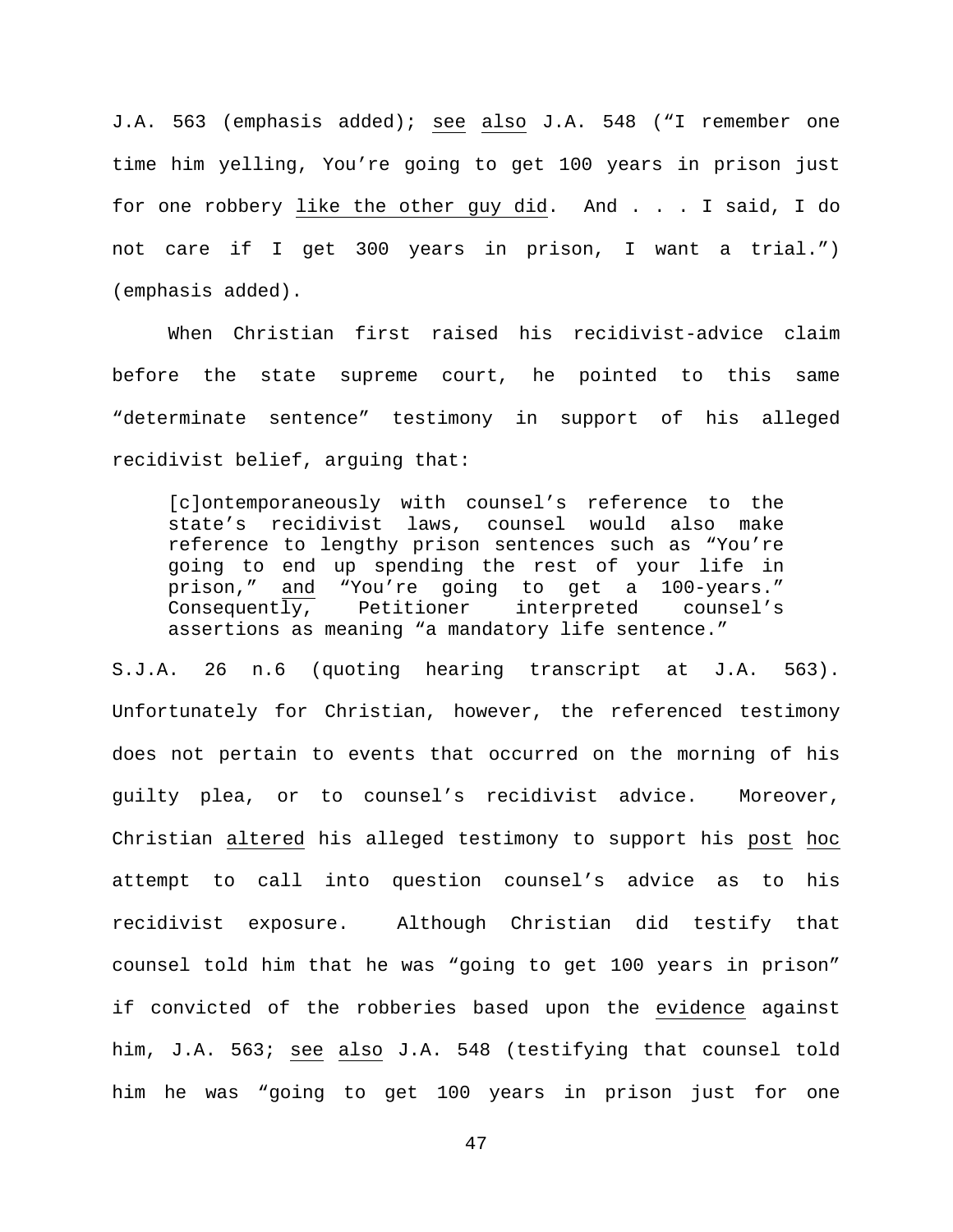J.A. 563 (emphasis added); see also J.A. 548 ("I remember one time him yelling, You're going to get 100 years in prison just for one robbery like the other guy did. And . . . I said, I do not care if I get 300 years in prison, I want a trial.") (emphasis added).

When Christian first raised his recidivist-advice claim before the state supreme court, he pointed to this same "determinate sentence" testimony in support of his alleged recidivist belief, arguing that:

> [c]ontemporaneously with counsel's reference to the state's recidivist laws, counsel would also make reference to lengthy prison sentences such as "You're going to end up spending the rest of your life in prison," and "You're going to get a 100-years." Consequently, Petitioner interpreted counsel's assertions as meaning "a mandatory life sentence."

S.J.A. 26 n.6 (quoting hearing transcript at J.A. 563). Unfortunately for Christian, however, the referenced testimony does not pertain to events that occurred on the morning of his guilty plea, or to counsel's recidivist advice. Moreover, Christian altered his alleged testimony to support his post hoc attempt to call into question counsel's advice as to his recidivist exposure. Although Christian did testify that counsel told him that he was "going to get 100 years in prison" if convicted of the robberies based upon the evidence against him, J.A. 563; see also J.A. 548 (testifying that counsel told him he was "going to get 100 years in prison just for one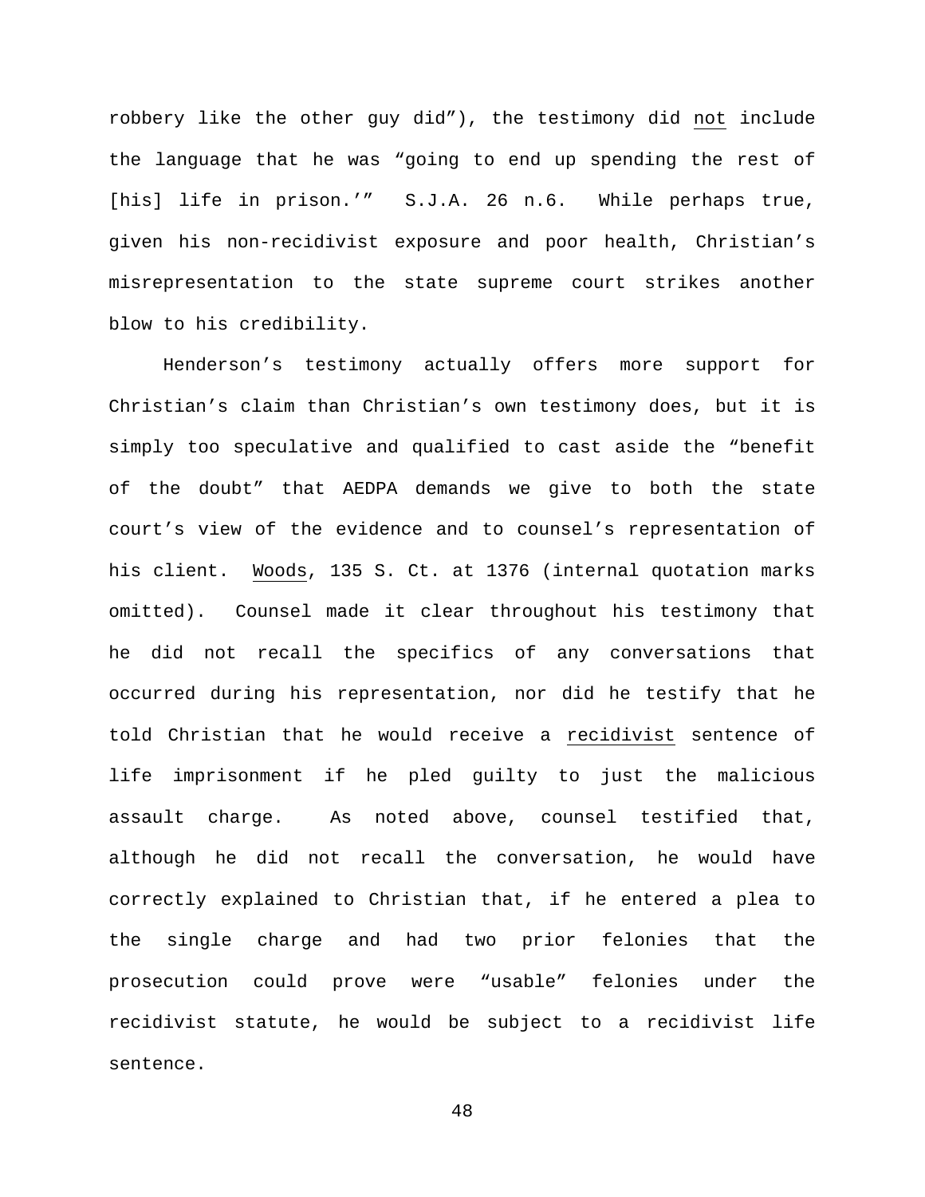robbery like the other guy did"), the testimony did not include the language that he was "going to end up spending the rest of [his] life in prison.'" S.J.A. 26 n.6. While perhaps true, given his non-recidivist exposure and poor health, Christian's misrepresentation to the state supreme court strikes another blow to his credibility.

Henderson's testimony actually offers more support for Christian's claim than Christian's own testimony does, but it is simply too speculative and qualified to cast aside the "benefit of the doubt" that AEDPA demands we give to both the state court's view of the evidence and to counsel's representation of his client. Woods, 135 S. Ct. at 1376 (internal quotation marks omitted). Counsel made it clear throughout his testimony that he did not recall the specifics of any conversations that occurred during his representation, nor did he testify that he told Christian that he would receive a recidivist sentence of life imprisonment if he pled guilty to just the malicious assault charge. As noted above, counsel testified that, although he did not recall the conversation, he would have correctly explained to Christian that, if he entered a plea to the single charge and had two prior felonies that the prosecution could prove were "usable" felonies under the recidivist statute, he would be subject to a recidivist life sentence.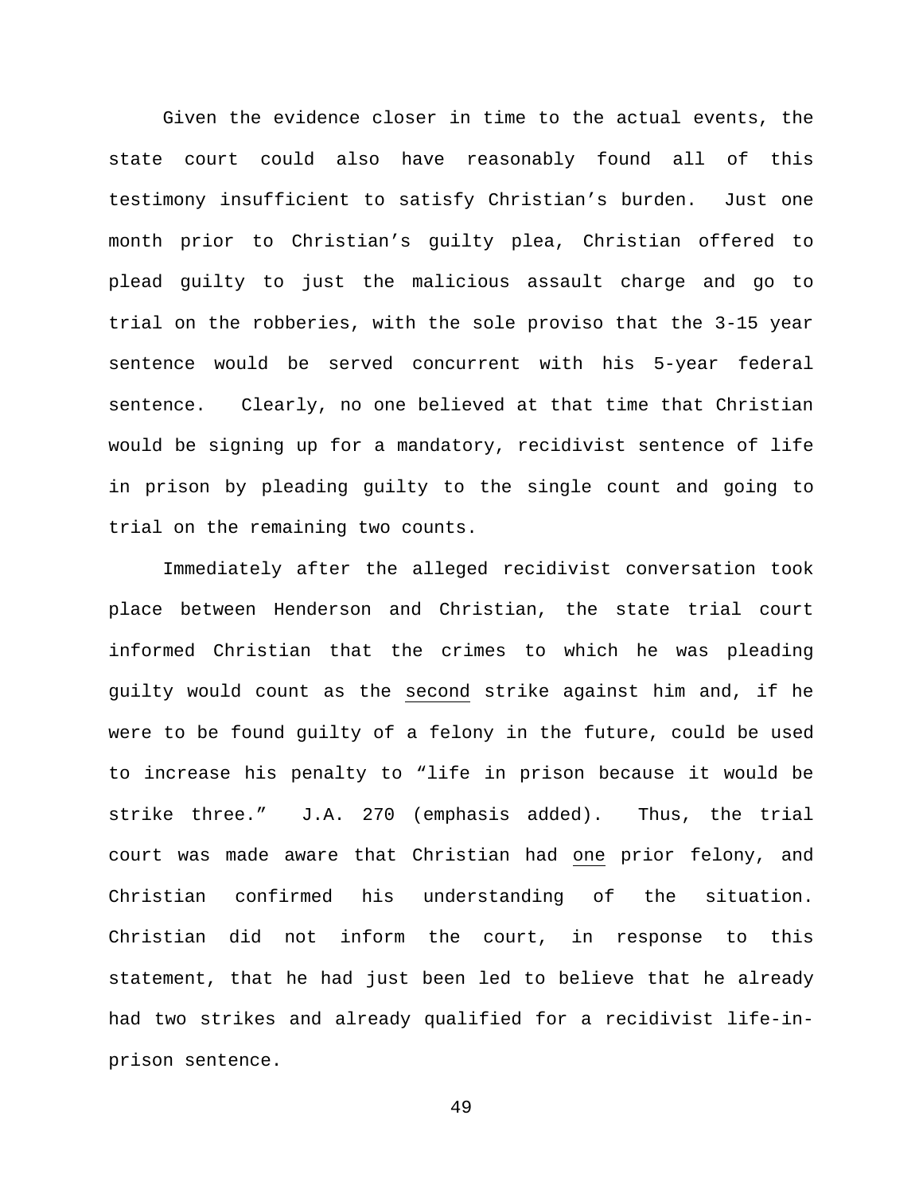Given the evidence closer in time to the actual events, the state court could also have reasonably found all of this testimony insufficient to satisfy Christian's burden. Just one month prior to Christian's guilty plea, Christian offered to plead guilty to just the malicious assault charge and go to trial on the robberies, with the sole proviso that the 3-15 year sentence would be served concurrent with his 5-year federal sentence. Clearly, no one believed at that time that Christian would be signing up for a mandatory, recidivist sentence of life in prison by pleading guilty to the single count and going to trial on the remaining two counts.

Immediately after the alleged recidivist conversation took place between Henderson and Christian, the state trial court informed Christian that the crimes to which he was pleading guilty would count as the <u>second</u> strike against him and, if he were to be found guilty of a felony in the future, could be used to increase his penalty to "life in prison because it would be strike three." J.A. 270 (emphasis added). Thus, the trial court was made aware that Christian had <u>one</u> prior felony, and Christian confirmed his understanding of the situation. Christian did not inform the court, in response to this statement, that he had just been led to believe that he already had two strikes and already qualified for a recidivist life-in-prison sentence.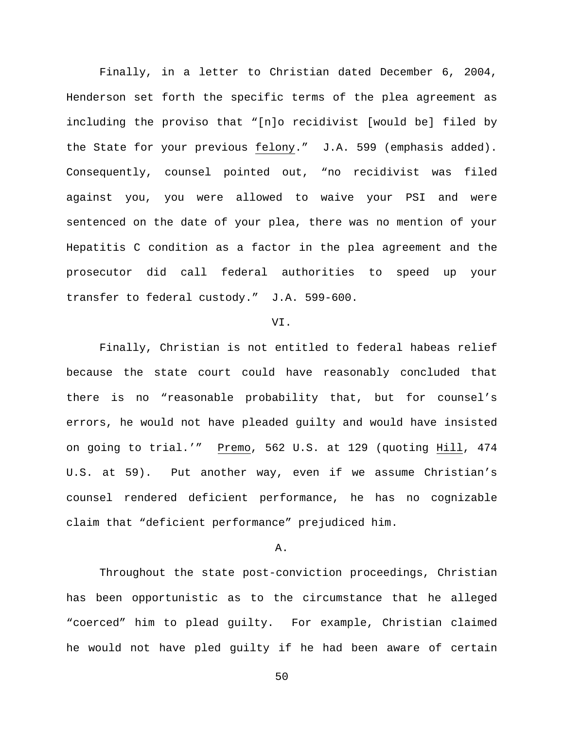Finally, in a letter to Christian dated December 6, 2004, Henderson set forth the specific terms of the plea agreement as including the proviso that "[n]o recidivist [would be] filed by the State for your previous <u>felony</u>." J.A. 599 (emphasis added). Consequently, counsel pointed out, "no recidivist was filed against you, you were allowed to waive your PSI and were sentenced on the date of your plea, there was no mention of your Hepatitis C condition as a factor in the plea agreement and the prosecutor did call federal authorities to speed up your transfer to federal custody." J.A. 599-600.

## VI.

Finally, Christian is not entitled to federal habeas relief because the state court could have reasonably concluded that there is no "reasonable probability that, but for counsel's errors, he would not have pleaded guilty and would have insisted on going to trial.'" <u>Premo</u>, 562 U.S. at 129 (quoting <u>Hill</u>, 474 U.S. at 59). Put another way, even if we assume Christian's counsel rendered deficient performance, he has no cognizable claim that "deficient performance" prejudiced him.

### A.

Throughout the state post-conviction proceedings, Christian has been opportunistic as to the circumstance that he alleged "coerced" him to plead guilty. For example, Christian claimed he would not have pled guilty if he had been aware of certain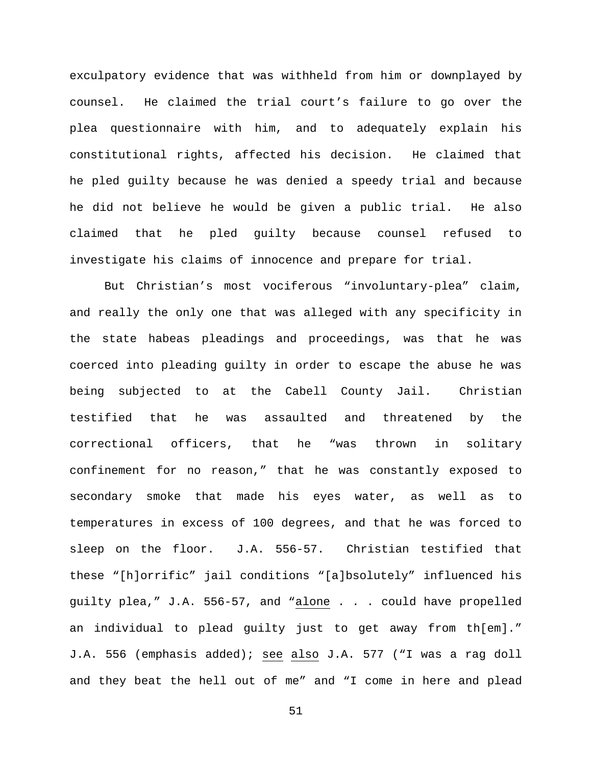exculpatory evidence that was withheld from him or downplayed by counsel. He claimed the trial court's failure to go over the plea questionnaire with him, and to adequately explain his constitutional rights, affected his decision. He claimed that he pled guilty because he was denied a speedy trial and because he did not believe he would be given a public trial. He also claimed that he pled guilty because counsel refused to investigate his claims of innocence and prepare for trial.

But Christian's most vociferous "involuntary-plea" claim, and really the only one that was alleged with any specificity in the state habeas pleadings and proceedings, was that he was coerced into pleading guilty in order to escape the abuse he was being subjected to at the Cabell County Jail. Christian testified that he was assaulted and threatened by the correctional officers, that he "was thrown in solitary confinement for no reason," that he was constantly exposed to secondary smoke that made his eyes water, as well as to temperatures in excess of 100 degrees, and that he was forced to sleep on the floor. J.A. 556-57. Christian testified that these "[h]orrific" jail conditions "[a]bsolutely" influenced his guilty plea," J.A. 556-57, and "<u>alone</u> . . . could have propelled an individual to plead guilty just to get away from th[em]." J.A. 556 (emphasis added); <u>see</u> <u>also</u> J.A. 577 ("I was a rag doll and they beat the hell out of me" and "I come in here and plead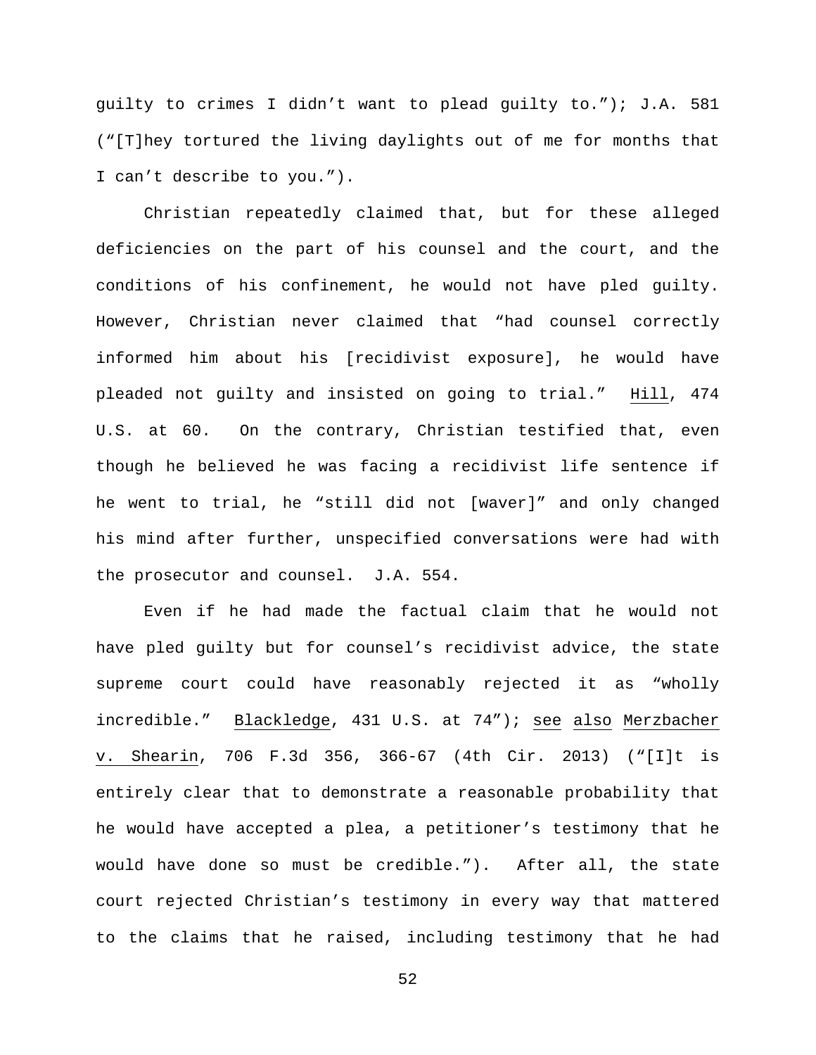guilty to crimes I didn't want to plead guilty to."); J.A. 581 ("[T]hey tortured the living daylights out of me for months that I can't describe to you.").

Christian repeatedly claimed that, but for these alleged deficiencies on the part of his counsel and the court, and the conditions of his confinement, he would not have pled guilty. However, Christian never claimed that "had counsel correctly informed him about his [recidivist exposure], he would have pleaded not guilty and insisted on going to trial." Hill, 474 U.S. at 60. On the contrary, Christian testified that, even though he believed he was facing a recidivist life sentence if he went to trial, he "still did not [waver]" and only changed his mind after further, unspecified conversations were had with the prosecutor and counsel. J.A. 554.

Even if he had made the factual claim that he would not have pled guilty but for counsel's recidivist advice, the state supreme court could have reasonably rejected it as "wholly incredible." Blackledge, 431 U.S. at 74"); see also Merzbacher v. Shearin, 706 F.3d 356, 366-67 (4th Cir. 2013) ("[I]t is entirely clear that to demonstrate a reasonable probability that he would have accepted a plea, a petitioner's testimony that he would have done so must be credible."). After all, the state court rejected Christian's testimony in every way that mattered to the claims that he raised, including testimony that he had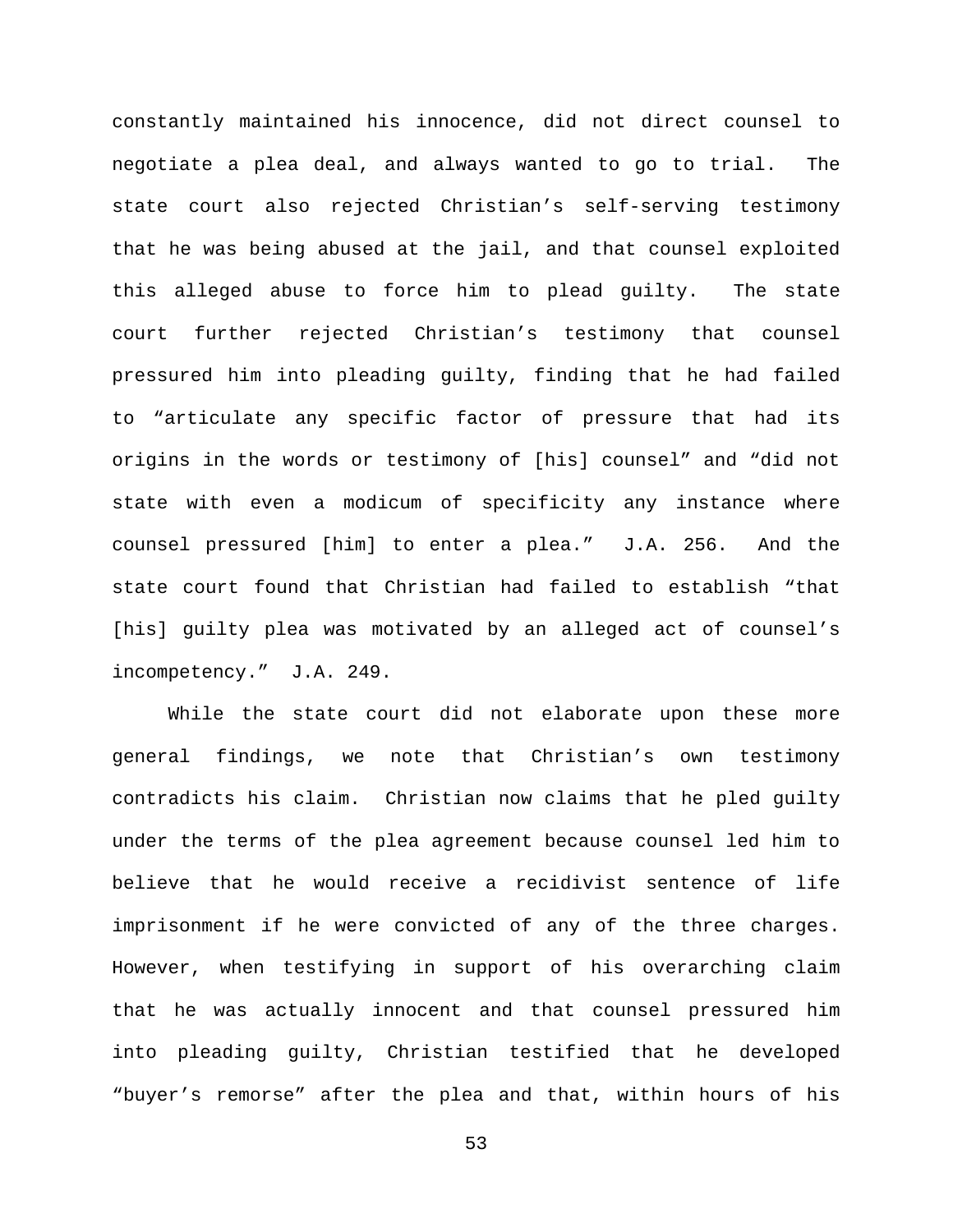constantly maintained his innocence, did not direct counsel to negotiate a plea deal, and always wanted to go to trial. The state court also rejected Christian's self-serving testimony that he was being abused at the jail, and that counsel exploited this alleged abuse to force him to plead guilty. The state court further rejected Christian's testimony that counsel pressured him into pleading guilty, finding that he had failed to "articulate any specific factor of pressure that had its origins in the words or testimony of [his] counsel" and "did not state with even a modicum of specificity any instance where counsel pressured [him] to enter a plea." J.A. 256. And the state court found that Christian had failed to establish "that [his] guilty plea was motivated by an alleged act of counsel's incompetency." J.A. 249.

While the state court did not elaborate upon these more general findings, we note that Christian's own testimony contradicts his claim. Christian now claims that he pled guilty under the terms of the plea agreement because counsel led him to believe that he would receive a recidivist sentence of life imprisonment if he were convicted of any of the three charges. However, when testifying in support of his overarching claim that he was actually innocent and that counsel pressured him into pleading guilty, Christian testified that he developed "buyer's remorse" after the plea and that, within hours of his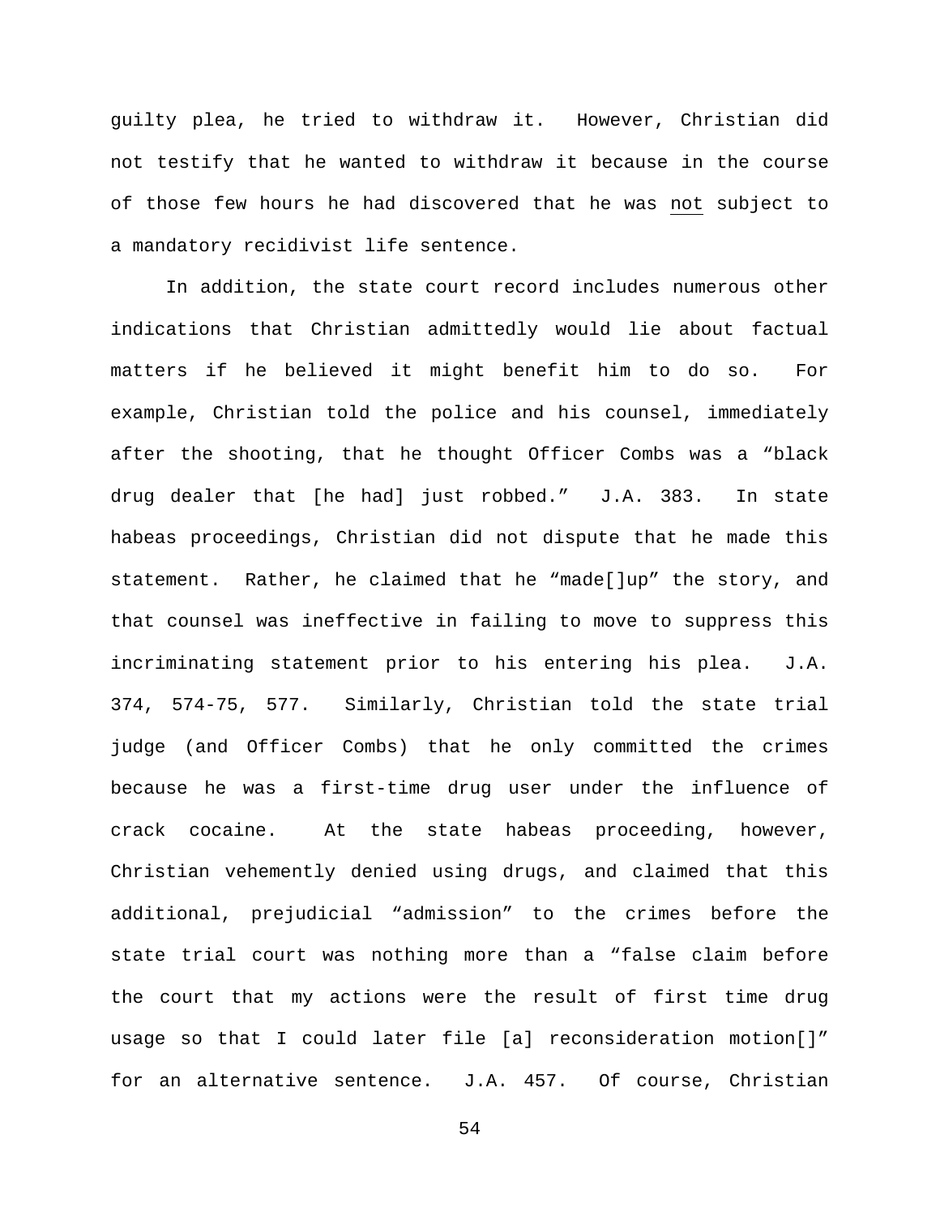guilty plea, he tried to withdraw it. However, Christian did not testify that he wanted to withdraw it because in the course of those few hours he had discovered that he was <u>not</u> subject to a mandatory recidivist life sentence.

In addition, the state court record includes numerous other indications that Christian admittedly would lie about factual matters if he believed it might benefit him to do so. For example, Christian told the police and his counsel, immediately after the shooting, that he thought Officer Combs was a "black drug dealer that [he had] just robbed." J.A. 383. In state habeas proceedings, Christian did not dispute that he made this statement. Rather, he claimed that he "made[]up" the story, and that counsel was ineffective in failing to move to suppress this incriminating statement prior to his entering his plea. J.A. 374, 574-75, 577. Similarly, Christian told the state trial judge (and Officer Combs) that he only committed the crimes because he was a first-time drug user under the influence of crack cocaine. At the state habeas proceeding, however, Christian vehemently denied using drugs, and claimed that this additional, prejudicial "admission" to the crimes before the state trial court was nothing more than a "false claim before the court that my actions were the result of first time drug usage so that I could later file [a] reconsideration motion[]" for an alternative sentence. J.A. 457. Of course, Christian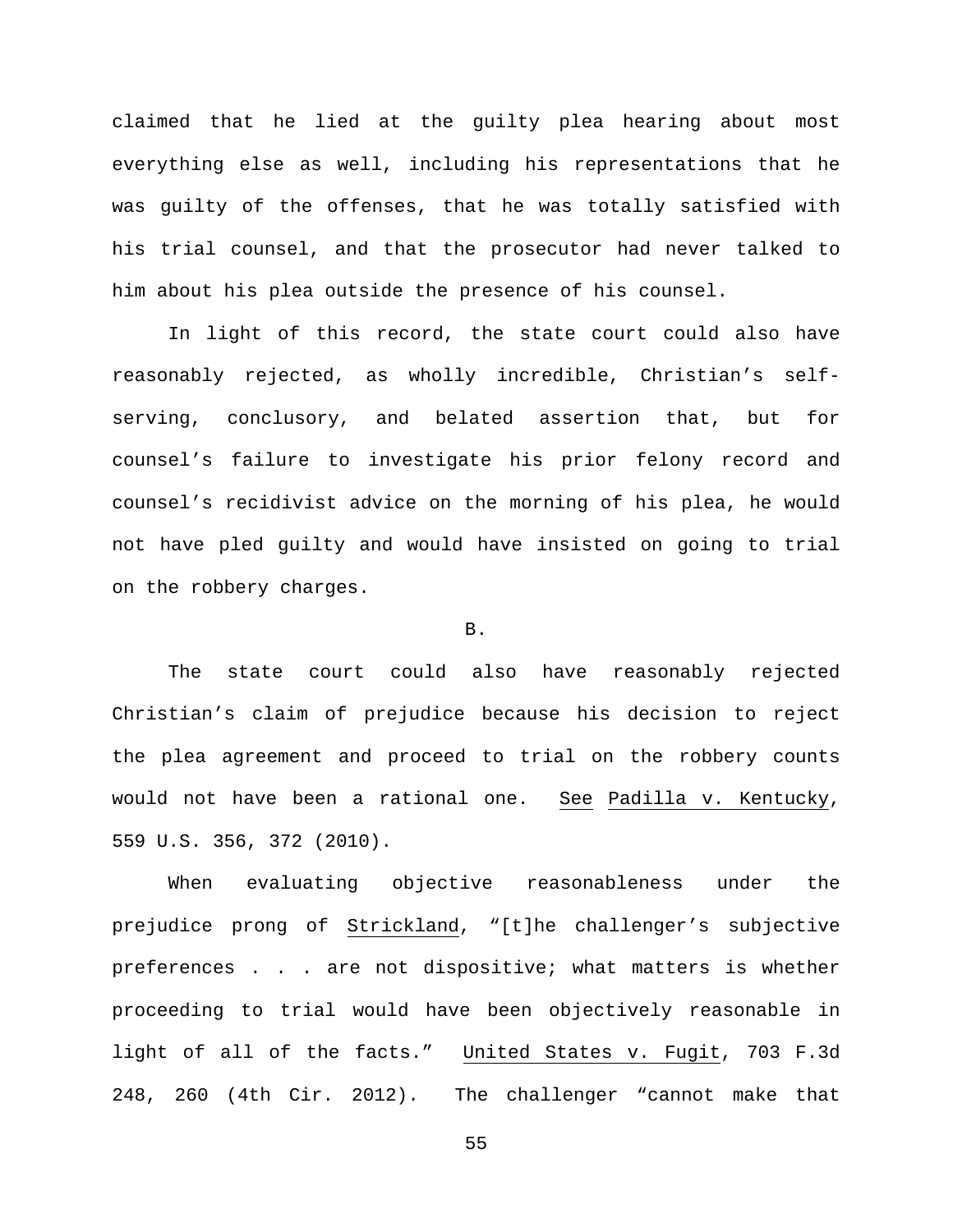claimed that he lied at the guilty plea hearing about most everything else as well, including his representations that he was guilty of the offenses, that he was totally satisfied with his trial counsel, and that the prosecutor had never talked to him about his plea outside the presence of his counsel.

In light of this record, the state court could also have reasonably rejected, as wholly incredible, Christian's self-serving, conclusory, and belated assertion that, but for counsel's failure to investigate his prior felony record and counsel's recidivist advice on the morning of his plea, he would not have pled guilty and would have insisted on going to trial on the robbery charges.

B.

The state court could also have reasonably rejected Christian's claim of prejudice because his decision to reject the plea agreement and proceed to trial on the robbery counts would not have been a rational one. See Padilla v. Kentucky, 559 U.S. 356, 372 (2010).

When evaluating objective reasonableness under the prejudice prong of Strickland, "[t]he challenger's subjective preferences . . . are not dispositive; what matters is whether proceeding to trial would have been objectively reasonable in light of all of the facts." United States v. Fugit, 703 F.3d 248, 260 (4th Cir. 2012). The challenger "cannot make that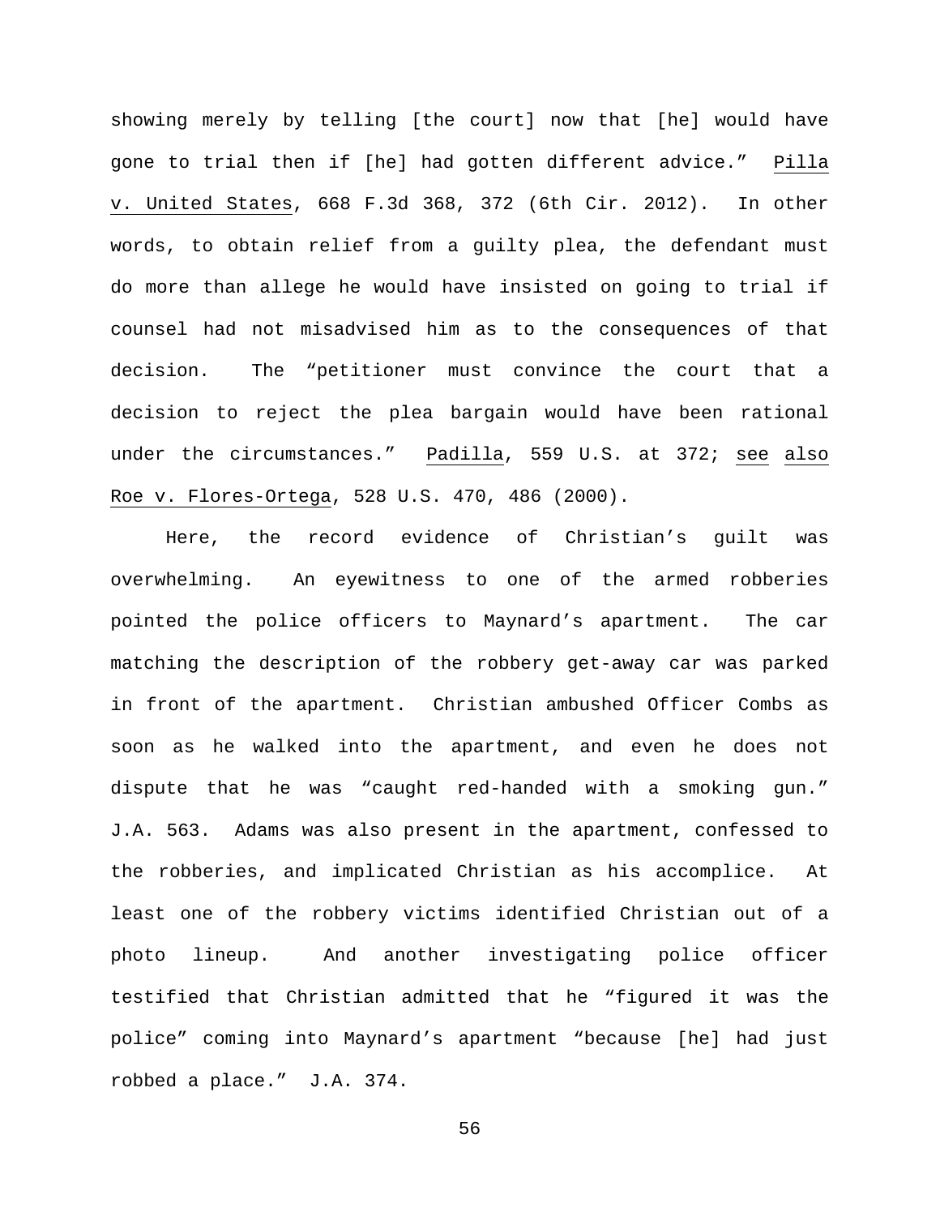showing merely by telling [the court] now that [he] would have gone to trial then if [he] had gotten different advice." Pilla v. United States, 668 F.3d 368, 372 (6th Cir. 2012). In other words, to obtain relief from a guilty plea, the defendant must do more than allege he would have insisted on going to trial if counsel had not misadvised him as to the consequences of that decision. The "petitioner must convince the court that a decision to reject the plea bargain would have been rational under the circumstances." Padilla, 559 U.S. at 372; see also Roe v. Flores-Ortega, 528 U.S. 470, 486 (2000).

Here, the record evidence of Christian's guilt was overwhelming. An eyewitness to one of the armed robberies pointed the police officers to Maynard's apartment. The car matching the description of the robbery get-away car was parked in front of the apartment. Christian ambushed Officer Combs as soon as he walked into the apartment, and even he does not dispute that he was "caught red-handed with a smoking gun." J.A. 563. Adams was also present in the apartment, confessed to the robberies, and implicated Christian as his accomplice. At least one of the robbery victims identified Christian out of a photo lineup. And another investigating police officer testified that Christian admitted that he "figured it was the police" coming into Maynard's apartment "because [he] had just robbed a place." J.A. 374.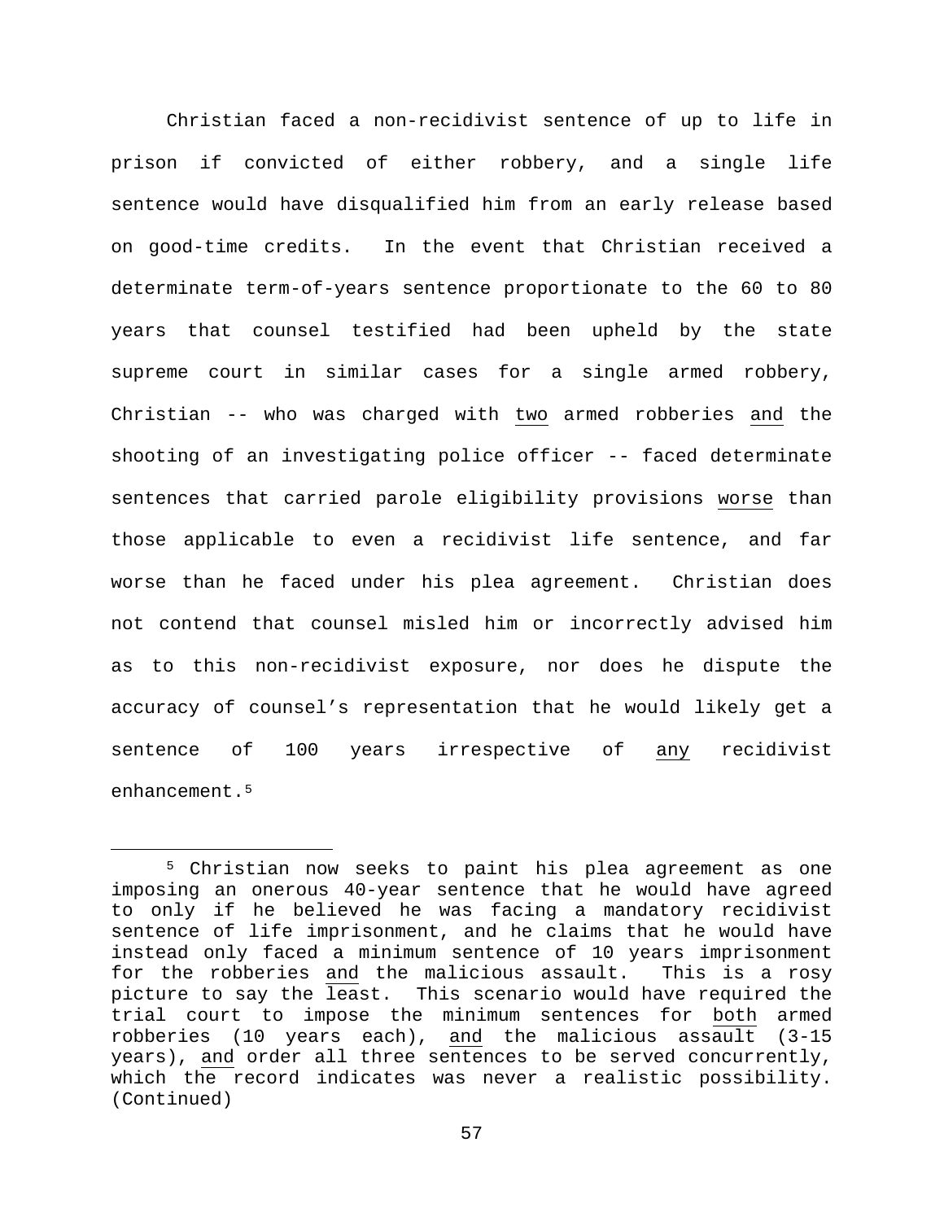Christian faced a non-recidivist sentence of up to life in prison if convicted of either robbery, and a single life sentence would have disqualified him from an early release based on good-time credits. In the event that Christian received a determinate term-of-years sentence proportionate to the 60 to 80 years that counsel testified had been upheld by the state supreme court in similar cases for a single armed robbery, Christian -- who was charged with <u>two</u> armed robberies <u>and</u> the shooting of an investigating police officer -- faced determinate sentences that carried parole eligibility provisions <u>worse</u> than those applicable to even a recidivist life sentence, and far worse than he faced under his plea agreement. Christian does not contend that counsel misled him or incorrectly advised him as to this non-recidivist exposure, nor does he dispute the accuracy of counsel's representation that he would likely get a sentence of 100 years irrespective of <u>any</u> recidivist enhancement.[5]

---

[5] Christian now seeks to paint his plea agreement as one imposing an onerous 40-year sentence that he would have agreed to only if he believed he was facing a mandatory recidivist sentence of life imprisonment, and he claims that he would have instead only faced a minimum sentence of 10 years imprisonment for the robberies <u>and</u> the malicious assault. This is a rosy picture to say the <u>least</u>. This scenario would have required the trial court to impose the minimum sentences for <u>both</u> armed robberies (10 years each), <u>and</u> the malicious assault (3-15 years), <u>and</u> order all three sentences to be served concurrently, which the record indicates was never a realistic possibility. (Continued)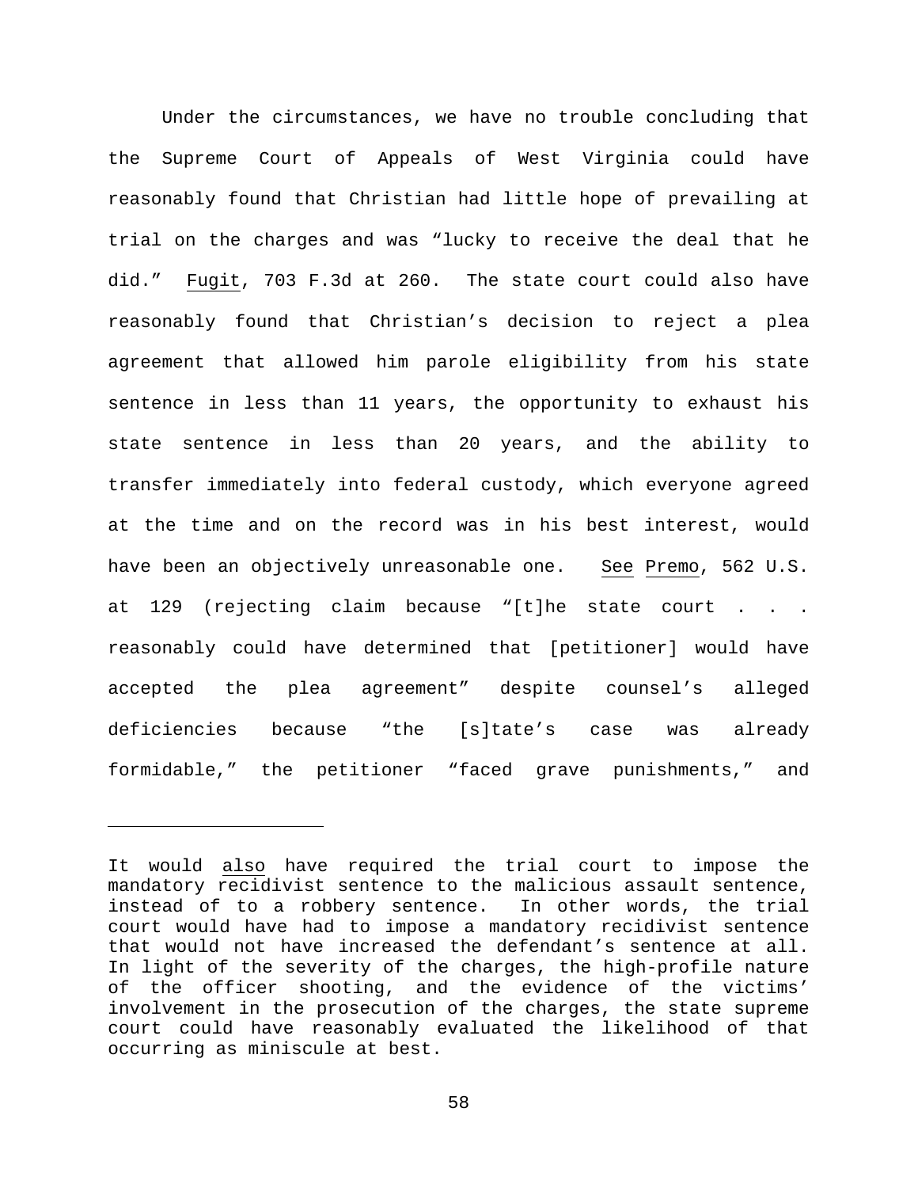Under the circumstances, we have no trouble concluding that the Supreme Court of Appeals of West Virginia could have reasonably found that Christian had little hope of prevailing at trial on the charges and was "lucky to receive the deal that he did." <u>Fugit</u>, 703 F.3d at 260. The state court could also have reasonably found that Christian's decision to reject a plea agreement that allowed him parole eligibility from his state sentence in less than 11 years, the opportunity to exhaust his state sentence in less than 20 years, and the ability to transfer immediately into federal custody, which everyone agreed at the time and on the record was in his best interest, would have been an objectively unreasonable one. <u>See</u> <u>Premo</u>, 562 U.S. at 129 (rejecting claim because "[t]he state court . . . reasonably could have determined that [petitioner] would have accepted the plea agreement" despite counsel's alleged deficiencies because "the [s]tate's case was already formidable," the petitioner "faced grave punishments," and

---

It would <u>also</u> have required the trial court to impose the mandatory recidivist sentence to the malicious assault sentence, instead of to a robbery sentence. In other words, the trial court would have had to impose a mandatory recidivist sentence that would not have increased the defendant's sentence at all. In light of the severity of the charges, the high-profile nature of the officer shooting, and the evidence of the victims' involvement in the prosecution of the charges, the state supreme court could have reasonably evaluated the likelihood of that occurring as miniscule at best.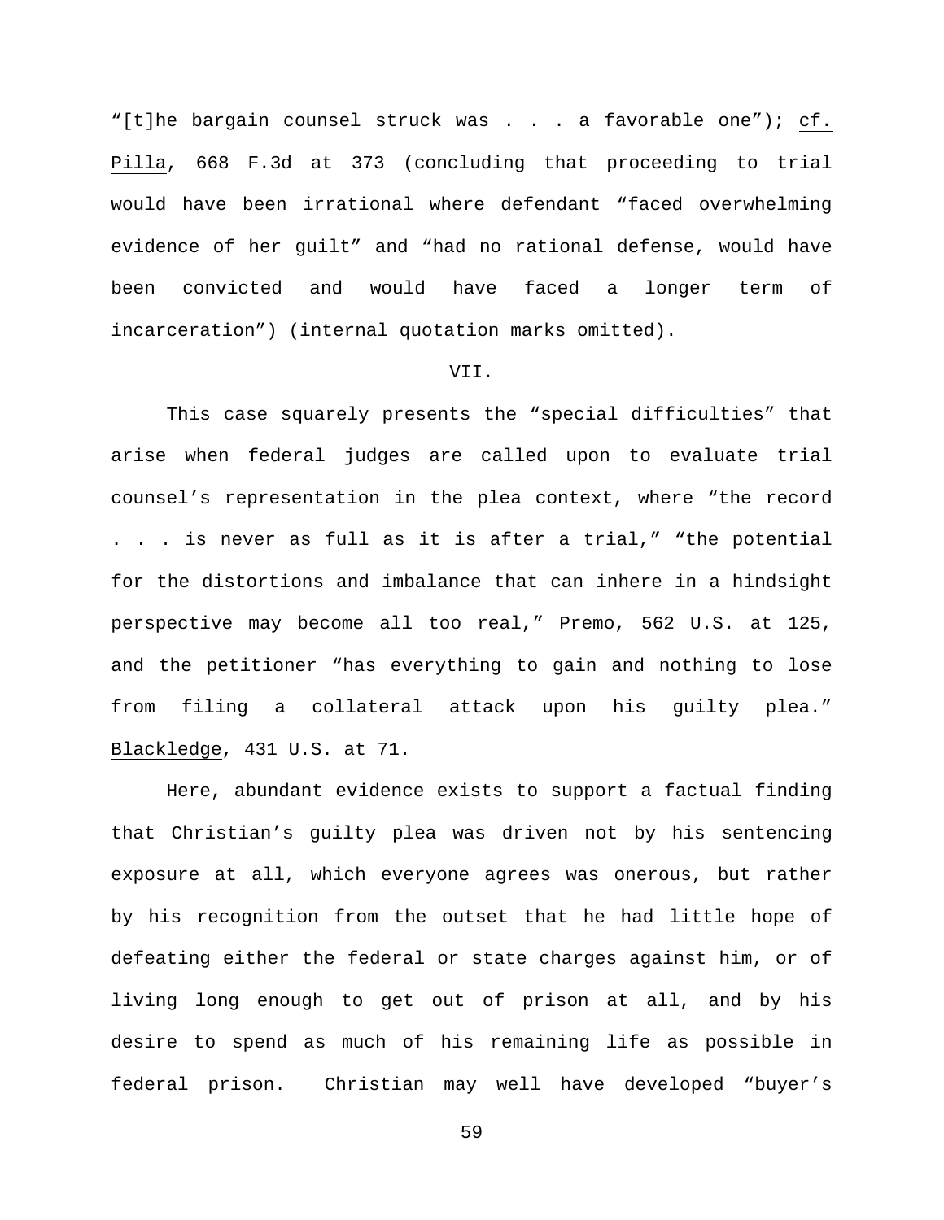"[t]he bargain counsel struck was . . . a favorable one"); cf. Pilla, 668 F.3d at 373 (concluding that proceeding to trial would have been irrational where defendant "faced overwhelming evidence of her guilt" and "had no rational defense, would have been convicted and would have faced a longer term of incarceration") (internal quotation marks omitted).

VII.

This case squarely presents the "special difficulties" that arise when federal judges are called upon to evaluate trial counsel's representation in the plea context, where "the record . . . is never as full as it is after a trial," "the potential for the distortions and imbalance that can inhere in a hindsight perspective may become all too real," Premo, 562 U.S. at 125, and the petitioner "has everything to gain and nothing to lose from filing a collateral attack upon his guilty plea." Blackledge, 431 U.S. at 71.

Here, abundant evidence exists to support a factual finding that Christian's guilty plea was driven not by his sentencing exposure at all, which everyone agrees was onerous, but rather by his recognition from the outset that he had little hope of defeating either the federal or state charges against him, or of living long enough to get out of prison at all, and by his desire to spend as much of his remaining life as possible in federal prison. Christian may well have developed "buyer's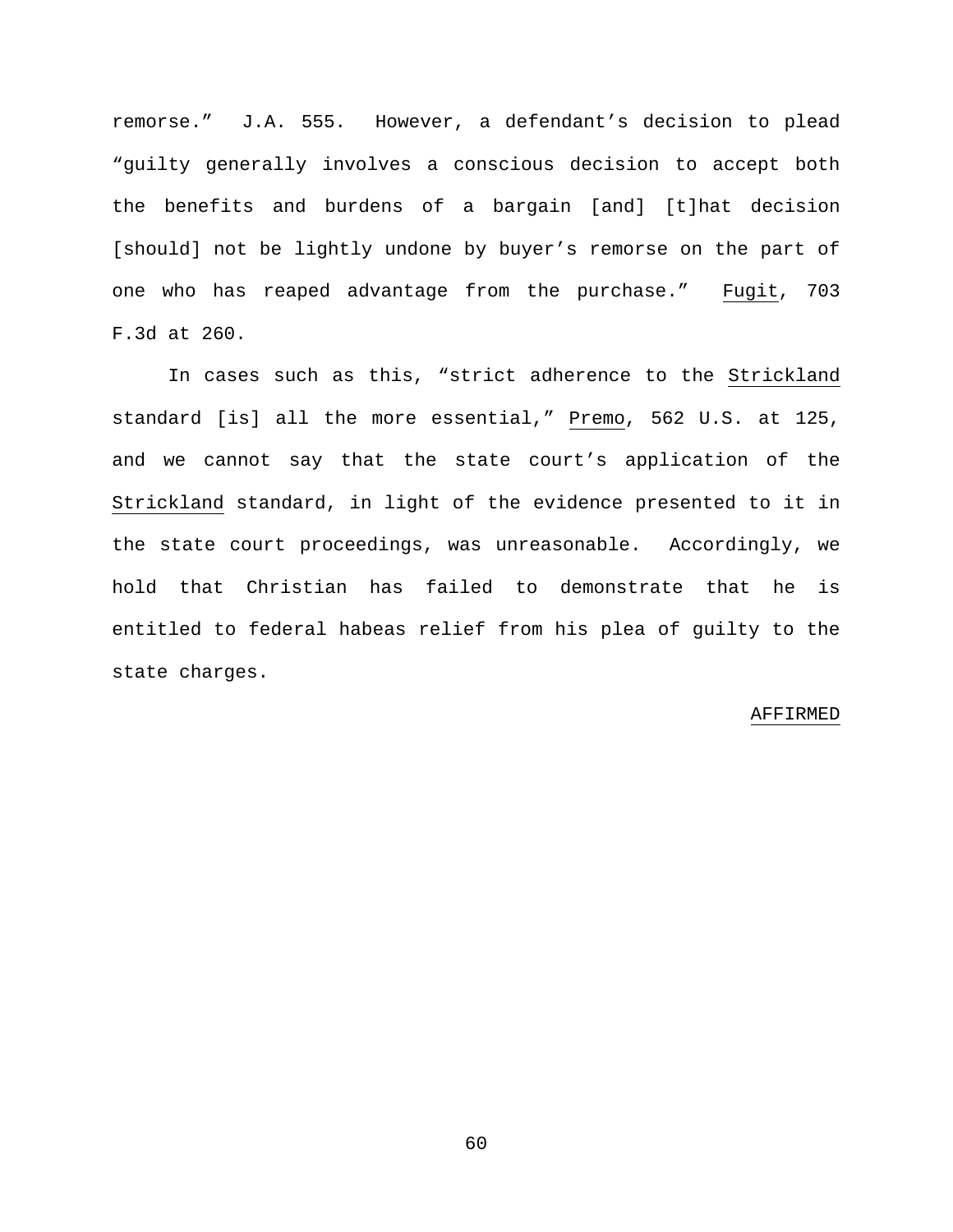remorse." J.A. 555. However, a defendant's decision to plead "guilty generally involves a conscious decision to accept both the benefits and burdens of a bargain [and] [t]hat decision [should] not be lightly undone by buyer's remorse on the part of one who has reaped advantage from the purchase." Fugit, 703 F.3d at 260.

In cases such as this, "strict adherence to the Strickland standard [is] all the more essential," Premo, 562 U.S. at 125, and we cannot say that the state court's application of the Strickland standard, in light of the evidence presented to it in the state court proceedings, was unreasonable. Accordingly, we hold that Christian has failed to demonstrate that he is entitled to federal habeas relief from his plea of guilty to the state charges.

AFFIRMED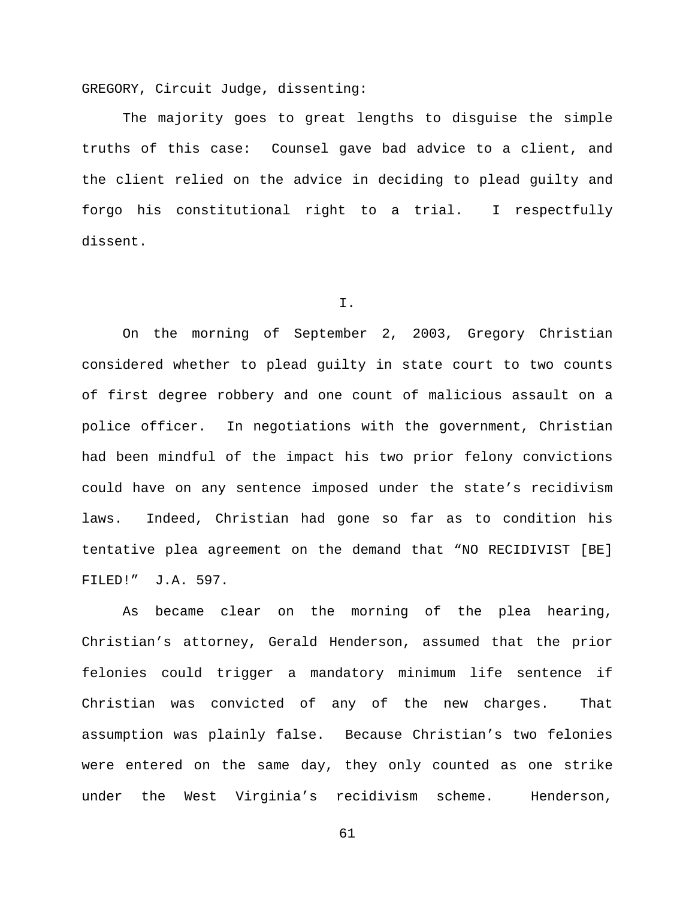GREGORY, Circuit Judge, dissenting:

The majority goes to great lengths to disguise the simple truths of this case: Counsel gave bad advice to a client, and the client relied on the advice in deciding to plead guilty and forgo his constitutional right to a trial. I respectfully dissent.

I.

On the morning of September 2, 2003, Gregory Christian considered whether to plead guilty in state court to two counts of first degree robbery and one count of malicious assault on a police officer. In negotiations with the government, Christian had been mindful of the impact his two prior felony convictions could have on any sentence imposed under the state's recidivism laws. Indeed, Christian had gone so far as to condition his tentative plea agreement on the demand that "NO RECIDIVIST [BE] FILED!" J.A. 597.

As became clear on the morning of the plea hearing, Christian's attorney, Gerald Henderson, assumed that the prior felonies could trigger a mandatory minimum life sentence if Christian was convicted of any of the new charges. That assumption was plainly false. Because Christian's two felonies were entered on the same day, they only counted as one strike under the West Virginia's recidivism scheme. Henderson,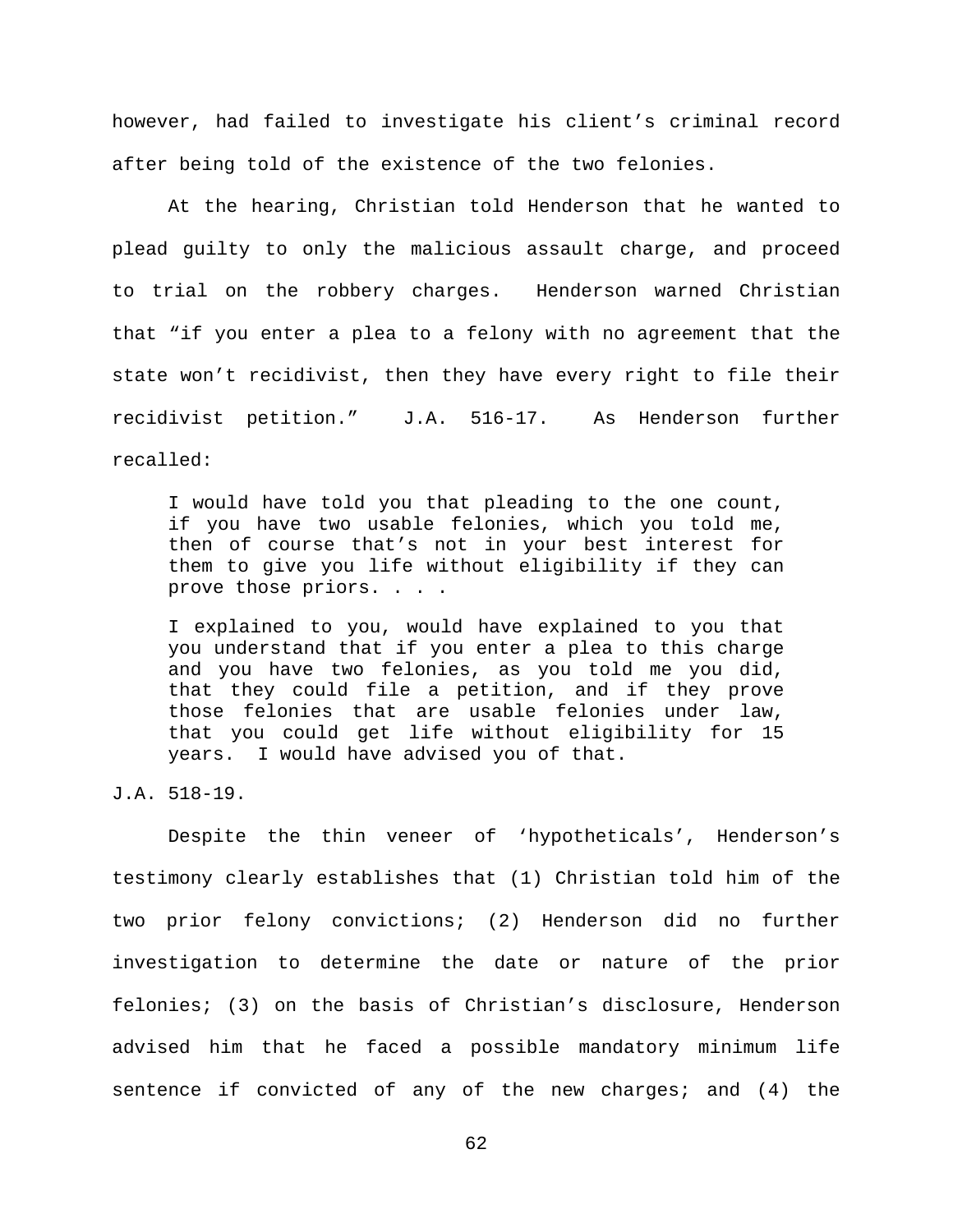however, had failed to investigate his client's criminal record after being told of the existence of the two felonies.

At the hearing, Christian told Henderson that he wanted to plead guilty to only the malicious assault charge, and proceed to trial on the robbery charges. Henderson warned Christian that "if you enter a plea to a felony with no agreement that the state won't recidivist, then they have every right to file their recidivist petition." J.A. 516-17. As Henderson further recalled:

> I would have told you that pleading to the one count, if you have two usable felonies, which you told me, then of course that's not in your best interest for them to give you life without eligibility if they can prove those priors. . . .
>
> I explained to you, would have explained to you that you understand that if you enter a plea to this charge and you have two felonies, as you told me you did, that they could file a petition, and if they prove those felonies that are usable felonies under law, that you could get life without eligibility for 15 years. I would have advised you of that.

J.A. 518-19.

Despite the thin veneer of 'hypotheticals', Henderson's testimony clearly establishes that (1) Christian told him of the two prior felony convictions; (2) Henderson did no further investigation to determine the date or nature of the prior felonies; (3) on the basis of Christian's disclosure, Henderson advised him that he faced a possible mandatory minimum life sentence if convicted of any of the new charges; and (4) the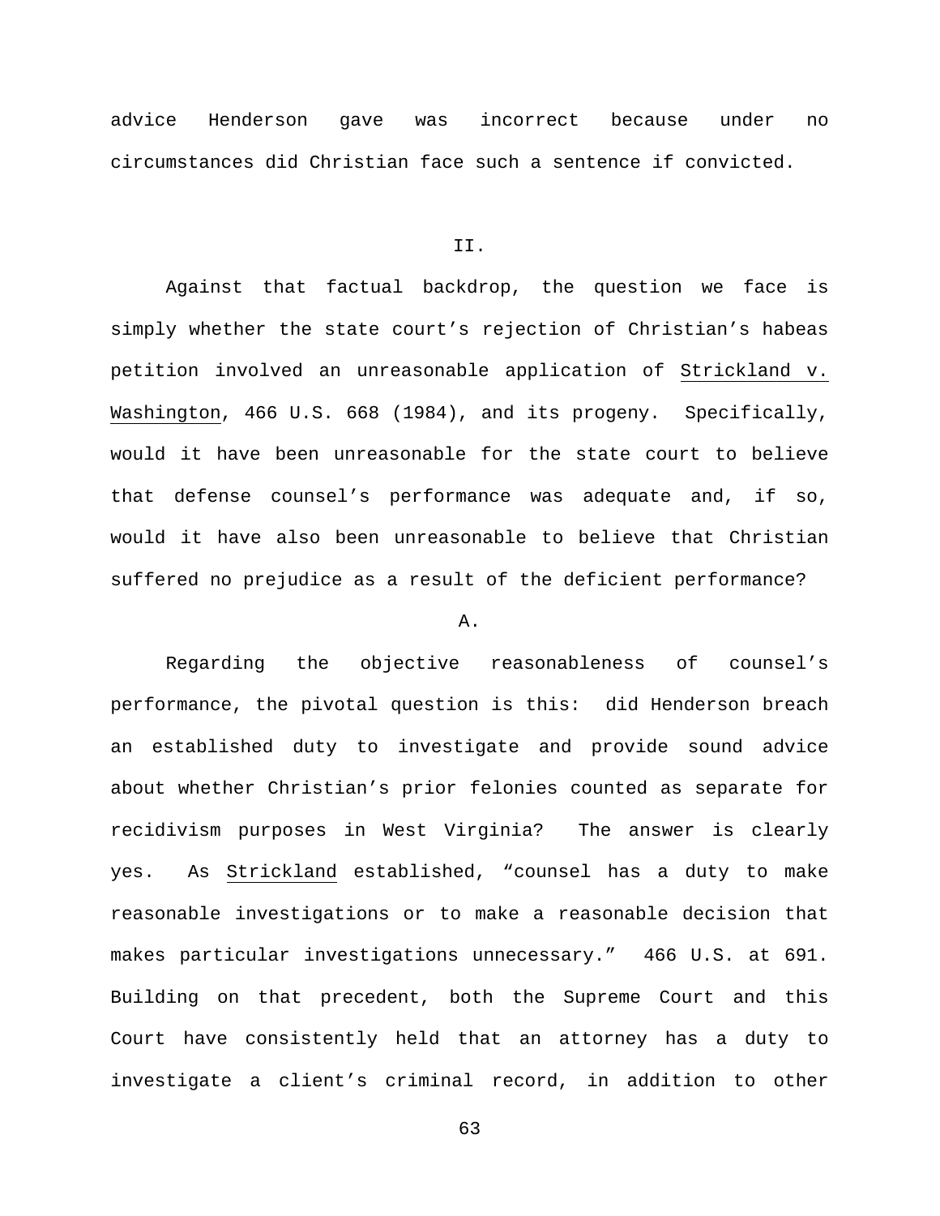advice Henderson gave was incorrect because under no circumstances did Christian face such a sentence if convicted.

## II.

Against that factual backdrop, the question we face is simply whether the state court's rejection of Christian's habeas petition involved an unreasonable application of Strickland v. Washington, 466 U.S. 668 (1984), and its progeny. Specifically, would it have been unreasonable for the state court to believe that defense counsel's performance was adequate and, if so, would it have also been unreasonable to believe that Christian suffered no prejudice as a result of the deficient performance?

### A.

Regarding the objective reasonableness of counsel's performance, the pivotal question is this: did Henderson breach an established duty to investigate and provide sound advice about whether Christian's prior felonies counted as separate for recidivism purposes in West Virginia? The answer is clearly yes. As Strickland established, "counsel has a duty to make reasonable investigations or to make a reasonable decision that makes particular investigations unnecessary." 466 U.S. at 691. Building on that precedent, both the Supreme Court and this Court have consistently held that an attorney has a duty to investigate a client's criminal record, in addition to other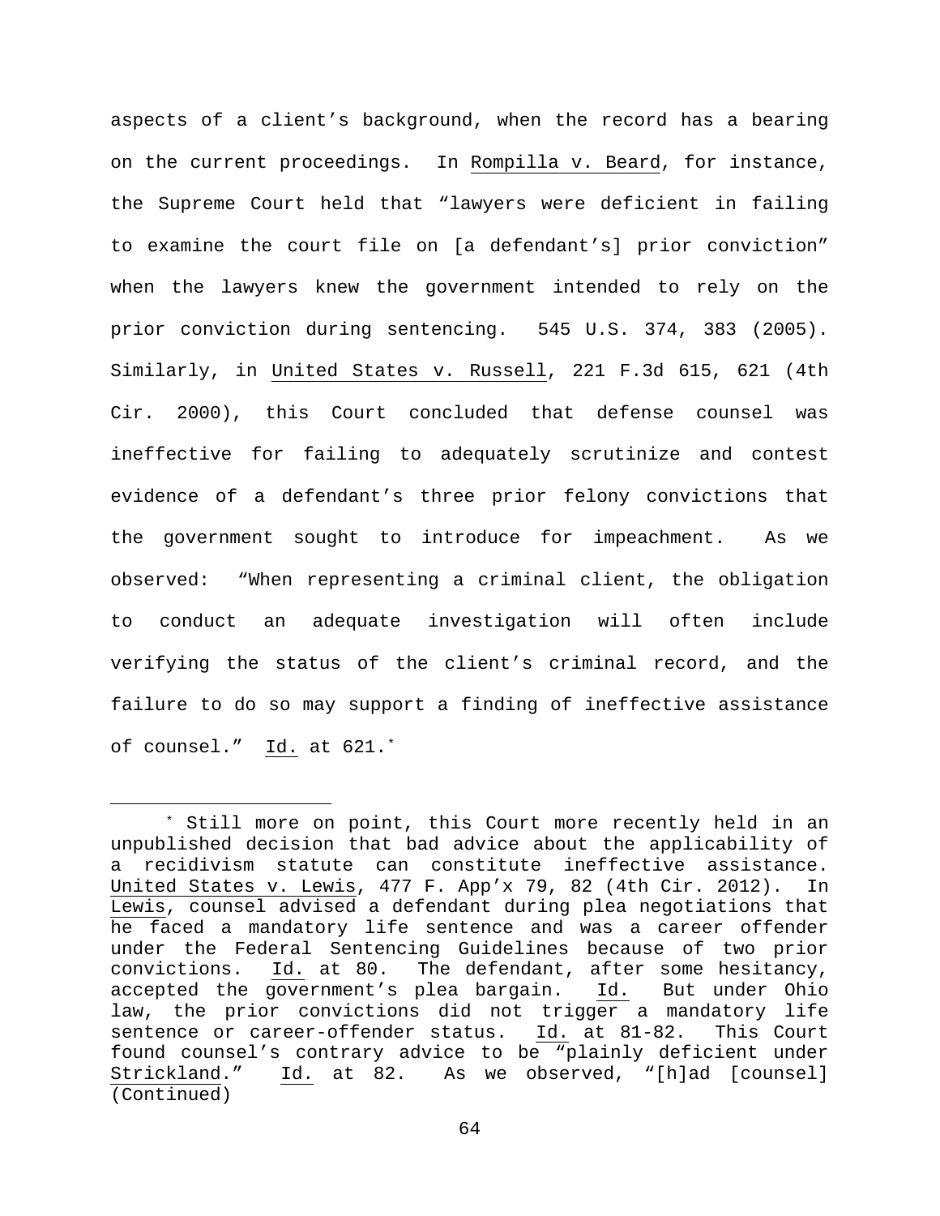aspects of a client's background, when the record has a bearing on the current proceedings. In Rompilla v. Beard, for instance, the Supreme Court held that "lawyers were deficient in failing to examine the court file on [a defendant's] prior conviction" when the lawyers knew the government intended to rely on the prior conviction during sentencing. 545 U.S. 374, 383 (2005). Similarly, in United States v. Russell, 221 F.3d 615, 621 (4th Cir. 2000), this Court concluded that defense counsel was ineffective for failing to adequately scrutinize and contest evidence of a defendant's three prior felony convictions that the government sought to introduce for impeachment. As we observed: "When representing a criminal client, the obligation to conduct an adequate investigation will often include verifying the status of the client's criminal record, and the failure to do so may support a finding of ineffective assistance of counsel." Id. at 621.*

---

* Still more on point, this Court more recently held in an unpublished decision that bad advice about the applicability of a recidivism statute can constitute ineffective assistance. United States v. Lewis, 477 F. App'x 79, 82 (4th Cir. 2012). In Lewis, counsel advised a defendant during plea negotiations that he faced a mandatory life sentence and was a career offender under the Federal Sentencing Guidelines because of two prior convictions. Id. at 80. The defendant, after some hesitancy, accepted the government's plea bargain. Id. But under Ohio law, the prior convictions did not trigger a mandatory life sentence or career-offender status. Id. at 81-82. This Court found counsel's contrary advice to be "plainly deficient under Strickland." Id. at 82. As we observed, "[h]ad [counsel]
(Continued)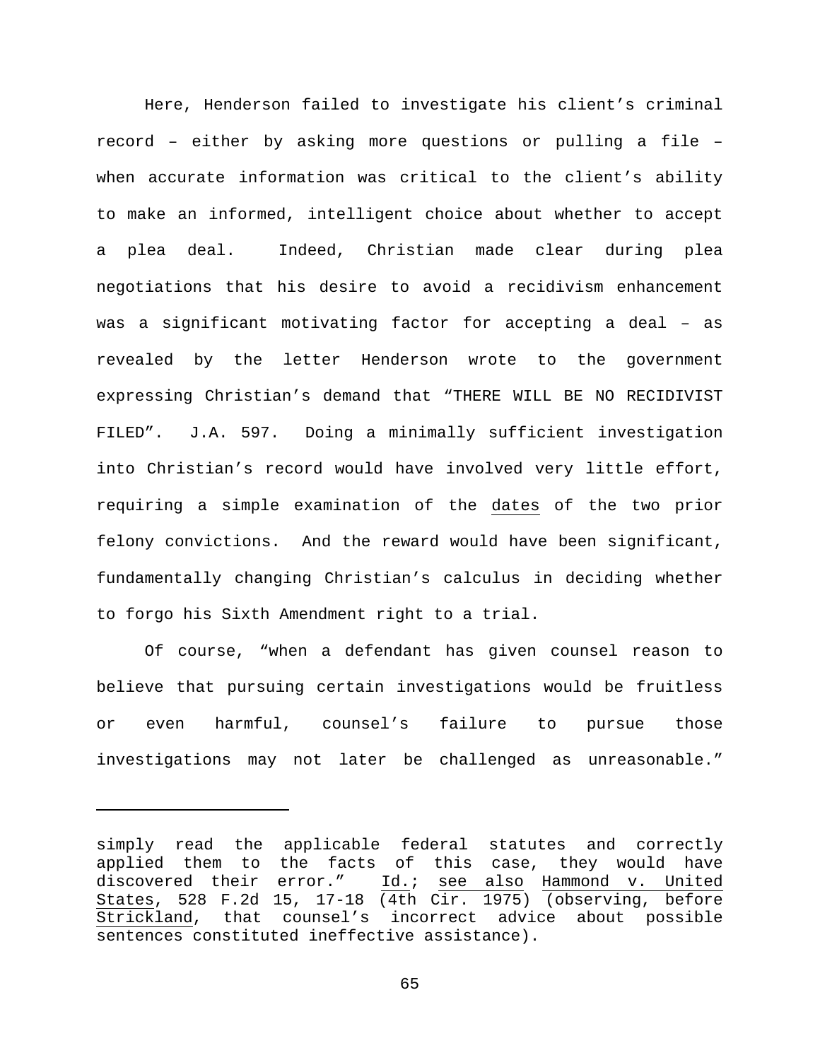Here, Henderson failed to investigate his client's criminal record – either by asking more questions or pulling a file – when accurate information was critical to the client's ability to make an informed, intelligent choice about whether to accept a plea deal. Indeed, Christian made clear during plea negotiations that his desire to avoid a recidivism enhancement was a significant motivating factor for accepting a deal – as revealed by the letter Henderson wrote to the government expressing Christian's demand that "THERE WILL BE NO RECIDIVIST FILED". J.A. 597. Doing a minimally sufficient investigation into Christian's record would have involved very little effort, requiring a simple examination of the dates of the two prior felony convictions. And the reward would have been significant, fundamentally changing Christian's calculus in deciding whether to forgo his Sixth Amendment right to a trial.

Of course, "when a defendant has given counsel reason to believe that pursuing certain investigations would be fruitless or even harmful, counsel's failure to pursue those investigations may not later be challenged as unreasonable."

---

simply read the applicable federal statutes and correctly applied them to the facts of this case, they would have discovered their error." Id.; see also Hammond v. United States, 528 F.2d 15, 17-18 (4th Cir. 1975) (observing, before Strickland, that counsel's incorrect advice about possible sentences constituted ineffective assistance).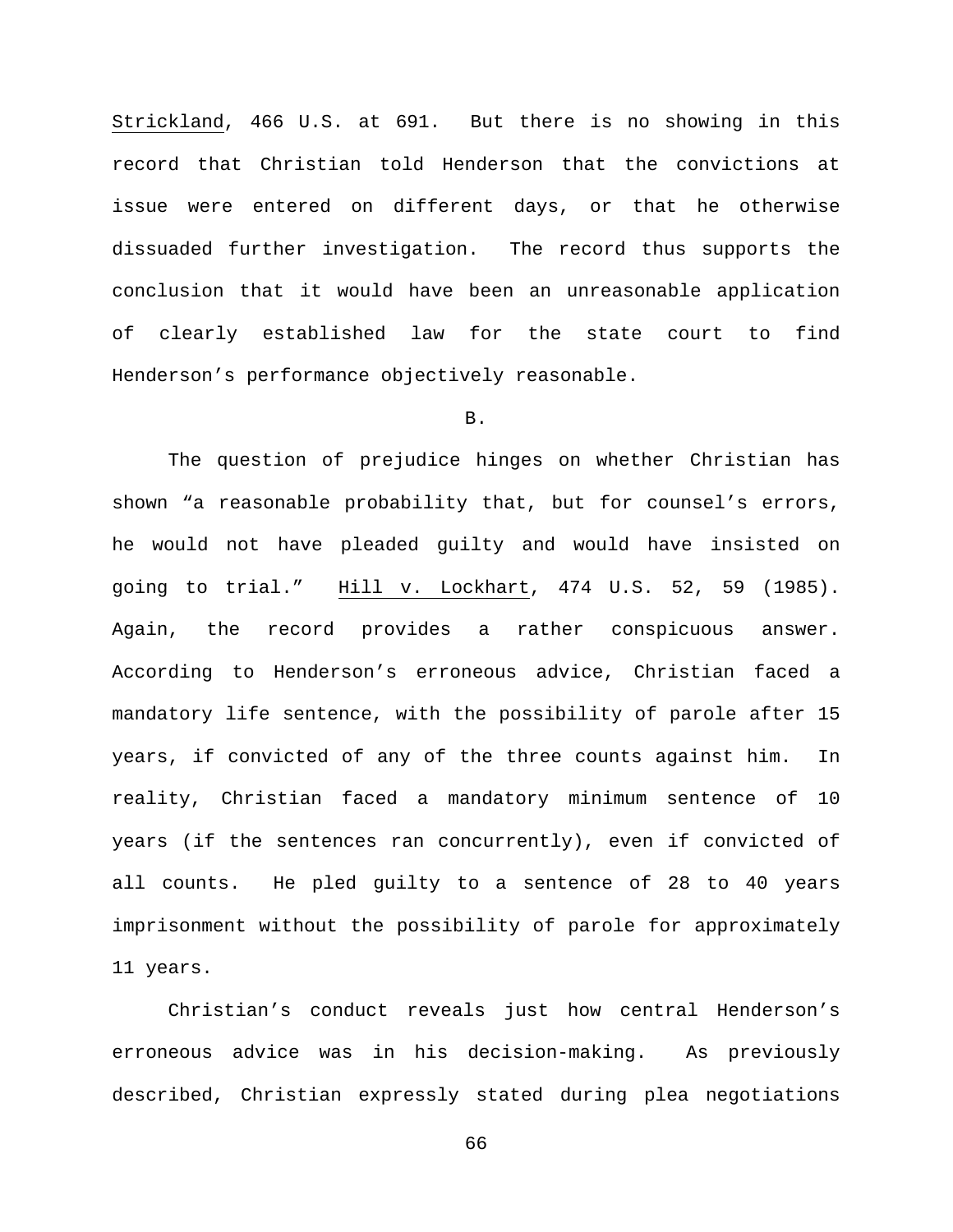Strickland, 466 U.S. at 691. But there is no showing in this record that Christian told Henderson that the convictions at issue were entered on different days, or that he otherwise dissuaded further investigation. The record thus supports the conclusion that it would have been an unreasonable application of clearly established law for the state court to find Henderson's performance objectively reasonable.

B.

The question of prejudice hinges on whether Christian has shown "a reasonable probability that, but for counsel's errors, he would not have pleaded guilty and would have insisted on going to trial." Hill v. Lockhart, 474 U.S. 52, 59 (1985). Again, the record provides a rather conspicuous answer. According to Henderson's erroneous advice, Christian faced a mandatory life sentence, with the possibility of parole after 15 years, if convicted of any of the three counts against him. In reality, Christian faced a mandatory minimum sentence of 10 years (if the sentences ran concurrently), even if convicted of all counts. He pled guilty to a sentence of 28 to 40 years imprisonment without the possibility of parole for approximately 11 years.

Christian's conduct reveals just how central Henderson's erroneous advice was in his decision-making. As previously described, Christian expressly stated during plea negotiations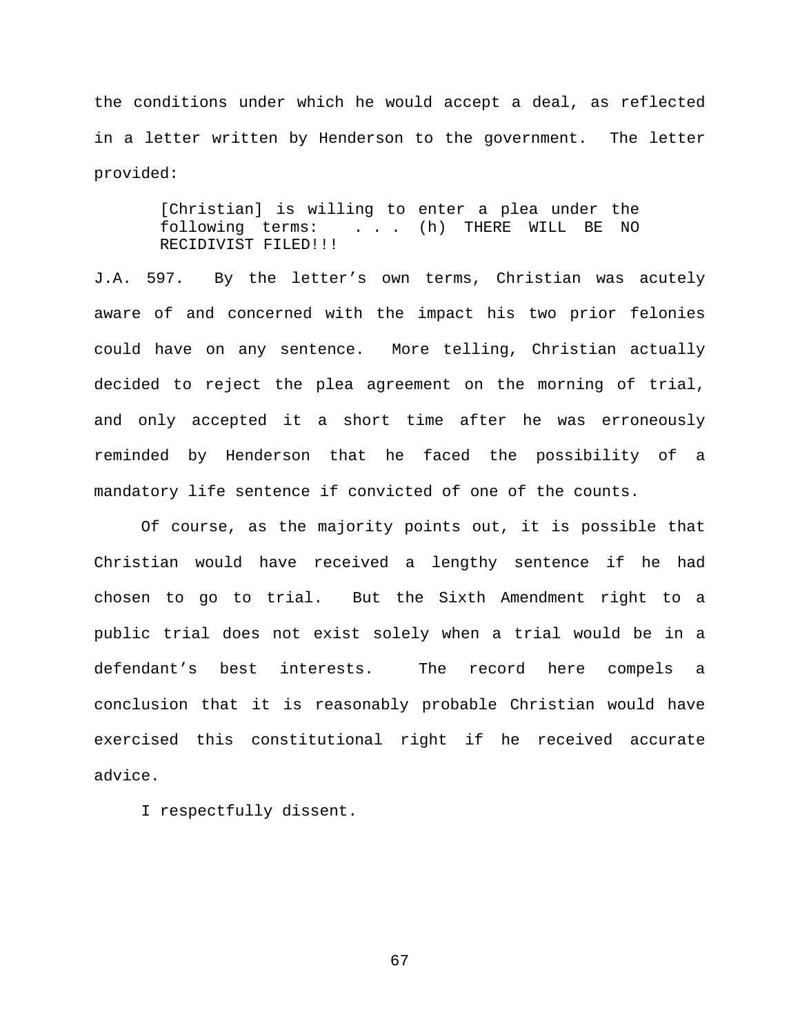the conditions under which he would accept a deal, as reflected in a letter written by Henderson to the government. The letter provided:

> [Christian] is willing to enter a plea under the following terms: . . . (h) THERE WILL BE NO RECIDIVIST FILED!!!

J.A. 597. By the letter's own terms, Christian was acutely aware of and concerned with the impact his two prior felonies could have on any sentence. More telling, Christian actually decided to reject the plea agreement on the morning of trial, and only accepted it a short time after he was erroneously reminded by Henderson that he faced the possibility of a mandatory life sentence if convicted of one of the counts.

Of course, as the majority points out, it is possible that Christian would have received a lengthy sentence if he had chosen to go to trial. But the Sixth Amendment right to a public trial does not exist solely when a trial would be in a defendant's best interests. The record here compels a conclusion that it is reasonably probable Christian would have exercised this constitutional right if he received accurate advice.

I respectfully dissent.